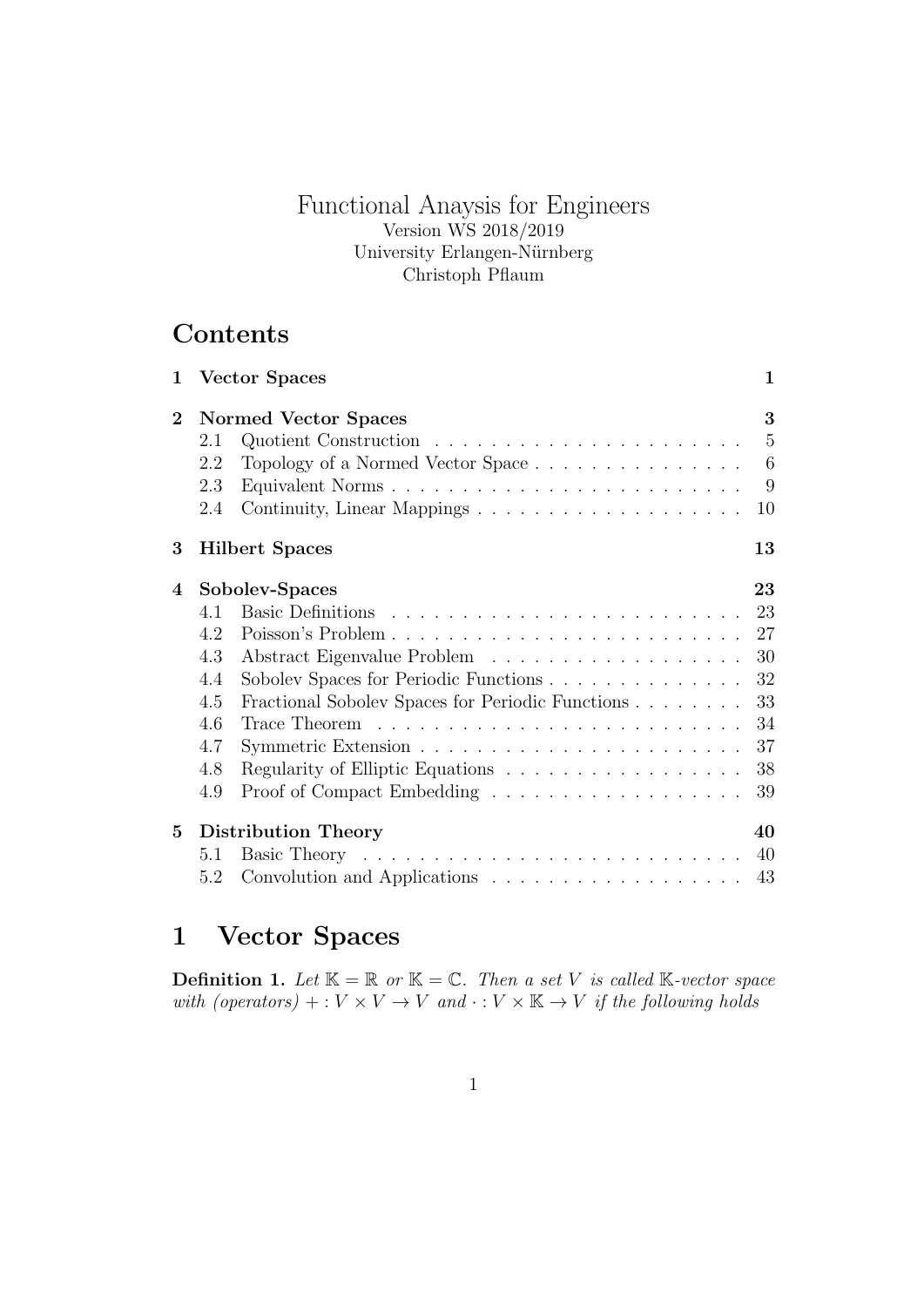Functional Anaysis for Engineers

Version WS 2018/2019

University Erlangen-Nürnberg

Christoph Pflaum

## Contents

| | | |
|---|---|---|
| **1** | **Vector Spaces** | **1** |
| **2** | **Normed Vector Spaces** | **3** |
| 2.1 | Quotient Construction | 5 |
| 2.2 | Topology of a Normed Vector Space | 6 |
| 2.3 | Equivalent Norms | 9 |
| 2.4 | Continuity, Linear Mappings | 10 |
| **3** | **Hilbert Spaces** | **13** |
| **4** | **Sobolev-Spaces** | **23** |
| 4.1 | Basic Definitions | 23 |
| 4.2 | Poisson's Problem | 27 |
| 4.3 | Abstract Eigenvalue Problem | 30 |
| 4.4 | Sobolev Spaces for Periodic Functions | 32 |
| 4.5 | Fractional Sobolev Spaces for Periodic Functions | 33 |
| 4.6 | Trace Theorem | 34 |
| 4.7 | Symmetric Extension | 37 |
| 4.8 | Regularity of Elliptic Equations | 38 |
| 4.9 | Proof of Compact Embedding | 39 |
| **5** | **Distribution Theory** | **40** |
| 5.1 | Basic Theory | 40 |
| 5.2 | Convolution and Applications | 43 |

# 1 Vector Spaces

**Definition 1.** *Let $\mathbb{K} = \mathbb{R}$ or $\mathbb{K} = \mathbb{C}$. Then a set $V$ is called $\mathbb{K}$-vector space with (operators) $+ : V \times V \to V$ and $\cdot : V \times \mathbb{K} \to V$ if the following holds*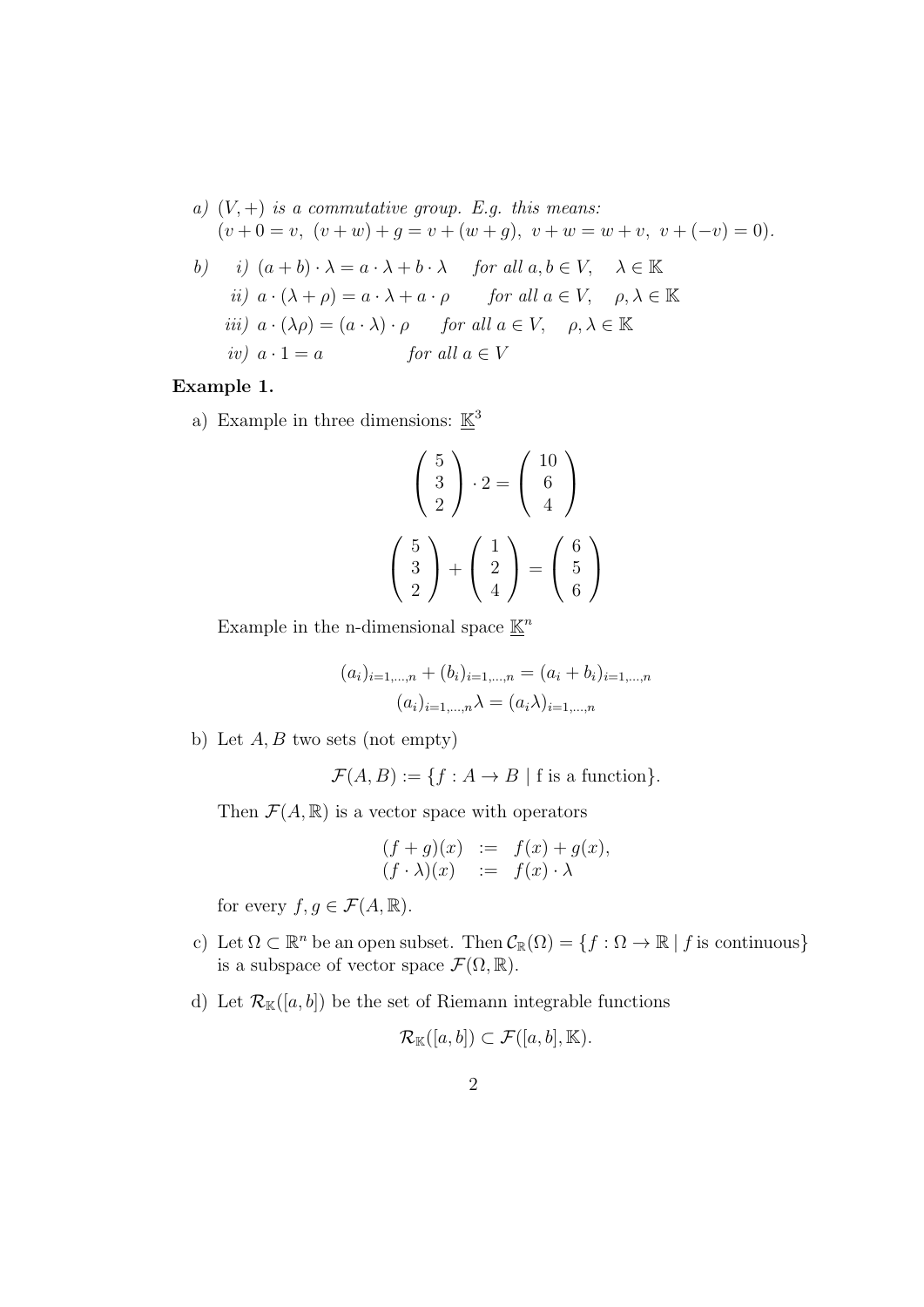a) *$(V, +)$ is a commutative group. E.g. this means:*
   $(v + 0 = v,\ (v + w) + g = v + (w + g),\ v + w = w + v,\ v + (-v) = 0)$.

b) i) $(a + b) \cdot \lambda = a \cdot \lambda + b \cdot \lambda$ *for all* $a, b \in V, \quad \lambda \in \mathbb{K}$

   ii) $a \cdot (\lambda + \rho) = a \cdot \lambda + a \cdot \rho$ *for all* $a \in V, \quad \rho, \lambda \in \mathbb{K}$

   iii) $a \cdot (\lambda \rho) = (a \cdot \lambda) \cdot \rho$ *for all* $a \in V, \quad \rho, \lambda \in \mathbb{K}$

   iv) $a \cdot 1 = a$ *for all* $a \in V$

**Example 1.**

a) Example in three dimensions: $\underline{\mathbb{K}}^3$

$$\begin{pmatrix} 5 \\ 3 \\ 2 \end{pmatrix} \cdot 2 = \begin{pmatrix} 10 \\ 6 \\ 4 \end{pmatrix}$$

$$\begin{pmatrix} 5 \\ 3 \\ 2 \end{pmatrix} + \begin{pmatrix} 1 \\ 2 \\ 4 \end{pmatrix} = \begin{pmatrix} 6 \\ 5 \\ 6 \end{pmatrix}$$

   Example in the n-dimensional space $\underline{\mathbb{K}}^n$

$$(a_i)_{i=1,\ldots,n} + (b_i)_{i=1,\ldots,n} = (a_i + b_i)_{i=1,\ldots,n}$$
$$(a_i)_{i=1,\ldots,n} \lambda = (a_i \lambda)_{i=1,\ldots,n}$$

b) Let $A, B$ two sets (not empty)

$$\mathcal{F}(A, B) := \{f : A \to B \mid \text{f is a function}\}.$$

   Then $\mathcal{F}(A, \mathbb{R})$ is a vector space with operators

$$\begin{array}{rcl} (f + g)(x) & := & f(x) + g(x), \\ (f \cdot \lambda)(x) & := & f(x) \cdot \lambda \end{array}$$

   for every $f, g \in \mathcal{F}(A, \mathbb{R})$.

c) Let $\Omega \subset \mathbb{R}^n$ be an open subset. Then $\mathcal{C}_{\mathbb{R}}(\Omega) = \{f : \Omega \to \mathbb{R} \mid f \text{ is continuous}\}$ is a subspace of vector space $\mathcal{F}(\Omega, \mathbb{R})$.

d) Let $\mathcal{R}_{\mathbb{K}}([a, b])$ be the set of Riemann integrable functions

$$\mathcal{R}_{\mathbb{K}}([a, b]) \subset \mathcal{F}([a, b], \mathbb{K}).$$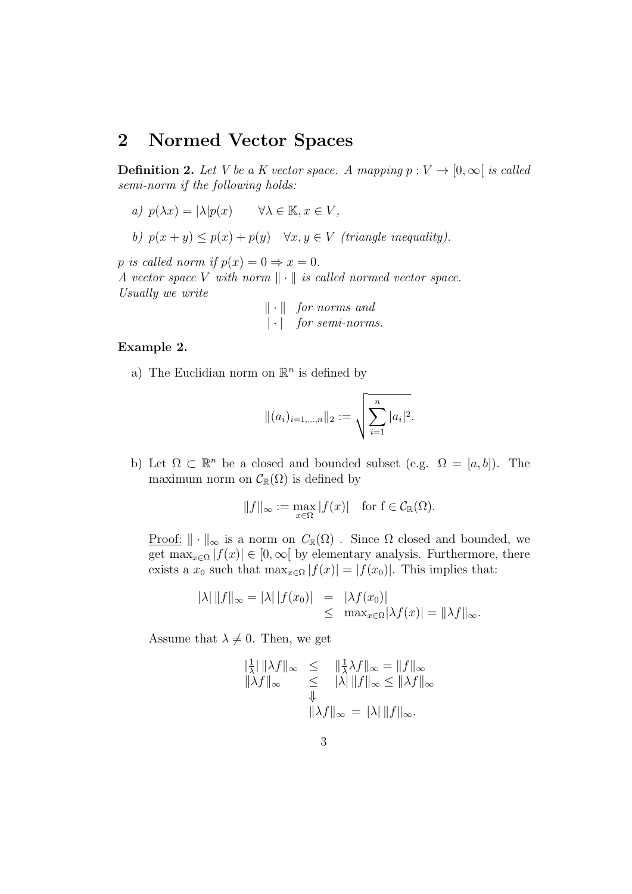## 2 Normed Vector Spaces

**Definition 2.** *Let $V$ be a $K$ vector space. A mapping $p : V \to [0, \infty[$ is called semi-norm if the following holds:*

*a) $p(\lambda x) = |\lambda| p(x) \qquad \forall \lambda \in \mathbb{K}, x \in V$,*

*b) $p(x + y) \leq p(x) + p(y) \quad \forall x, y \in V$ (triangle inequality).*

*$p$ is called norm if $p(x) = 0 \Rightarrow x = 0$.*
*A vector space $V$ with norm $\| \cdot \|$ is called normed vector space.*
*Usually we write*

$$
\begin{array}{ll}
\| \cdot \| & \textit{for norms and} \\
| \cdot | & \textit{for semi-norms.}
\end{array}
$$

**Example 2.**

a) The Euclidian norm on $\mathbb{R}^n$ is defined by

$$\|(a_i)_{i=1,\ldots,n}\|_2 := \sqrt{\sum_{i=1}^{n} |a_i|^2}.$$

b) Let $\Omega \subset \mathbb{R}^n$ be a closed and bounded subset (e.g. $\Omega = [a, b]$). The maximum norm on $\mathcal{C}_{\mathbb{R}}(\Omega)$ is defined by

$$\|f\|_\infty := \max_{x \in \Omega} |f(x)| \quad \text{for f} \in \mathcal{C}_{\mathbb{R}}(\Omega).$$

<u>Proof:</u> $\| \cdot \|_\infty$ is a norm on $C_{\mathbb{R}}(\Omega)$ . Since $\Omega$ closed and bounded, we get $\max_{x \in \Omega} |f(x)| \in [0, \infty[$ by elementary analysis. Furthermore, there exists a $x_0$ such that $\max_{x \in \Omega} |f(x)| = |f(x_0)|$. This implies that:

$$
\begin{aligned}
|\lambda| \, \|f\|_\infty = |\lambda| \, |f(x_0)| &= |\lambda f(x_0)| \\
&\leq \max_{x \in \Omega} |\lambda f(x)| = \|\lambda f\|_\infty.
\end{aligned}
$$

Assume that $\lambda \neq 0$. Then, we get

$$
\begin{array}{lll}
|\frac{1}{\lambda}| \, \|\lambda f\|_\infty & \leq & \|\frac{1}{\lambda} \lambda f\|_\infty = \|f\|_\infty \\
\|\lambda f\|_\infty & \leq & |\lambda| \, \|f\|_\infty \leq \|\lambda f\|_\infty \\
& \Downarrow & \\
& & \|\lambda f\|_\infty = |\lambda| \, \|f\|_\infty.
\end{array}
$$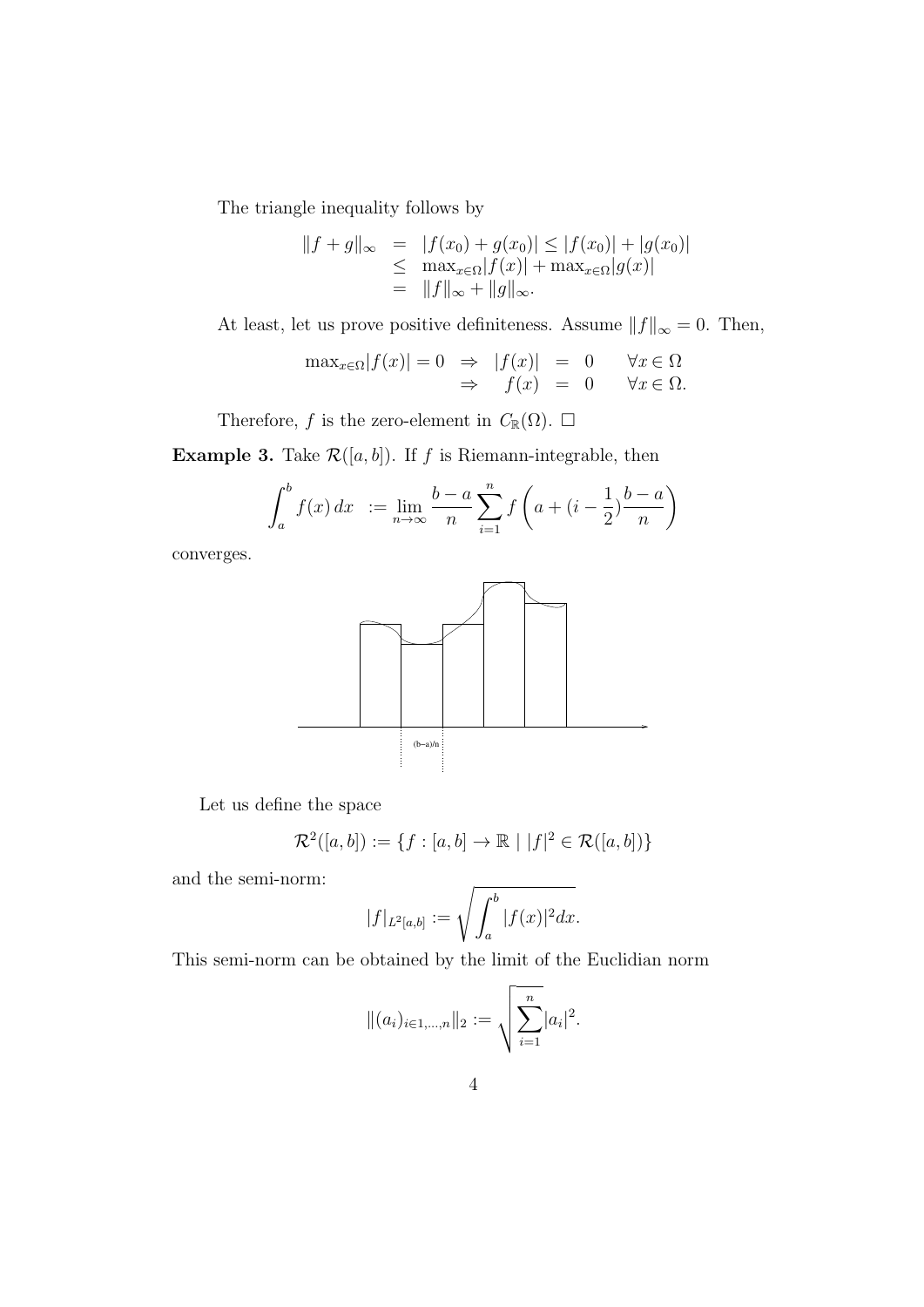The triangle inequality follows by

$$
\begin{aligned}
\|f+g\|_\infty &= |f(x_0)+g(x_0)| \le |f(x_0)| + |g(x_0)| \\
&\le \max_{x\in\Omega}|f(x)| + \max_{x\in\Omega}|g(x)| \\
&= \|f\|_\infty + \|g\|_\infty.
\end{aligned}
$$

At least, let us prove positive definiteness. Assume $\|f\|_\infty = 0$. Then,

$$
\begin{aligned}
\max_{x\in\Omega}|f(x)| = 0 \;\Rightarrow\; |f(x)| &= 0 \qquad \forall x \in \Omega \\
\Rightarrow\; f(x) &= 0 \qquad \forall x \in \Omega.
\end{aligned}
$$

Therefore, $f$ is the zero-element in $C_{\mathbb{R}}(\Omega)$. $\square$

**Example 3.** Take $\mathcal{R}([a,b])$. If $f$ is Riemann-integrable, then

$$
\int_a^b f(x)\,dx \;:= \lim_{n\to\infty} \frac{b-a}{n} \sum_{i=1}^{n} f\left(a + (i-\frac{1}{2})\frac{b-a}{n}\right)
$$

converges.

Let us define the space

$$
\mathcal{R}^2([a,b]) := \{f : [a,b] \to \mathbb{R} \mid |f|^2 \in \mathcal{R}([a,b])\}
$$

and the semi-norm:

$$
|f|_{L^2[a,b]} := \sqrt{\int_a^b |f(x)|^2 dx}.
$$

This semi-norm can be obtained by the limit of the Euclidian norm

$$
\|(a_i)_{i\in 1,\ldots,n}\|_2 := \sqrt{\sum_{i=1}^{n} |a_i|^2}.
$$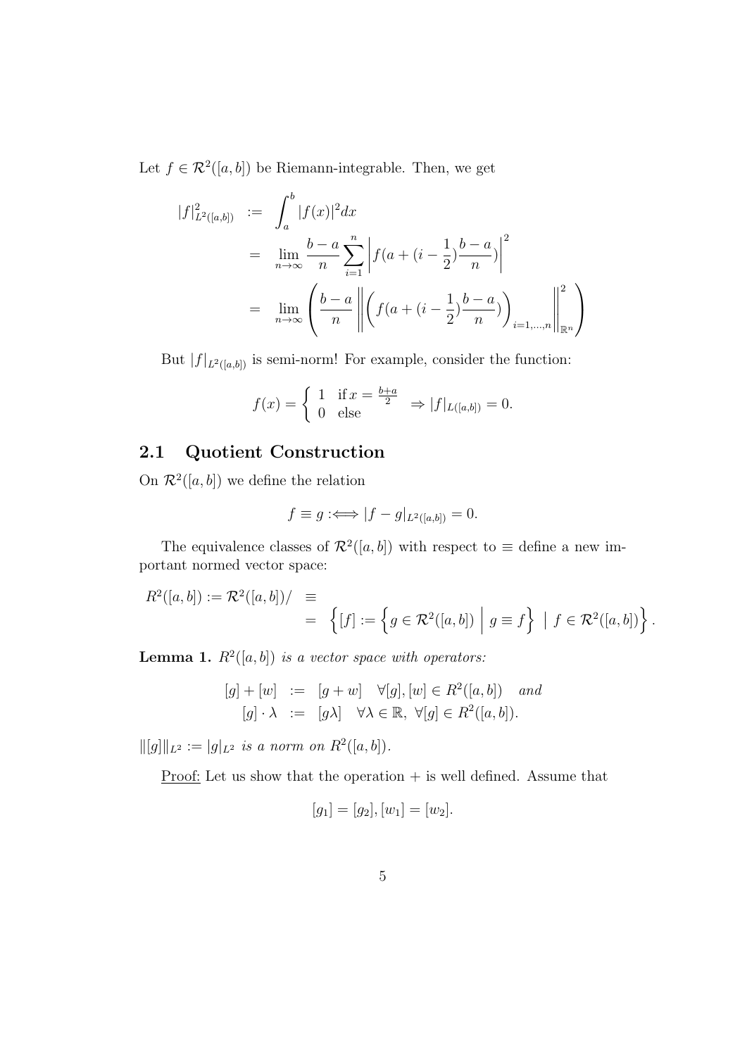Let $f \in \mathcal{R}^2([a,b])$ be Riemann-integrable. Then, we get

$$
\begin{aligned}
|f|^2_{L^2([a,b])} &:= \int_a^b |f(x)|^2 dx \\
&= \lim_{n\to\infty} \frac{b-a}{n} \sum_{i=1}^n \left| f(a + (i - \frac{1}{2})\frac{b-a}{n}) \right|^2 \\
&= \lim_{n\to\infty} \left( \frac{b-a}{n} \left\| \left( f(a + (i - \frac{1}{2})\frac{b-a}{n}) \right)_{i=1,\ldots,n} \right\|^2_{\mathbb{R}^n} \right)
\end{aligned}
$$

But $|f|_{L^2([a,b])}$ is semi-norm! For example, consider the function:

$$
f(x) = \begin{cases} 1 & \text{if } x = \frac{b+a}{2} \\ 0 & \text{else} \end{cases} \Rightarrow |f|_{L([a,b])} = 0.
$$

## 2.1 Quotient Construction

On $\mathcal{R}^2([a,b])$ we define the relation

$$
f \equiv g :\Longleftrightarrow |f - g|_{L^2([a,b])} = 0.
$$

The equivalence classes of $\mathcal{R}^2([a,b])$ with respect to $\equiv$ define a new important normed vector space:

$$
\begin{aligned}
R^2([a,b]) := \mathcal{R}^2([a,b])/ &\equiv \\
&= \left\{ [f] := \left\{ g \in \mathcal{R}^2([a,b]) \;\middle|\; g \equiv f \right\} \;\middle|\; f \in \mathcal{R}^2([a,b]) \right\}.
\end{aligned}
$$

**Lemma 1.** *$R^2([a,b])$ is a vector space with operators:*

$$
\begin{aligned}
[g] + [w] &:= [g + w] \quad \forall [g],[w] \in R^2([a,b]) \quad \textit{and} \\
[g] \cdot \lambda &:= [g\lambda] \quad \forall \lambda \in \mathbb{R},\ \forall [g] \in R^2([a,b]).
\end{aligned}
$$

*$\|[g]\|_{L^2} := |g|_{L^2}$ is a norm on $R^2([a,b])$.*

Proof: Let us show that the operation $+$ is well defined. Assume that

$$
[g_1] = [g_2], [w_1] = [w_2].
$$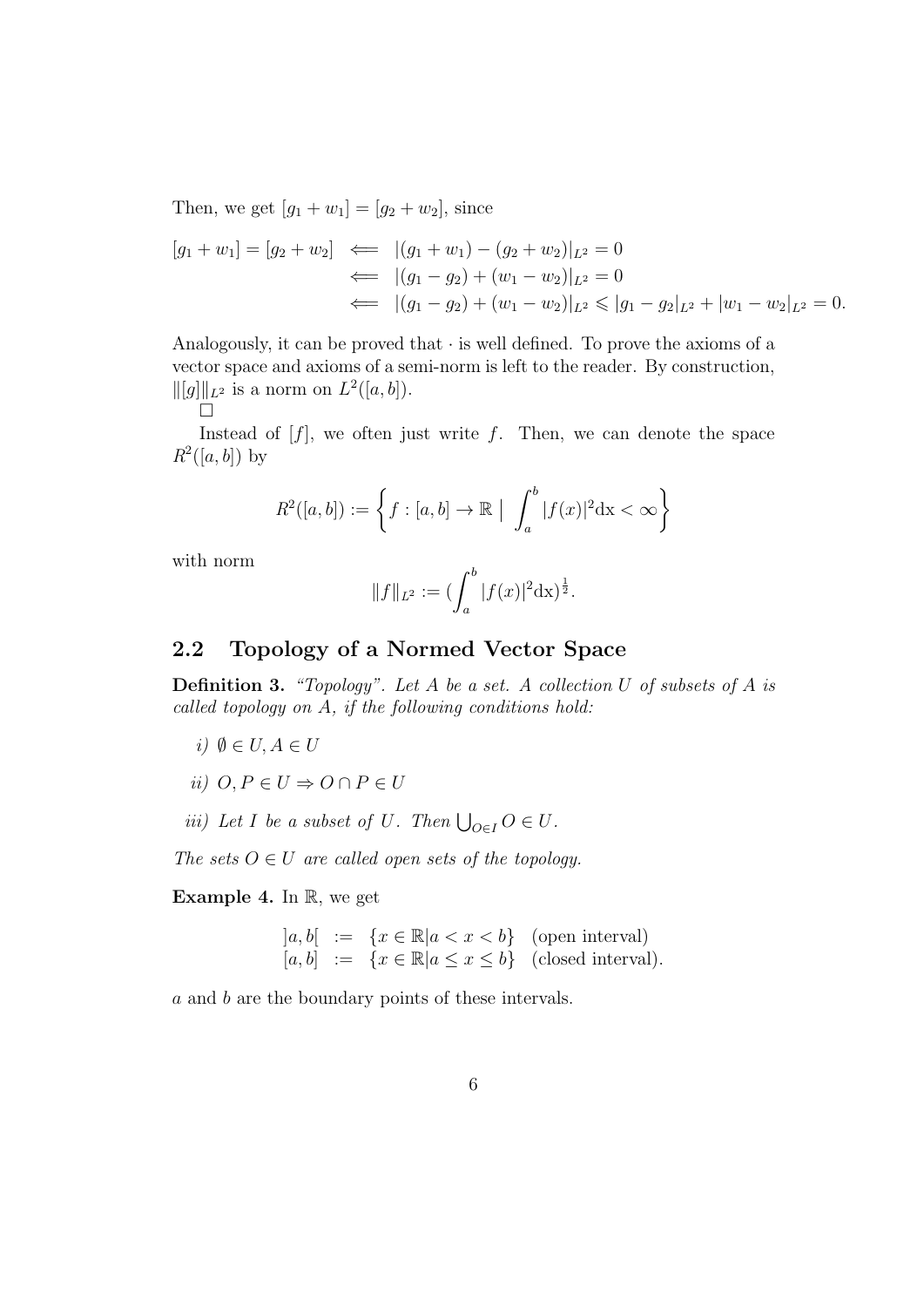Then, we get $[g_1 + w_1] = [g_2 + w_2]$, since

$$
\begin{aligned}
[g_1 + w_1] = [g_2 + w_2] &\iff |(g_1 + w_1) - (g_2 + w_2)|_{L^2} = 0 \\
&\iff |(g_1 - g_2) + (w_1 - w_2)|_{L^2} = 0 \\
&\iff |(g_1 - g_2) + (w_1 - w_2)|_{L^2} \leqslant |g_1 - g_2|_{L^2} + |w_1 - w_2|_{L^2} = 0.
\end{aligned}
$$

Analogously, it can be proved that $\cdot$ is well defined. To prove the axioms of a vector space and axioms of a semi-norm is left to the reader. By construction, $\|[g]\|_{L^2}$ is a norm on $L^2([a, b])$.
□

Instead of $[f]$, we often just write $f$. Then, we can denote the space $R^2([a, b])$ by

$$
R^2([a, b]) := \left\{ f : [a, b] \to \mathbb{R} \;\Big|\; \int_a^b |f(x)|^2 \mathrm{dx} < \infty \right\}
$$

with norm

$$
\|f\|_{L^2} := (\int_a^b |f(x)|^2 \mathrm{dx})^{\frac{1}{2}}.
$$

## 2.2 Topology of a Normed Vector Space

**Definition 3.** *"Topology". Let $A$ be a set. A collection $U$ of subsets of $A$ is called topology on $A$, if the following conditions hold:*

*i)* $\emptyset \in U, A \in U$

*ii)* $O, P \in U \Rightarrow O \cap P \in U$

*iii) Let $I$ be a subset of $U$. Then $\bigcup_{O \in I} O \in U$.*

*The sets $O \in U$ are called open sets of the topology.*

**Example 4.** In $\mathbb{R}$, we get

$$
\begin{aligned}
]a, b[ \;&:=\; \{x \in \mathbb{R} | a < x < b\} \quad \text{(open interval)} \\
[a, b] \;&:=\; \{x \in \mathbb{R} | a \leq x \leq b\} \quad \text{(closed interval).}
\end{aligned}
$$

$a$ and $b$ are the boundary points of these intervals.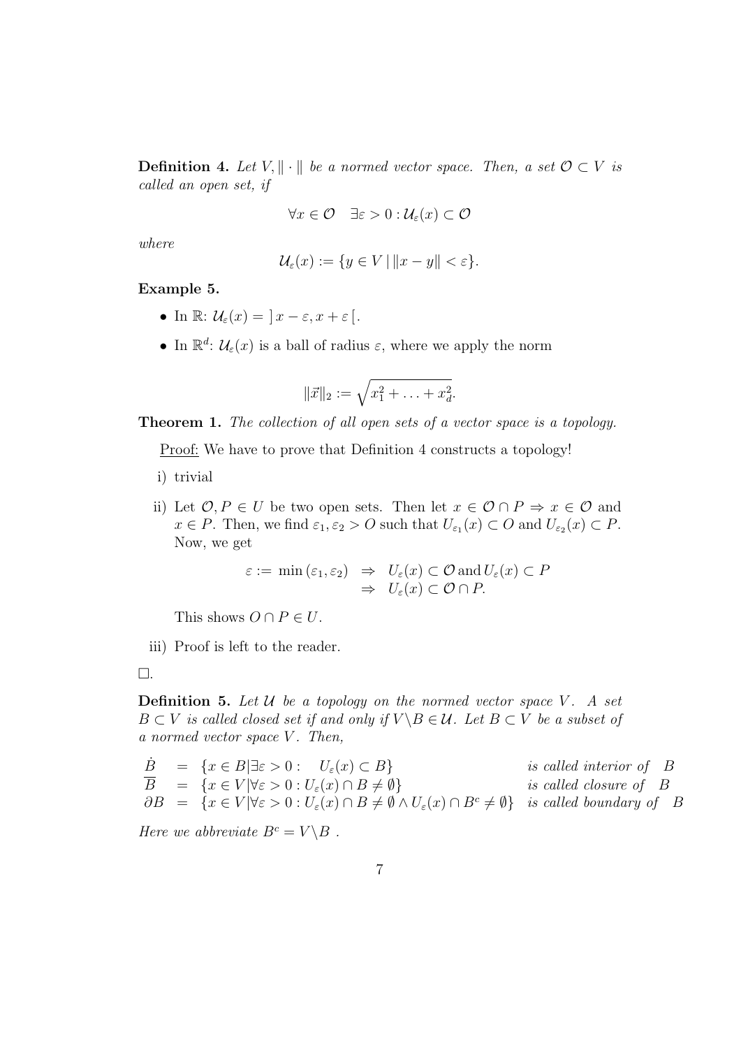**Definition 4.** *Let $V, \|\cdot\|$ be a normed vector space. Then, a set $\mathcal{O} \subset V$ is called an open set, if*

$$\forall x \in \mathcal{O} \quad \exists \varepsilon > 0 : \mathcal{U}_\varepsilon(x) \subset \mathcal{O}$$

*where*

$$\mathcal{U}_\varepsilon(x) := \{y \in V \,|\, \|x - y\| < \varepsilon\}.$$

**Example 5.**

- In $\mathbb{R}$: $\mathcal{U}_\varepsilon(x) = \,]\,x - \varepsilon, x + \varepsilon\,[$.
- In $\mathbb{R}^d$: $\mathcal{U}_\varepsilon(x)$ is a ball of radius $\varepsilon$, where we apply the norm

$$\|\vec{x}\|_2 := \sqrt{x_1^2 + \ldots + x_d^2}.$$

**Theorem 1.** *The collection of all open sets of a vector space is a topology.*

<u>Proof:</u> We have to prove that Definition 4 constructs a topology!

i) trivial

ii) Let $\mathcal{O}, P \in U$ be two open sets. Then let $x \in \mathcal{O} \cap P \Rightarrow x \in \mathcal{O}$ and $x \in P$. Then, we find $\varepsilon_1, \varepsilon_2 > O$ such that $U_{\varepsilon_1}(x) \subset O$ and $U_{\varepsilon_2}(x) \subset P$. Now, we get

$$\begin{aligned} \varepsilon := \min(\varepsilon_1, \varepsilon_2) \;&\Rightarrow\; U_\varepsilon(x) \subset \mathcal{O} \,\text{and}\, U_\varepsilon(x) \subset P \\ &\Rightarrow\; U_\varepsilon(x) \subset \mathcal{O} \cap P. \end{aligned}$$

This shows $O \cap P \in U$.

iii) Proof is left to the reader.

□.

**Definition 5.** *Let $\mathcal{U}$ be a topology on the normed vector space $V$. A set $B \subset V$ is called closed set if and only if $V \backslash B \in \mathcal{U}$. Let $B \subset V$ be a subset of a normed vector space $V$. Then,*

$$\begin{aligned} \dot{B} &= \{x \in B | \exists \varepsilon > 0 : \quad U_\varepsilon(x) \subset B\} && \textit{is called interior of } B \\ \overline{B} &= \{x \in V | \forall \varepsilon > 0 : U_\varepsilon(x) \cap B \neq \emptyset\} && \textit{is called closure of } B \\ \partial B &= \{x \in V | \forall \varepsilon > 0 : U_\varepsilon(x) \cap B \neq \emptyset \wedge U_\varepsilon(x) \cap B^c \neq \emptyset\} && \textit{is called boundary of } B \end{aligned}$$

*Here we abbreviate $B^c = V \backslash B$ .*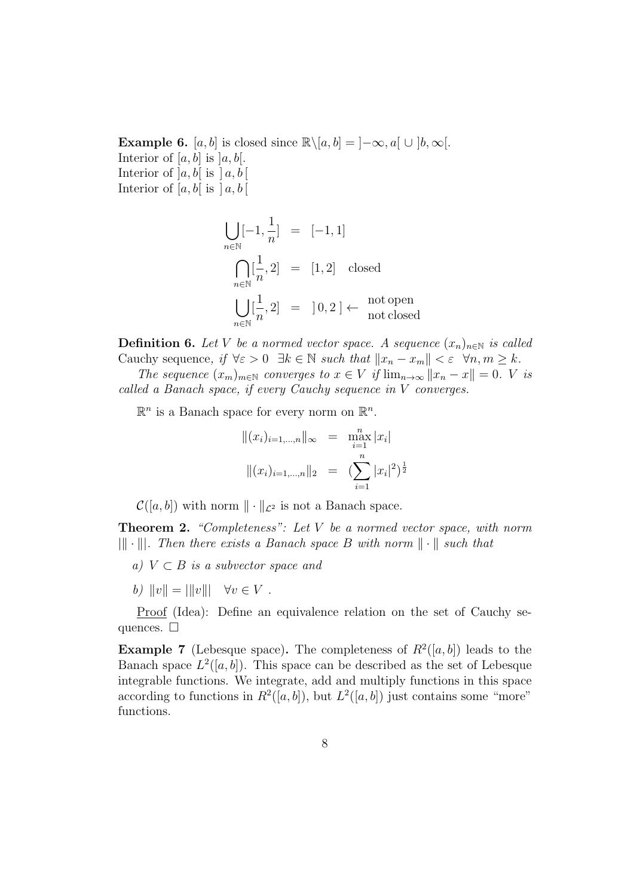**Example 6.** $[a,b]$ is closed since $\mathbb{R}\backslash[a,b] = ]-\infty, a[ \cup ]b, \infty[$.
Interior of $[a,b]$ is $]a,b[$.
Interior of $]a,b[$ is $]\,a,b\,[$
Interior of $[a,b[$ is $]\,a,b\,[$

$$
\begin{aligned}
\bigcup_{n\in\mathbb{N}} [-1, \frac{1}{n}] &= [-1,1] \\
\bigcap_{n\in\mathbb{N}} [\frac{1}{n}, 2] &= [1,2] \quad \text{closed} \\
\bigcup_{n\in\mathbb{N}} [\frac{1}{n}, 2] &= ]\,0,2\,] \leftarrow \begin{array}{l}\text{not open} \\ \text{not closed}\end{array}
\end{aligned}
$$

**Definition 6.** *Let $V$ be a normed vector space. A sequence $(x_n)_{n\in\mathbb{N}}$ is called* Cauchy sequence, *if $\forall \varepsilon > 0 \ \ \exists k \in \mathbb{N}$ such that $\|x_n - x_m\| < \varepsilon \ \ \forall n,m \geq k$.*

*The sequence $(x_m)_{m\in\mathbb{N}}$ converges to $x \in V$ if $\lim_{n\to\infty} \|x_n - x\| = 0$. $V$ is called a Banach space, if every Cauchy sequence in $V$ converges.*

$\mathbb{R}^n$ is a Banach space for every norm on $\mathbb{R}^n$.

$$
\begin{aligned}
\|(x_i)_{i=1,\ldots,n}\|_\infty &= \max_{i=1}^{n} |x_i| \\
\|(x_i)_{i=1,\ldots,n}\|_2 &= (\sum_{i=1}^{n} |x_i|^2)^{\frac{1}{2}}
\end{aligned}
$$

$\mathcal{C}([a,b])$ with norm $\|\cdot\|_{\mathcal{L}^2}$ is not a Banach space.

**Theorem 2.** *"Completeness": Let $V$ be a normed vector space, with norm $\|\|\cdot\|\|$. Then there exists a Banach space $B$ with norm $\|\cdot\|$ such that*

*a) $V \subset B$ is a subvector space and*

*b) $\|v\| = \|\|v\|\| \quad \forall v \in V$ .*

Proof (Idea): Define an equivalence relation on the set of Cauchy sequences. □

**Example 7** (Lebesque space)**.** The completeness of $R^2([a,b])$ leads to the Banach space $L^2([a,b])$. This space can be described as the set of Lebesque integrable functions. We integrate, add and multiply functions in this space according to functions in $R^2([a,b])$, but $L^2([a,b])$ just contains some "more" functions.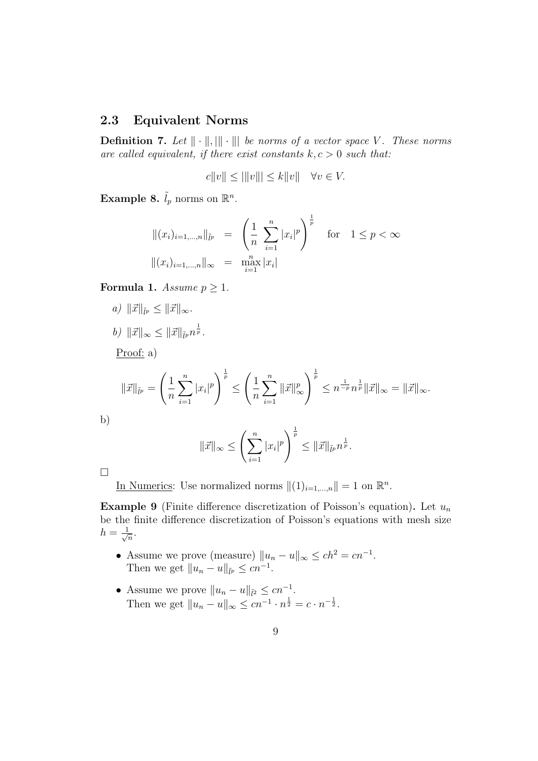### 2.3 Equivalent Norms

**Definition 7.** *Let $\|\cdot\|, |||\cdot|||$ be norms of a vector space $V$. These norms are called equivalent, if there exist constants $k, c > 0$ such that:*

$$c\|v\| \leq |||v||| \leq k\|v\| \quad \forall v \in V.$$

**Example 8.** $\tilde{l}_p$ norms on $\mathbb{R}^n$.

$$\|(x_i)_{i=1,\ldots,n}\|_{\tilde{l}^p} = \left(\frac{1}{n}\sum_{i=1}^{n}|x_i|^p\right)^{\frac{1}{p}} \quad \text{for} \quad 1 \leq p < \infty$$

$$\|(x_i)_{i=1,\ldots,n}\|_{\infty} = \max_{i=1}^{n}|x_i|$$

**Formula 1.** *Assume $p \geq 1$.*

*a)* $\|\vec{x}\|_{\tilde{l}^p} \leq \|\vec{x}\|_\infty$.

*b)* $\|\vec{x}\|_\infty \leq \|\vec{x}\|_{\tilde{l}^p} n^{\frac{1}{p}}$.

Proof: a)

$$\|\vec{x}\|_{\tilde{l}^p} = \left(\frac{1}{n}\sum_{i=1}^{n}|x_i|^p\right)^{\frac{1}{p}} \leq \left(\frac{1}{n}\sum_{i=1}^{n}\|\vec{x}\|_\infty^p\right)^{\frac{1}{p}} \leq n^{\frac{1}{-p}} n^{\frac{1}{p}}\|\vec{x}\|_\infty = \|\vec{x}\|_\infty.$$

b)

$$\|\vec{x}\|_\infty \leq \left(\sum_{i=1}^{n}|x_i|^p\right)^{\frac{1}{p}} \leq \|\vec{x}\|_{\tilde{l}^p} n^{\frac{1}{p}}.$$

□

In Numerics: Use normalized norms $\|(1)_{i=1,\ldots,n}\| = 1$ on $\mathbb{R}^n$.

**Example 9** (Finite difference discretization of Poisson's equation)**.** Let $u_n$ be the finite difference discretization of Poisson's equations with mesh size $h = \frac{1}{\sqrt{n}}$.

- Assume we prove (measure) $\|u_n - u\|_\infty \leq ch^2 = cn^{-1}$.
  Then we get $\|u_n - u\|_{\tilde{l}^p} \leq cn^{-1}$.
- Assume we prove $\|u_n - u\|_{\tilde{l}^2} \leq cn^{-1}$.
  Then we get $\|u_n - u\|_\infty \leq cn^{-1} \cdot n^{\frac{1}{2}} = c \cdot n^{-\frac{1}{2}}$.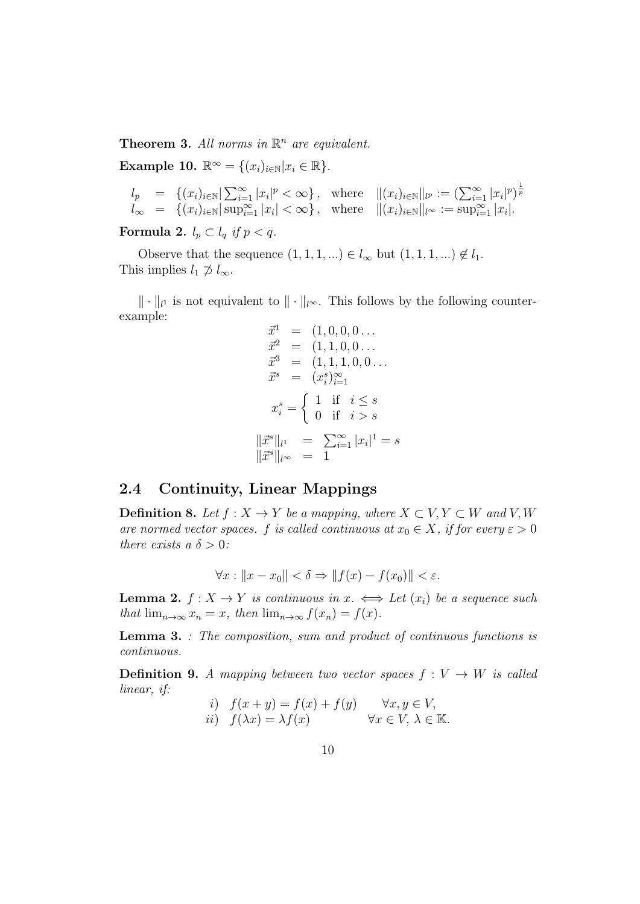**Theorem 3.** *All norms in $\mathbb{R}^n$ are equivalent.*

**Example 10.** $\mathbb{R}^\infty = \{(x_i)_{i\in\mathbb{N}} | x_i \in \mathbb{R}\}$.

$$\begin{array}{lcll} l_p & = & \{(x_i)_{i\in\mathbb{N}} | \sum_{i=1}^\infty |x_i|^p < \infty\}, & \text{where} \quad \|(x_i)_{i\in\mathbb{N}}\|_{l^p} := (\sum_{i=1}^\infty |x_i|^p)^{\frac{1}{p}} \\ l_\infty & = & \{(x_i)_{i\in\mathbb{N}} | \sup_{i=1}^\infty |x_i| < \infty\}, & \text{where} \quad \|(x_i)_{i\in\mathbb{N}}\|_{l^\infty} := \sup_{i=1}^\infty |x_i|. \end{array}$$

**Formula 2.** $l_p \subset l_q$ *if* $p < q$.

Observe that the sequence $(1, 1, 1, ...) \in l_\infty$ but $(1, 1, 1, ...) \notin l_1$.
This implies $l_1 \not\supset l_\infty$.

$\|\cdot\|_{l^1}$ is not equivalent to $\|\cdot\|_{l^\infty}$. This follows by the following counterexample:

$$\begin{array}{lcl} \vec{x}^1 & = & (1, 0, 0, 0 \dots \\ \vec{x}^2 & = & (1, 1, 0, 0 \dots \\ \vec{x}^3 & = & (1, 1, 1, 0, 0 \dots \\ \vec{x}^s & = & (x_i^s)_{i=1}^\infty \end{array}$$

$$x_i^s = \begin{cases} 1 & \text{if} \quad i \leq s \\ 0 & \text{if} \quad i > s \end{cases}$$

$$\begin{array}{lcl} \|\vec{x}^s\|_{l^1} & = & \sum_{i=1}^\infty |x_i|^1 = s \\ \|\vec{x}^s\|_{l^\infty} & = & 1 \end{array}$$

## 2.4 Continuity, Linear Mappings

**Definition 8.** *Let $f : X \to Y$ be a mapping, where $X \subset V, Y \subset W$ and $V, W$ are normed vector spaces. $f$ is called continuous at $x_0 \in X$, if for every $\varepsilon > 0$ there exists a $\delta > 0$:*

$$\forall x : \|x - x_0\| < \delta \Rightarrow \|f(x) - f(x_0)\| < \varepsilon.$$

**Lemma 2.** *$f : X \to Y$ is continuous in $x$. $\iff$ Let $(x_i)$ be a sequence such that $\lim_{n\to\infty} x_n = x$, then $\lim_{n\to\infty} f(x_n) = f(x)$.*

**Lemma 3.** *: The composition, sum and product of continuous functions is continuous.*

**Definition 9.** *A mapping between two vector spaces $f : V \to W$ is called linear, if:*

$$\begin{array}{lll} i) & f(x + y) = f(x) + f(y) & \forall x, y \in V, \\ ii) & f(\lambda x) = \lambda f(x) & \forall x \in V, \lambda \in \mathbb{K}. \end{array}$$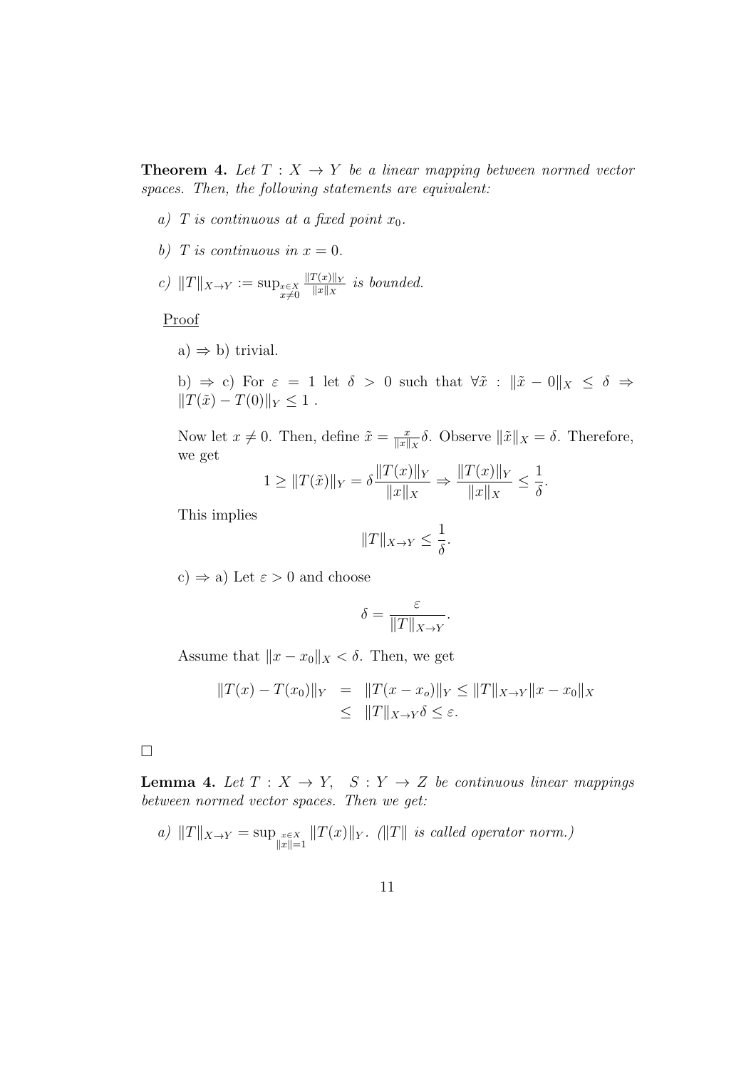**Theorem 4.** *Let $T : X \to Y$ be a linear mapping between normed vector spaces. Then, the following statements are equivalent:*

*a) $T$ is continuous at a fixed point $x_0$.*

*b) $T$ is continuous in $x = 0$.*

*c) $\|T\|_{X\to Y} := \sup_{\substack{x\in X\\ x\neq 0}} \frac{\|T(x)\|_Y}{\|x\|_X}$ is bounded.*

Proof

a) $\Rightarrow$ b) trivial.

b) $\Rightarrow$ c) For $\varepsilon = 1$ let $\delta > 0$ such that $\forall \tilde{x} : \|\tilde{x} - 0\|_X \leq \delta \Rightarrow \|T(\tilde{x}) - T(0)\|_Y \leq 1$ .

Now let $x \neq 0$. Then, define $\tilde{x} = \frac{x}{\|x\|_X}\delta$. Observe $\|\tilde{x}\|_X = \delta$. Therefore, we get

$$1 \geq \|T(\tilde{x})\|_Y = \delta \frac{\|T(x)\|_Y}{\|x\|_X} \Rightarrow \frac{\|T(x)\|_Y}{\|x\|_X} \leq \frac{1}{\delta}.$$

This implies

$$\|T\|_{X\to Y} \leq \frac{1}{\delta}.$$

c) $\Rightarrow$ a) Let $\varepsilon > 0$ and choose

$$\delta = \frac{\varepsilon}{\|T\|_{X\to Y}}.$$

Assume that $\|x - x_0\|_X < \delta$. Then, we get

$$\begin{aligned}
\|T(x) - T(x_0)\|_Y &= \|T(x - x_o)\|_Y \leq \|T\|_{X\to Y}\|x - x_0\|_X \\
&\leq \|T\|_{X\to Y}\delta \leq \varepsilon.
\end{aligned}$$

□

**Lemma 4.** *Let $T : X \to Y$, $S : Y \to Z$ be continuous linear mappings between normed vector spaces. Then we get:*

*a) $\|T\|_{X\to Y} = \sup_{\substack{x\in X\\ \|x\|=1}} \|T(x)\|_Y$. ($\|T\|$ is called operator norm.)*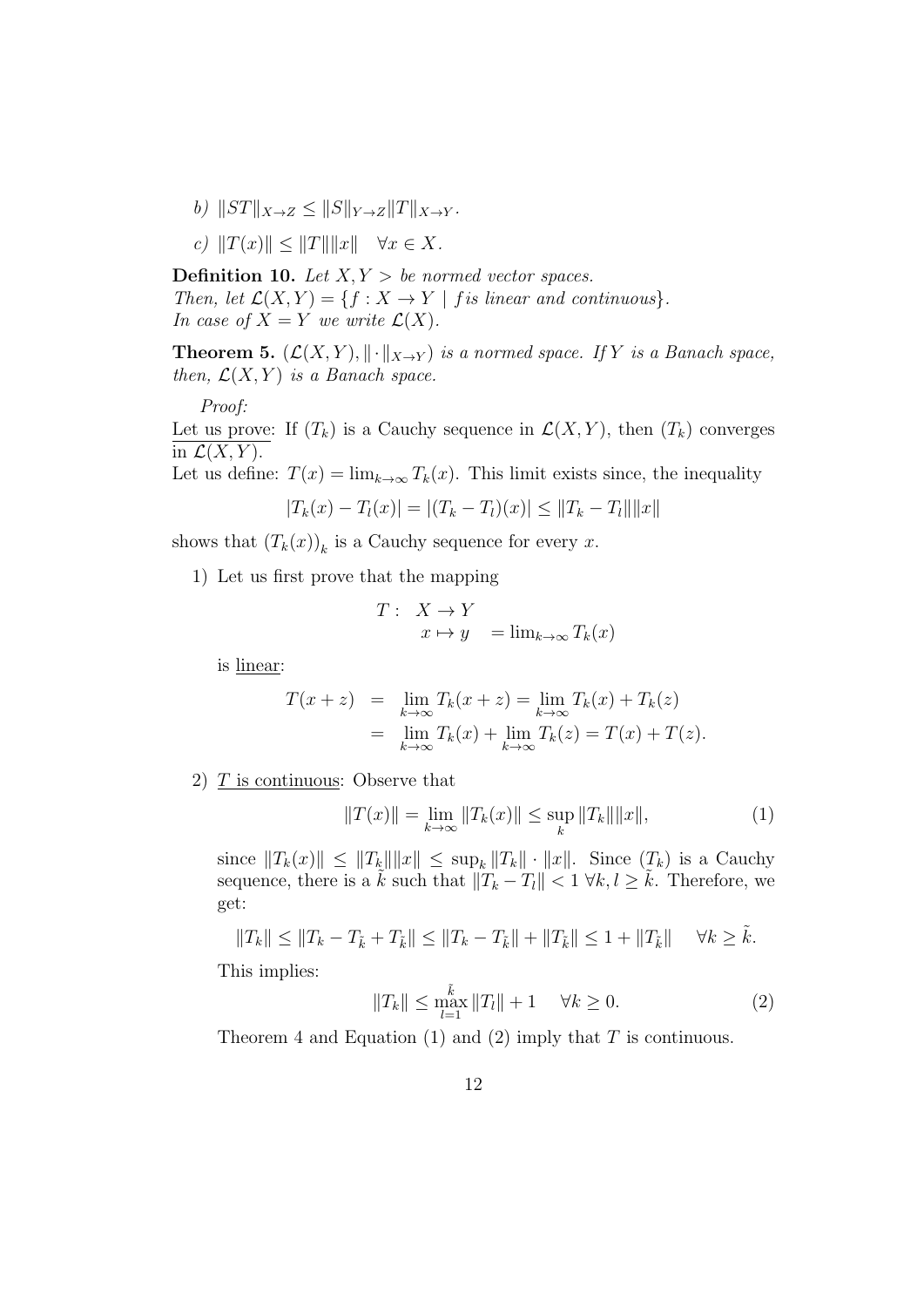*b)* $\|ST\|_{X\to Z} \le \|S\|_{Y\to Z}\|T\|_{X\to Y}$.

*c)* $\|T(x)\| \le \|T\|\|x\| \quad \forall x \in X$.

**Definition 10.** *Let $X, Y >$ be normed vector spaces.*
*Then, let $\mathcal{L}(X,Y) = \{f : X \to Y \mid f \text{is linear and continuous}\}$.*
*In case of $X = Y$ we write $\mathcal{L}(X)$.*

**Theorem 5.** *$(\mathcal{L}(X,Y), \|\cdot\|_{X\to Y})$ is a normed space. If $Y$ is a Banach space, then, $\mathcal{L}(X,Y)$ is a Banach space.*

*Proof:*

Let us prove: If $(T_k)$ is a Cauchy sequence in $\mathcal{L}(X,Y)$, then $(T_k)$ converges in $\mathcal{L}(X,Y)$.

Let us define: $T(x) = \lim_{k\to\infty} T_k(x)$. This limit exists since, the inequality

$$|T_k(x) - T_l(x)| = |(T_k - T_l)(x)| \le \|T_k - T_l\|\|x\|$$

shows that $(T_k(x))_k$ is a Cauchy sequence for every $x$.

1) Let us first prove that the mapping

$$T: \begin{array}{l} X \to Y \\ x \mapsto y \quad = \lim_{k\to\infty} T_k(x) \end{array}$$

is linear:

$$\begin{aligned} T(x+z) &= \lim_{k\to\infty} T_k(x+z) = \lim_{k\to\infty} T_k(x) + T_k(z) \\ &= \lim_{k\to\infty} T_k(x) + \lim_{k\to\infty} T_k(z) = T(x) + T(z). \end{aligned}$$

2) $T$ is continuous: Observe that

$$\|T(x)\| = \lim_{k\to\infty} \|T_k(x)\| \le \sup_k \|T_k\|\|x\|, \tag{1}$$

since $\|T_k(x)\| \le \|T_k\|\|x\| \le \sup_k \|T_k\| \cdot \|x\|$. Since $(T_k)$ is a Cauchy sequence, there is a $\tilde{k}$ such that $\|T_k - T_l\| < 1 \ \forall k, l \ge \tilde{k}$. Therefore, we get:

$$\|T_k\| \le \|T_k - T_{\tilde{k}} + T_{\tilde{k}}\| \le \|T_k - T_{\tilde{k}}\| + \|T_{\tilde{k}}\| \le 1 + \|T_{\tilde{k}}\| \quad \forall k \ge \tilde{k}.$$

This implies:

$$\|T_k\| \le \max_{l=1}^{\tilde{k}} \|T_l\| + 1 \quad \forall k \ge 0. \tag{2}$$

Theorem 4 and Equation (1) and (2) imply that $T$ is continuous.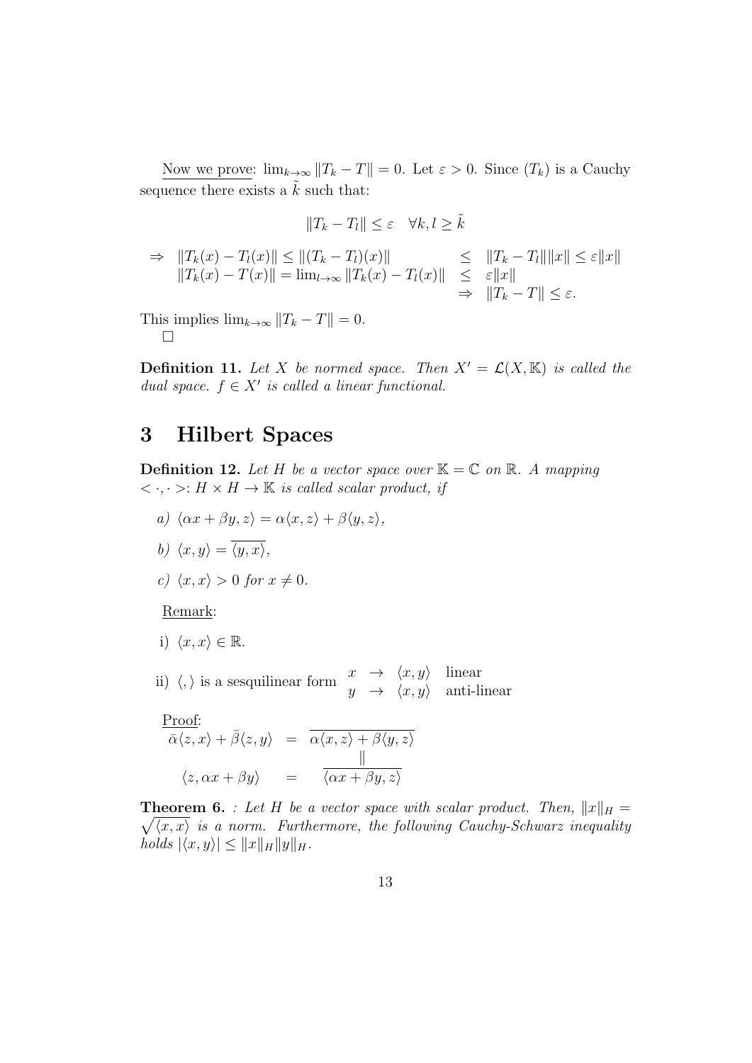<u>Now we prove</u>: $\lim_{k\to\infty} \|T_k - T\| = 0$. Let $\varepsilon > 0$. Since $(T_k)$ is a Cauchy sequence there exists a $\tilde{k}$ such that:

$$\|T_k - T_l\| \le \varepsilon \quad \forall k, l \ge \tilde{k}$$

$$\begin{array}{lll} \Rightarrow & \|T_k(x) - T_l(x)\| \le \|(T_k - T_l)(x)\| & \le \quad \|T_k - T_l\|\|x\| \le \varepsilon\|x\| \\ & \|T_k(x) - T(x)\| = \lim_{l\to\infty} \|T_k(x) - T_l(x)\| & \le \quad \varepsilon\|x\| \\ & & \Rightarrow \quad \|T_k - T\| \le \varepsilon. \end{array}$$

This implies $\lim_{k\to\infty} \|T_k - T\| = 0$.
□

**Definition 11.** *Let $X$ be normed space. Then $X' = \mathcal{L}(X, \mathbb{K})$ is called the dual space. $f \in X'$ is called a linear functional.*

# 3 Hilbert Spaces

**Definition 12.** *Let $H$ be a vector space over $\mathbb{K} = \mathbb{C}$ on $\mathbb{R}$. A mapping $< \cdot, \cdot >: H \times H \to \mathbb{K}$ is called scalar product, if*

*a)* $\langle \alpha x + \beta y, z \rangle = \alpha \langle x, z \rangle + \beta \langle y, z \rangle$,

*b)* $\langle x, y \rangle = \overline{\langle y, x \rangle}$,

*c)* $\langle x, x \rangle > 0$ *for* $x \neq 0$.

<u>Remark</u>:

i) $\langle x, x \rangle \in \mathbb{R}$.

ii) $\langle , \rangle$ is a sesquilinear form $\begin{array}{lll} x & \to & \langle x, y \rangle \quad \text{linear} \\ y & \to & \langle x, y \rangle \quad \text{anti-linear} \end{array}$

<u>Proof</u>:

$$\begin{array}{ccc} \bar{\alpha}\langle z, x \rangle + \bar{\beta}\langle z, y \rangle & = & \overline{\alpha\langle x, z \rangle + \beta\langle y, z \rangle} \\ & & \| \\ \langle z, \alpha x + \beta y \rangle & = & \overline{\langle \alpha x + \beta y, z \rangle} \end{array}$$

**Theorem 6.** *: Let $H$ be a vector space with scalar product. Then, $\|x\|_H = \sqrt{\langle x, x \rangle}$ is a norm. Furthermore, the following Cauchy-Schwarz inequality holds $|\langle x, y \rangle| \le \|x\|_H \|y\|_H$.*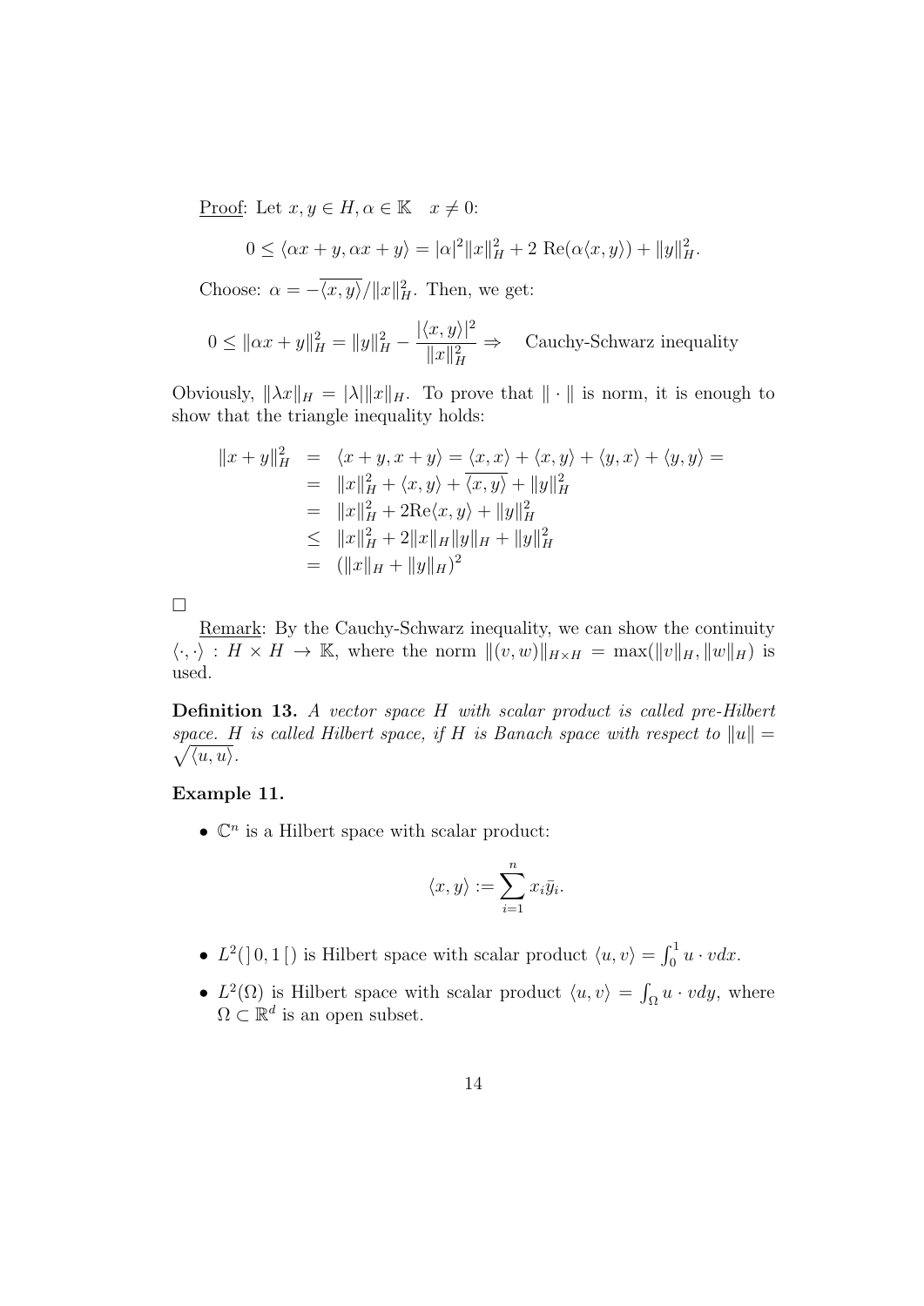<u>Proof</u>: Let $x, y \in H, \alpha \in \mathbb{K} \quad x \neq 0$:

$$0 \leq \langle \alpha x + y, \alpha x + y \rangle = |\alpha|^2 \|x\|_H^2 + 2 \ \mathrm{Re}(\alpha \langle x, y \rangle) + \|y\|_H^2.$$

Choose: $\alpha = -\overline{\langle x, y \rangle} / \|x\|_H^2$. Then, we get:

$$0 \leq \|\alpha x + y\|_H^2 = \|y\|_H^2 - \frac{|\langle x, y \rangle|^2}{\|x\|_H^2} \Rightarrow \quad \text{Cauchy-Schwarz inequality}$$

Obviously, $\|\lambda x\|_H = |\lambda| \|x\|_H$. To prove that $\| \cdot \|$ is norm, it is enough to show that the triangle inequality holds:

$$\begin{aligned}
\|x + y\|_H^2 &= \langle x + y, x + y \rangle = \langle x, x \rangle + \langle x, y \rangle + \langle y, x \rangle + \langle y, y \rangle = \\
&= \|x\|_H^2 + \langle x, y \rangle + \overline{\langle x, y \rangle} + \|y\|_H^2 \\
&= \|x\|_H^2 + 2 \mathrm{Re} \langle x, y \rangle + \|y\|_H^2 \\
&\leq \|x\|_H^2 + 2 \|x\|_H \|y\|_H + \|y\|_H^2 \\
&= (\|x\|_H + \|y\|_H)^2
\end{aligned}$$

□

<u>Remark</u>: By the Cauchy-Schwarz inequality, we can show the continuity $\langle \cdot, \cdot \rangle : H \times H \to \mathbb{K}$, where the norm $\|(v, w)\|_{H \times H} = \max(\|v\|_H, \|w\|_H)$ is used.

**Definition 13.** *A vector space $H$ with scalar product is called pre-Hilbert space. $H$ is called Hilbert space, if $H$ is Banach space with respect to $\|u\| = \sqrt{\langle u, u \rangle}$.*

**Example 11.**

- $\mathbb{C}^n$ is a Hilbert space with scalar product:

$$\langle x, y \rangle := \sum_{i=1}^{n} x_i \bar{y}_i.$$

- $L^2(\,]0, 1[\,)$ is Hilbert space with scalar product $\langle u, v \rangle = \int_0^1 u \cdot v dx$.
- $L^2(\Omega)$ is Hilbert space with scalar product $\langle u, v \rangle = \int_\Omega u \cdot v dy$, where $\Omega \subset \mathbb{R}^d$ is an open subset.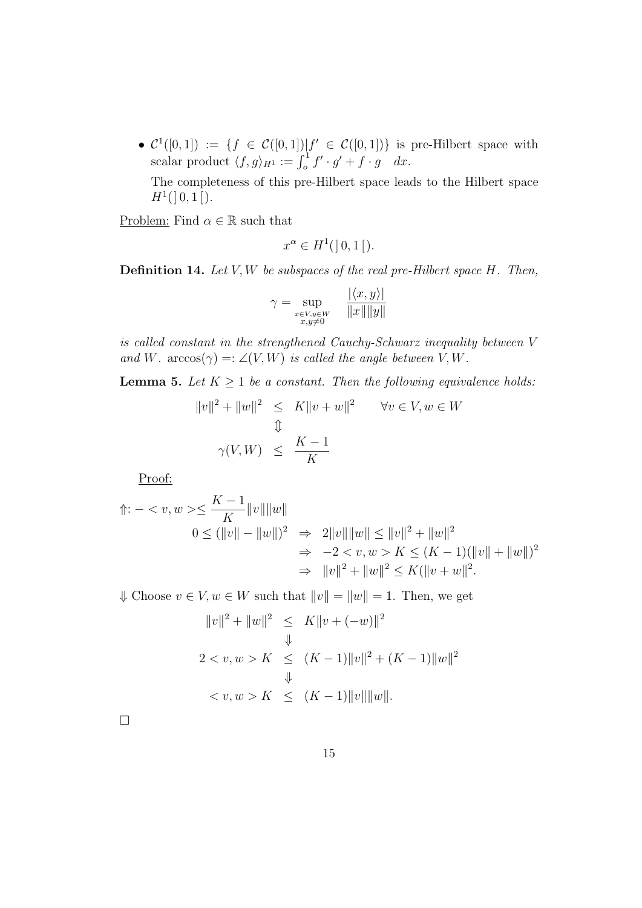- $\mathcal{C}^1([0,1]) := \{f \in \mathcal{C}([0,1]) | f' \in \mathcal{C}([0,1])\}$ is pre-Hilbert space with scalar product $\langle f, g \rangle_{H^1} := \int_o^1 f' \cdot g' + f \cdot g \quad dx$.

  The completeness of this pre-Hilbert space leads to the Hilbert space $H^1(\,]\,0,1\,[\,)$.

<u>Problem:</u> Find $\alpha \in \mathbb{R}$ such that

$$x^\alpha \in H^1(\,]\,0,1\,[\,).$$

**Definition 14.** *Let $V, W$ be subspaces of the real pre-Hilbert space $H$. Then,*

$$\gamma = \sup_{\substack{x \in V, y \in W \\ x,y \neq 0}} \frac{|\langle x, y \rangle|}{\|x\| \|y\|}$$

*is called constant in the strengthened Cauchy-Schwarz inequality between $V$ and $W$. $\arccos(\gamma) =: \angle(V, W)$ is called the angle between $V, W$.*

**Lemma 5.** *Let $K \geq 1$ be a constant. Then the following equivalence holds:*

$$\begin{array}{rcll} \|v\|^2 + \|w\|^2 & \leq & K\|v + w\|^2 & \forall v \in V, w \in W \\ & \Updownarrow & & \\ \gamma(V, W) & \leq & \dfrac{K-1}{K} & \end{array}$$

<u>Proof:</u>

$$\Uparrow: - < v, w > \leq \frac{K-1}{K} \|v\| \|w\|$$

$$\begin{array}{rcl} 0 \leq (\|v\| - \|w\|)^2 & \Rightarrow & 2\|v\|\|w\| \leq \|v\|^2 + \|w\|^2 \\ & \Rightarrow & -2 < v, w > K \leq (K-1)(\|v\| + \|w\|)^2 \\ & \Rightarrow & \|v\|^2 + \|w\|^2 \leq K(\|v + w\|^2. \end{array}$$

$\Downarrow$ Choose $v \in V, w \in W$ such that $\|v\| = \|w\| = 1$. Then, we get

$$\begin{array}{rcl} \|v\|^2 + \|w\|^2 & \leq & K\|v + (-w)\|^2 \\ & \Downarrow & \\ 2 < v, w > K & \leq & (K-1)\|v\|^2 + (K-1)\|w\|^2 \\ & \Downarrow & \\ < v, w > K & \leq & (K-1)\|v\|\|w\|. \end{array}$$

$\square$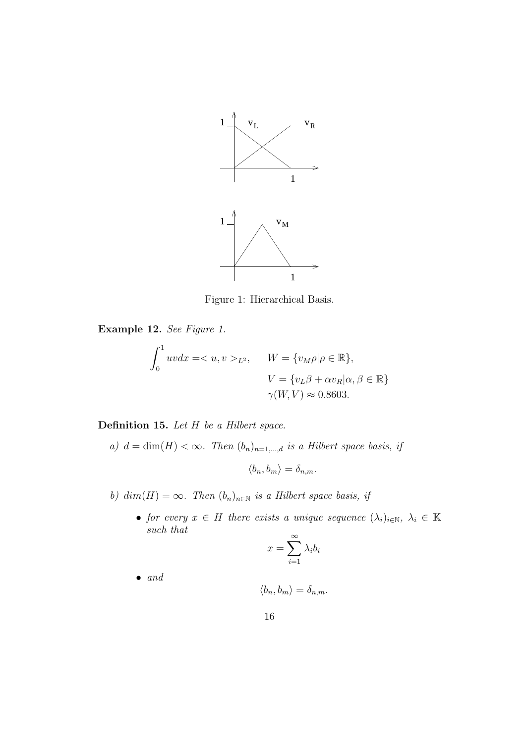Figure 1: Hierarchical Basis.

**Example 12.** *See Figure 1.*

$$\int_0^1 uvdx = < u, v >_{L^2}, \qquad W = \{v_M\rho | \rho \in \mathbb{R}\},$$
$$V = \{v_L\beta + \alpha v_R | \alpha, \beta \in \mathbb{R}\}$$
$$\gamma(W, V) \approx 0.8603.$$

**Definition 15.** *Let $H$ be a Hilbert space.*

*a)* $d = \dim(H) < \infty$. *Then* $(b_n)_{n=1,\ldots,d}$ *is a Hilbert space basis, if*

$$\langle b_n, b_m \rangle = \delta_{n,m}.$$

*b)* $dim(H) = \infty$. *Then* $(b_n)_{n\in\mathbb{N}}$ *is a Hilbert space basis, if*

- *for every* $x \in H$ *there exists a unique sequence* $(\lambda_i)_{i\in\mathbb{N}}$, $\lambda_i \in \mathbb{K}$ *such that*

$$x = \sum_{i=1}^{\infty} \lambda_i b_i$$

- *and*

$$\langle b_n, b_m \rangle = \delta_{n,m}.$$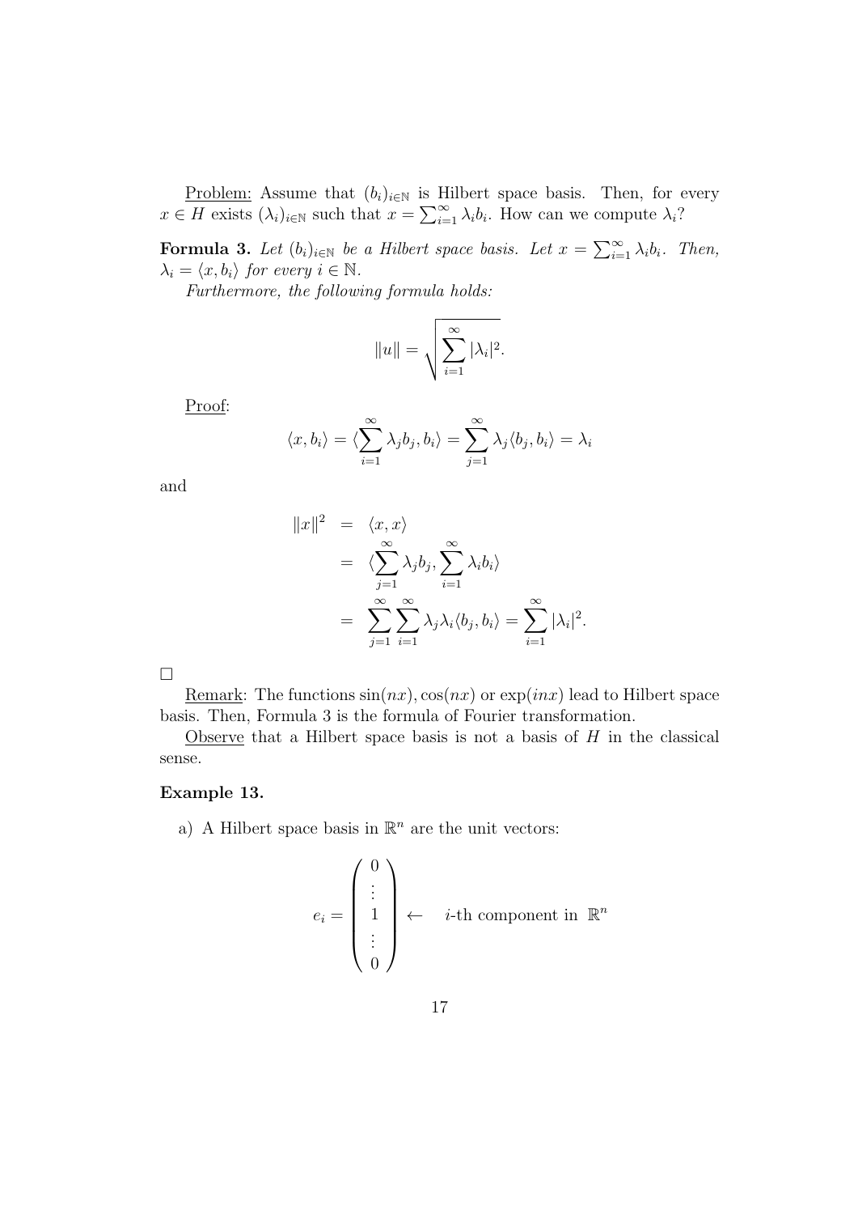Problem: Assume that $(b_i)_{i\in\mathbb{N}}$ is Hilbert space basis. Then, for every $x \in H$ exists $(\lambda_i)_{i\in\mathbb{N}}$ such that $x = \sum_{i=1}^{\infty} \lambda_i b_i$. How can we compute $\lambda_i$?

**Formula 3.** *Let $(b_i)_{i\in\mathbb{N}}$ be a Hilbert space basis. Let $x = \sum_{i=1}^{\infty} \lambda_i b_i$. Then, $\lambda_i = \langle x, b_i \rangle$ for every $i \in \mathbb{N}$.*

*Furthermore, the following formula holds:*

$$\|u\| = \sqrt{\sum_{i=1}^{\infty} |\lambda_i|^2}.$$

Proof:

$$\langle x, b_i \rangle = \langle \sum_{i=1}^{\infty} \lambda_j b_j, b_i \rangle = \sum_{j=1}^{\infty} \lambda_j \langle b_j, b_i \rangle = \lambda_i$$

and

$$\begin{aligned}
\|x\|^2 &= \langle x, x \rangle \\
&= \langle \sum_{j=1}^{\infty} \lambda_j b_j, \sum_{i=1}^{\infty} \lambda_i b_i \rangle \\
&= \sum_{j=1}^{\infty} \sum_{i=1}^{\infty} \lambda_j \lambda_i \langle b_j, b_i \rangle = \sum_{i=1}^{\infty} |\lambda_i|^2.
\end{aligned}$$

□

Remark: The functions $\sin(nx), \cos(nx)$ or $\exp(inx)$ lead to Hilbert space basis. Then, Formula 3 is the formula of Fourier transformation.

Observe that a Hilbert space basis is not a basis of $H$ in the classical sense.

**Example 13.**

a) A Hilbert space basis in $\mathbb{R}^n$ are the unit vectors:

$$e_i = \begin{pmatrix} 0 \\ \vdots \\ 1 \\ \vdots \\ 0 \end{pmatrix} \leftarrow \quad i\text{-th component in } \mathbb{R}^n$$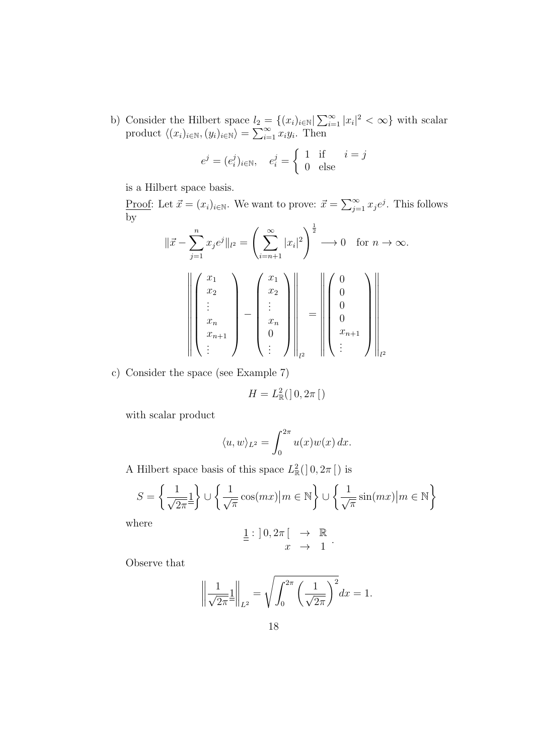b) Consider the Hilbert space $l_2 = \{(x_i)_{i\in\mathbb{N}} | \sum_{i=1}^{\infty} |x_i|^2 < \infty\}$ with scalar product $\langle (x_i)_{i\in\mathbb{N}}, (y_i)_{i\in\mathbb{N}} \rangle = \sum_{i=1}^{\infty} x_i y_i$. Then

$$e^j = (e_i^j)_{i\in\mathbb{N}}, \quad e_i^j = \left\{ \begin{array}{ll} 1 & \text{if} \quad i = j \\ 0 & \text{else} \end{array} \right.$$

is a Hilbert space basis.

<u>Proof</u>: Let $\vec{x} = (x_i)_{i\in\mathbb{N}}$. We want to prove: $\vec{x} = \sum_{j=1}^{\infty} x_j e^j$. This follows by

$$\|\vec{x} - \sum_{j=1}^{n} x_j e^j\|_{l^2} = \left( \sum_{i=n+1}^{\infty} |x_i|^2 \right)^{\frac{1}{2}} \longrightarrow 0 \quad \text{for } n \to \infty.$$

$$\left\| \begin{pmatrix} x_1 \\ x_2 \\ \vdots \\ x_n \\ x_{n+1} \\ \vdots \end{pmatrix} - \begin{pmatrix} x_1 \\ x_2 \\ \vdots \\ x_n \\ 0 \\ \vdots \end{pmatrix} \right\|_{l^2} = \left\| \begin{pmatrix} 0 \\ 0 \\ 0 \\ 0 \\ x_{n+1} \\ \vdots \end{pmatrix} \right\|_{l^2}$$

c) Consider the space (see Example 7)

$$H = L^2_{\mathbb{R}}(\,]\,0, 2\pi\,[\,)$$

with scalar product

$$\langle u, w \rangle_{L^2} = \int_0^{2\pi} u(x) w(x)\, dx.$$

A Hilbert space basis of this space $L^2_{\mathbb{R}}(\,]\,0, 2\pi\,[\,)$ is

$$S = \left\{ \frac{1}{\sqrt{2\pi}} \underline{\underline{1}} \right\} \cup \left\{ \frac{1}{\sqrt{\pi}} \cos(mx) \big| m \in \mathbb{N} \right\} \cup \left\{ \frac{1}{\sqrt{\pi}} \sin(mx) \big| m \in \mathbb{N} \right\}$$

where

$$\underline{\underline{1}} : \begin{array}{rcl} ]\,0, 2\pi\,[ & \to & \mathbb{R} \\ x & \to & 1 \end{array}.$$

Observe that

$$\left\| \frac{1}{\sqrt{2\pi}} \underline{\underline{1}} \right\|_{L^2} = \sqrt{\int_0^{2\pi} \left( \frac{1}{\sqrt{2\pi}} \right)^2 dx} = 1.$$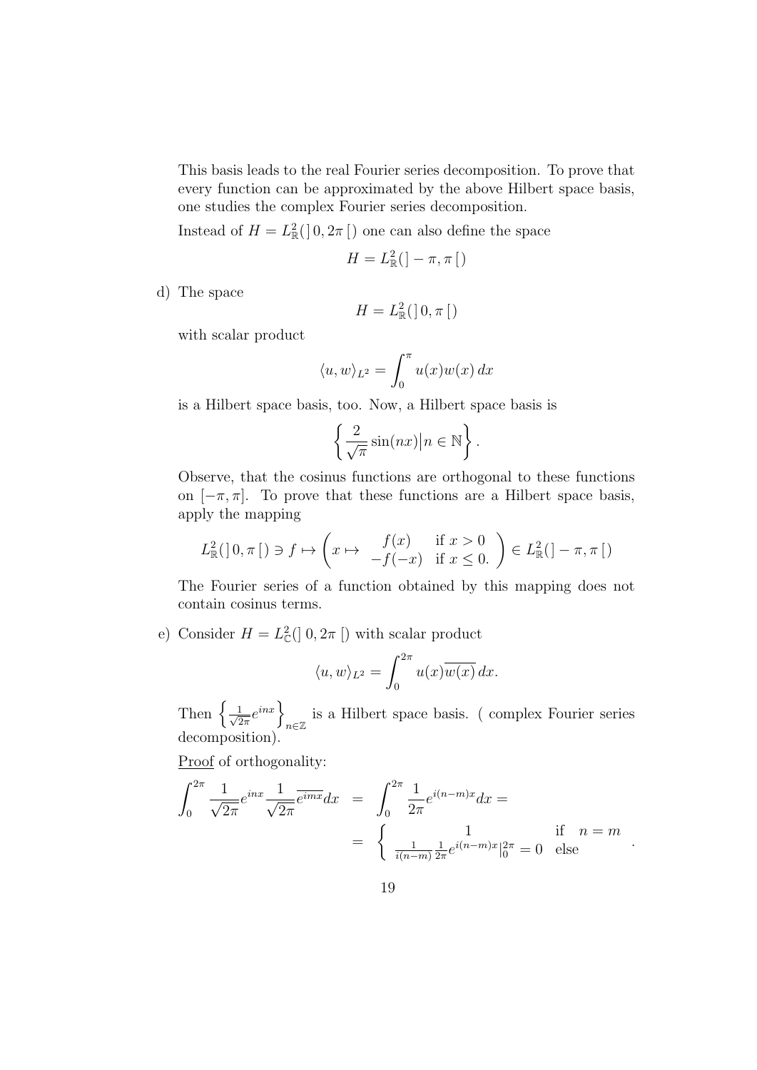This basis leads to the real Fourier series decomposition. To prove that every function can be approximated by the above Hilbert space basis, one studies the complex Fourier series decomposition.

Instead of $H = L^2_{\mathbb{R}}(\,]\,0, 2\pi\,[\,)$ one can also define the space

$$H = L^2_{\mathbb{R}}(\,]-\pi, \pi\,[\,)$$

d) The space

$$H = L^2_{\mathbb{R}}(\,]\,0, \pi\,[\,)$$

with scalar product

$$\langle u, w \rangle_{L^2} = \int_0^{\pi} u(x) w(x)\, dx$$

is a Hilbert space basis, too. Now, a Hilbert space basis is

$$\left\{ \frac{2}{\sqrt{\pi}} \sin(nx) \big| n \in \mathbb{N} \right\}.$$

Observe, that the cosinus functions are orthogonal to these functions on $[-\pi, \pi]$. To prove that these functions are a Hilbert space basis, apply the mapping

$$L^2_{\mathbb{R}}(\,]\,0, \pi\,[\,) \ni f \mapsto \left( x \mapsto \begin{array}{cc} f(x) & \text{if } x > 0 \\ -f(-x) & \text{if } x \leq 0. \end{array} \right) \in L^2_{\mathbb{R}}(\,]-\pi, \pi\,[\,)$$

The Fourier series of a function obtained by this mapping does not contain cosinus terms.

e) Consider $H = L^2_{\mathbb{C}}(\,]\,0, 2\pi\,[\,)$ with scalar product

$$\langle u, w \rangle_{L^2} = \int_0^{2\pi} u(x) \overline{w(x)}\, dx.$$

Then $\left\{ \frac{1}{\sqrt{2\pi}} e^{inx} \right\}_{n \in \mathbb{Z}}$ is a Hilbert space basis. ( complex Fourier series decomposition).

<u>Proof</u> of orthogonality:

$$\begin{aligned} \int_0^{2\pi} \frac{1}{\sqrt{2\pi}} e^{inx} \frac{1}{\sqrt{2\pi}} \overline{e^{imx}} dx &= \int_0^{2\pi} \frac{1}{2\pi} e^{i(n-m)x} dx = \\ &= \begin{cases} 1 & \text{if} \quad n = m \\ \frac{1}{i(n-m)} \frac{1}{2\pi} e^{i(n-m)x} |_0^{2\pi} = 0 & \text{else} \end{cases}. \end{aligned}$$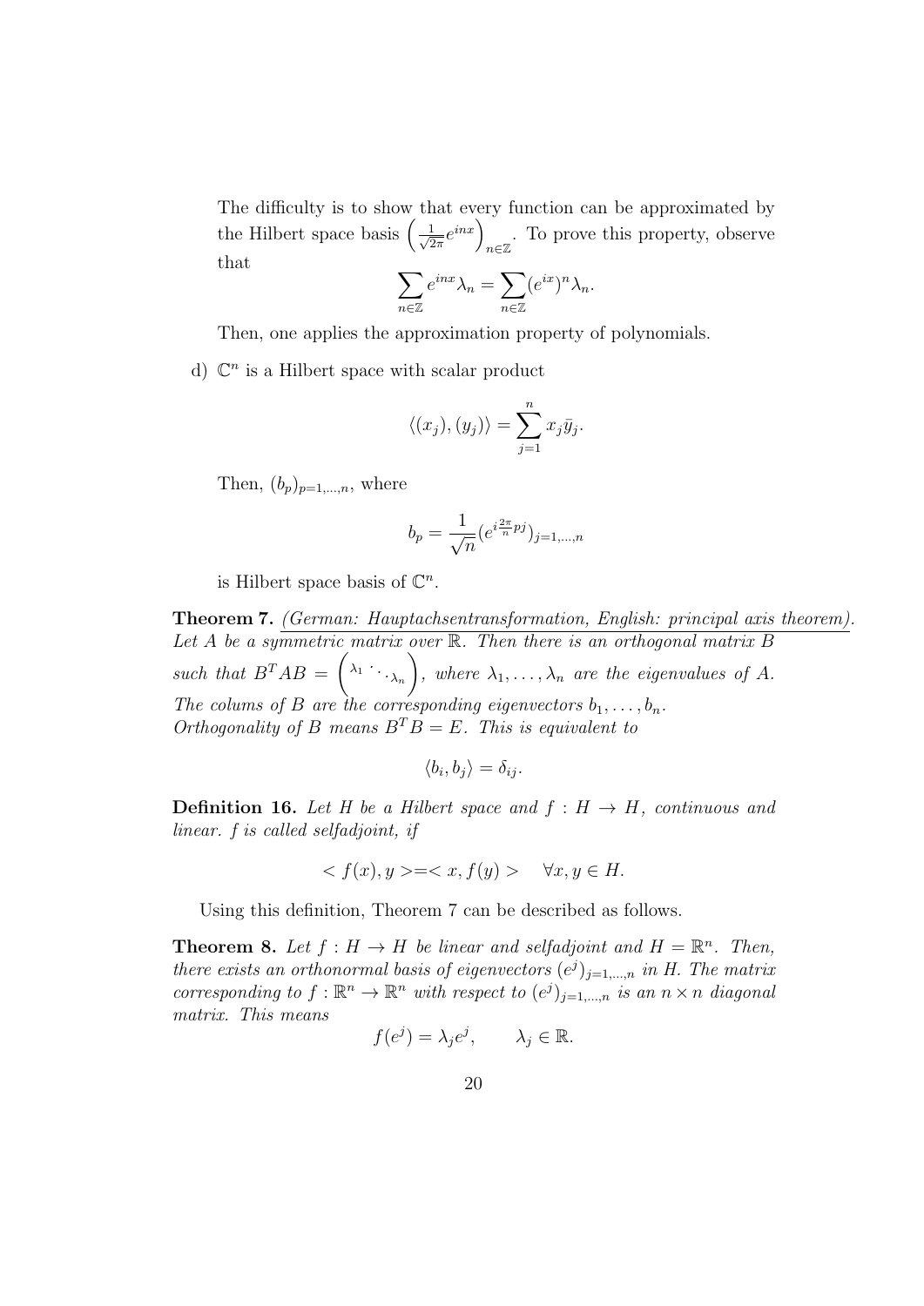The difficulty is to show that every function can be approximated by the Hilbert space basis $\left(\frac{1}{\sqrt{2\pi}}e^{inx}\right)_{n\in\mathbb{Z}}$. To prove this property, observe that

$$\sum_{n\in\mathbb{Z}} e^{inx}\lambda_n = \sum_{n\in\mathbb{Z}} (e^{ix})^n \lambda_n.$$

Then, one applies the approximation property of polynomials.

d) $\mathbb{C}^n$ is a Hilbert space with scalar product

$$\langle (x_j), (y_j)\rangle = \sum_{j=1}^{n} x_j \bar{y}_j.$$

Then, $(b_p)_{p=1,\dots,n}$, where

$$b_p = \frac{1}{\sqrt{n}}(e^{i\frac{2\pi}{n}pj})_{j=1,\dots,n}$$

is Hilbert space basis of $\mathbb{C}^n$.

**Theorem 7.** *(German: Hauptachsentransformation, English: principal axis theorem). Let $A$ be a symmetric matrix over $\mathbb{R}$. Then there is an orthogonal matrix $B$ such that $B^T AB = \begin{pmatrix} \lambda_1 & & \\ & \ddots & \\ & & \lambda_n \end{pmatrix}$, where $\lambda_1, \dots, \lambda_n$ are the eigenvalues of $A$. The colums of $B$ are the corresponding eigenvectors $b_1, \dots, b_n$. Orthogonality of $B$ means $B^T B = E$. This is equivalent to*

$$\langle b_i, b_j \rangle = \delta_{ij}.$$

**Definition 16.** *Let $H$ be a Hilbert space and $f : H \to H$, continuous and linear. $f$ is called selfadjoint, if*

$$< f(x), y > = < x, f(y) > \quad \forall x, y \in H.$$

Using this definition, Theorem 7 can be described as follows.

**Theorem 8.** *Let $f : H \to H$ be linear and selfadjoint and $H = \mathbb{R}^n$. Then, there exists an orthonormal basis of eigenvectors $(e^j)_{j=1,\dots,n}$ in $H$. The matrix corresponding to $f : \mathbb{R}^n \to \mathbb{R}^n$ with respect to $(e^j)_{j=1,\dots,n}$ is an $n \times n$ diagonal matrix. This means*

$$f(e^j) = \lambda_j e^j, \qquad \lambda_j \in \mathbb{R}.$$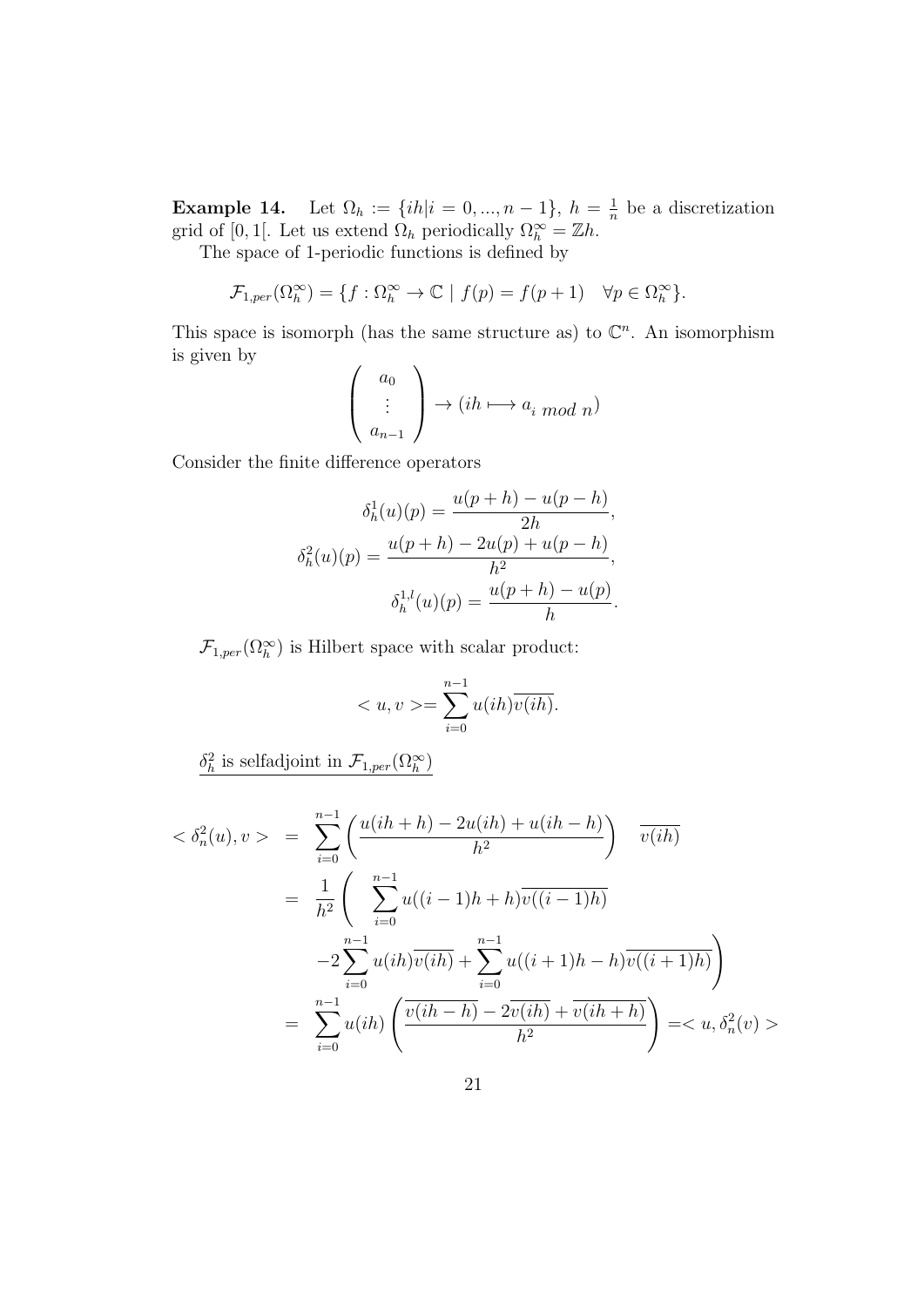**Example 14.** Let $\Omega_h := \{ih | i = 0, ..., n-1\}$, $h = \frac{1}{n}$ be a discretization grid of $[0,1[$. Let us extend $\Omega_h$ periodically $\Omega_h^\infty = \mathbb{Z}h$.

The space of 1-periodic functions is defined by

$$\mathcal{F}_{1,per}(\Omega_h^\infty) = \{f : \Omega_h^\infty \to \mathbb{C} \mid f(p) = f(p+1) \quad \forall p \in \Omega_h^\infty\}.$$

This space is isomorph (has the same structure as) to $\mathbb{C}^n$. An isomorphism is given by

$$\begin{pmatrix} a_0 \\ \vdots \\ a_{n-1} \end{pmatrix} \to (ih \longmapsto a_{i \bmod n})$$

Consider the finite difference operators

$$\delta_h^1(u)(p) = \frac{u(p+h) - u(p-h)}{2h},$$

$$\delta_h^2(u)(p) = \frac{u(p+h) - 2u(p) + u(p-h)}{h^2},$$

$$\delta_h^{1,l}(u)(p) = \frac{u(p+h) - u(p)}{h}.$$

$\mathcal{F}_{1,per}(\Omega_h^\infty)$ is Hilbert space with scalar product:

$$< u, v >= \sum_{i=0}^{n-1} u(ih)\overline{v(ih)}.$$

<u>$\delta_h^2$ is selfadjoint in $\mathcal{F}_{1,per}(\Omega_h^\infty)$</u>

$$\begin{aligned}
< \delta_n^2(u), v > &= \sum_{i=0}^{n-1} \left( \frac{u(ih+h) - 2u(ih) + u(ih-h)}{h^2} \right) \quad \overline{v(ih)} \\
&= \frac{1}{h^2} \Bigg( \quad \sum_{i=0}^{n-1} u((i-1)h+h)\overline{v((i-1)h)} \\
&\quad -2\sum_{i=0}^{n-1} u(ih)\overline{v(ih)} + \sum_{i=0}^{n-1} u((i+1)h-h)\overline{v((i+1)h)} \Bigg) \\
&= \sum_{i=0}^{n-1} u(ih) \left( \frac{\overline{v(ih-h)} - 2\overline{v(ih)} + \overline{v(ih+h)}}{h^2} \right) =< u, \delta_n^2(v) >
\end{aligned}$$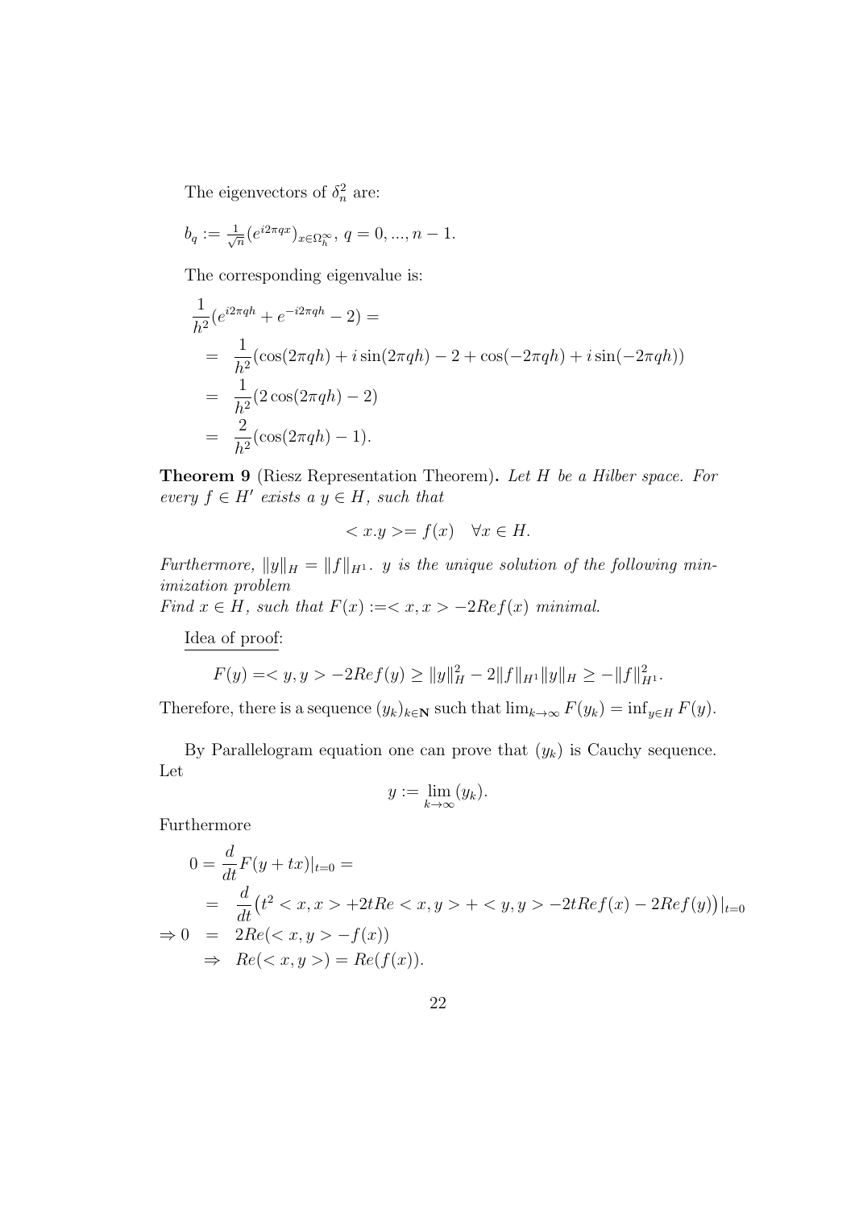The eigenvectors of $\delta_n^2$ are:

$b_q := \frac{1}{\sqrt{n}}(e^{i2\pi qx})_{x\in\Omega_h^\infty}$, $q = 0, ..., n-1$.

The corresponding eigenvalue is:

$$
\begin{aligned}
&\frac{1}{h^2}(e^{i2\pi qh} + e^{-i2\pi qh} - 2) = \\
&= \frac{1}{h^2}(\cos(2\pi qh) + i\sin(2\pi qh) - 2 + \cos(-2\pi qh) + i\sin(-2\pi qh)) \\
&= \frac{1}{h^2}(2\cos(2\pi qh) - 2) \\
&= \frac{2}{h^2}(\cos(2\pi qh) - 1).
\end{aligned}
$$

**Theorem 9** (Riesz Representation Theorem)**.** *Let $H$ be a Hilber space. For every $f \in H'$ exists a $y \in H$, such that*

$$< x.y >= f(x) \quad \forall x \in H.$$

*Furthermore, $\|y\|_H = \|f\|_{H^1}$. $y$ is the unique solution of the following minimization problem*
*Find $x \in H$, such that $F(x) :=< x, x > -2Ref(x)$ minimal.*

Idea of proof:

$$F(y) =< y, y > -2Ref(y) \geq \|y\|_H^2 - 2\|f\|_{H^1}\|y\|_H \geq -\|f\|_{H^1}^2.$$

Therefore, there is a sequence $(y_k)_{k\in\mathbf{N}}$ such that $\lim_{k\to\infty} F(y_k) = \inf_{y\in H} F(y)$.

By Parallelogram equation one can prove that $(y_k)$ is Cauchy sequence. Let

$$y := \lim_{k\to\infty}(y_k).$$

Furthermore

$$
\begin{aligned}
0 = \frac{d}{dt}F(y + tx)|_{t=0} &= \\
&= \frac{d}{dt}\big(t^2 < x, x > +2tRe < x, y > + < y, y > -2tRef(x) - 2Ref(y)\big)|_{t=0} \\
\Rightarrow 0 &= 2Re(< x, y > -f(x)) \\
&\Rightarrow Re(< x, y >) = Re(f(x)).
\end{aligned}
$$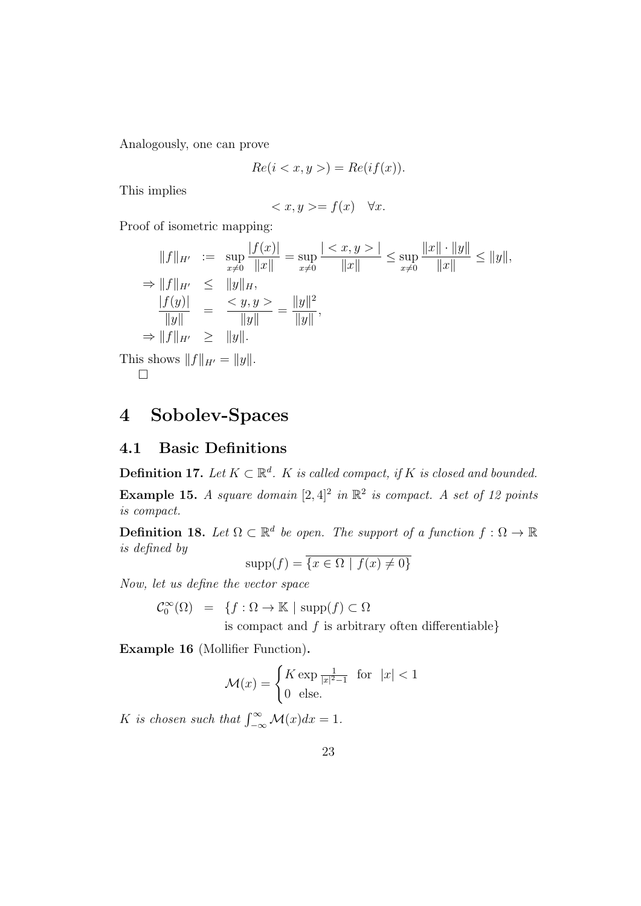Analogously, one can prove

$$Re(i < x, y >) = Re(if(x)).$$

This implies

$$< x, y >= f(x) \quad \forall x.$$

Proof of isometric mapping:

$$
\begin{aligned}
\|f\|_{H'} &:= \sup_{x \neq 0} \frac{|f(x)|}{\|x\|} = \sup_{x \neq 0} \frac{| < x, y > |}{\|x\|} \leq \sup_{x \neq 0} \frac{\|x\| \cdot \|y\|}{\|x\|} \leq \|y\|, \\
\Rightarrow \|f\|_{H'} &\leq \|y\|_H, \\
\frac{|f(y)|}{\|y\|} &= \frac{< y, y >}{\|y\|} = \frac{\|y\|^2}{\|y\|}, \\
\Rightarrow \|f\|_{H'} &\geq \|y\|.
\end{aligned}
$$

This shows $\|f\|_{H'} = \|y\|$.
□

# 4 Sobolev-Spaces

## 4.1 Basic Definitions

**Definition 17.** *Let $K \subset \mathbb{R}^d$. $K$ is called compact, if $K$ is closed and bounded.*

**Example 15.** *A square domain $[2, 4]^2$ in $\mathbb{R}^2$ is compact. A set of 12 points is compact.*

**Definition 18.** *Let $\Omega \subset \mathbb{R}^d$ be open. The support of a function $f : \Omega \to \mathbb{R}$ is defined by*

$$\operatorname{supp}(f) = \overline{\{x \in \Omega \mid f(x) \neq 0\}}$$

*Now, let us define the vector space*

$$
\begin{aligned}
\mathcal{C}_0^\infty(\Omega) = \{ & f : \Omega \to \mathbb{K} \mid \operatorname{supp}(f) \subset \Omega \\
& \text{is compact and } f \text{ is arbitrary often differentiable}\}
\end{aligned}
$$

**Example 16** (Mollifier Function)**.**

$$\mathcal{M}(x) = \begin{cases} K \exp \frac{1}{|x|^2 - 1} & \text{for} \quad |x| < 1 \\ 0 \quad \text{else.} \end{cases}$$

*$K$ is chosen such that $\int_{-\infty}^{\infty} \mathcal{M}(x) dx = 1$.*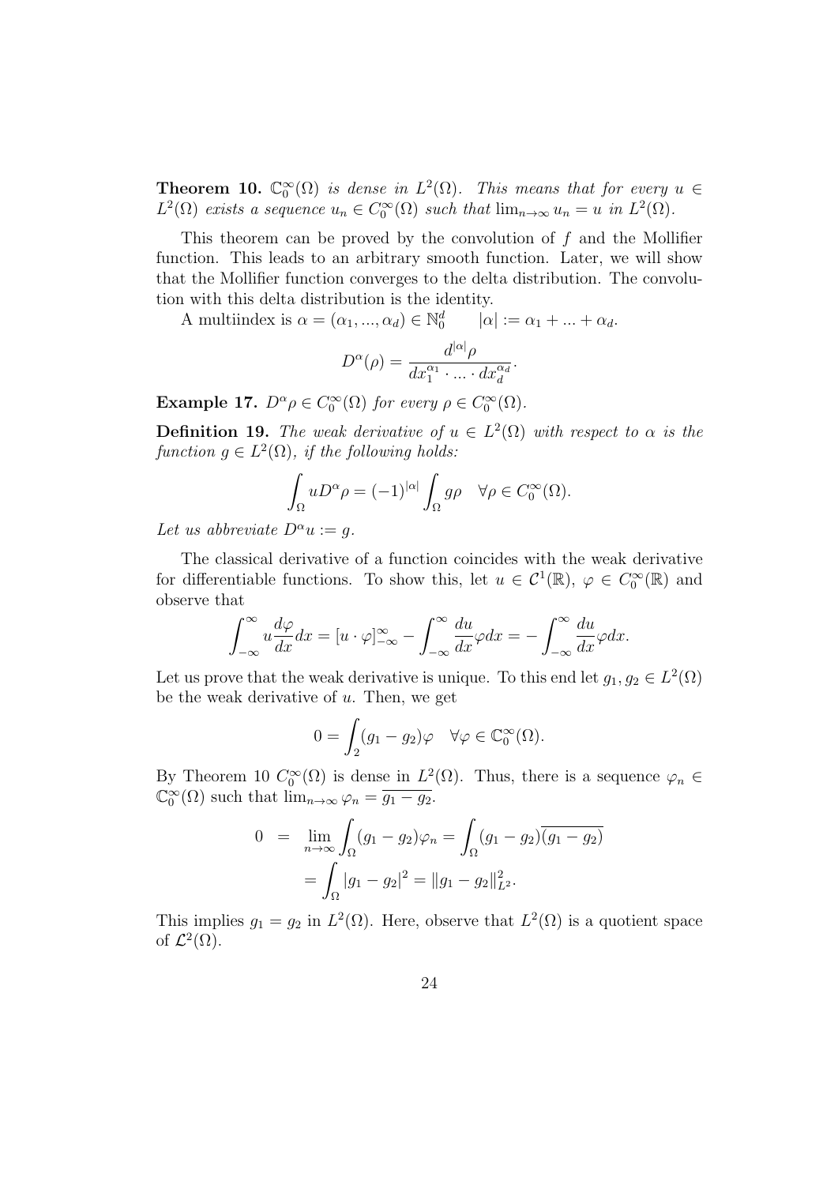**Theorem 10.** *$\mathbb{C}_0^\infty(\Omega)$ is dense in $L^2(\Omega)$. This means that for every $u \in L^2(\Omega)$ exists a sequence $u_n \in C_0^\infty(\Omega)$ such that $\lim_{n\to\infty} u_n = u$ in $L^2(\Omega)$.*

This theorem can be proved by the convolution of $f$ and the Mollifier function. This leads to an arbitrary smooth function. Later, we will show that the Mollifier function converges to the delta distribution. The convolution with this delta distribution is the identity.

A multiindex is $\alpha = (\alpha_1, ..., \alpha_d) \in \mathbb{N}_0^d \qquad |\alpha| := \alpha_1 + ... + \alpha_d$.

$$D^\alpha(\rho) = \frac{d^{|\alpha|}\rho}{dx_1^{\alpha_1} \cdot ... \cdot dx_d^{\alpha_d}}.$$

**Example 17.** *$D^\alpha \rho \in C_0^\infty(\Omega)$ for every $\rho \in C_0^\infty(\Omega)$.*

**Definition 19.** *The weak derivative of $u \in L^2(\Omega)$ with respect to $\alpha$ is the function $g \in L^2(\Omega)$, if the following holds:*

$$\int_\Omega u D^\alpha \rho = (-1)^{|\alpha|} \int_\Omega g\rho \quad \forall \rho \in C_0^\infty(\Omega).$$

*Let us abbreviate $D^\alpha u := g$.*

The classical derivative of a function coincides with the weak derivative for differentiable functions. To show this, let $u \in \mathcal{C}^1(\mathbb{R})$, $\varphi \in C_0^\infty(\mathbb{R})$ and observe that

$$\int_{-\infty}^{\infty} u \frac{d\varphi}{dx} dx = [u \cdot \varphi]_{-\infty}^{\infty} - \int_{-\infty}^{\infty} \frac{du}{dx} \varphi dx = -\int_{-\infty}^{\infty} \frac{du}{dx} \varphi dx.$$

Let us prove that the weak derivative is unique. To this end let $g_1, g_2 \in L^2(\Omega)$ be the weak derivative of $u$. Then, we get

$$0 = \int_2 (g_1 - g_2)\varphi \quad \forall \varphi \in \mathbb{C}_0^\infty(\Omega).$$

By Theorem 10 $C_0^\infty(\Omega)$ is dense in $L^2(\Omega)$. Thus, there is a sequence $\varphi_n \in \mathbb{C}_0^\infty(\Omega)$ such that $\lim_{n\to\infty} \varphi_n = \overline{g_1 - g_2}$.

$$\begin{aligned} 0 &= \lim_{n\to\infty} \int_\Omega (g_1 - g_2)\varphi_n = \int_\Omega (g_1 - g_2)\overline{(g_1 - g_2)} \\ &= \int_\Omega |g_1 - g_2|^2 = \|g_1 - g_2\|_{L^2}^2. \end{aligned}$$

This implies $g_1 = g_2$ in $L^2(\Omega)$. Here, observe that $L^2(\Omega)$ is a quotient space of $\mathcal{L}^2(\Omega)$.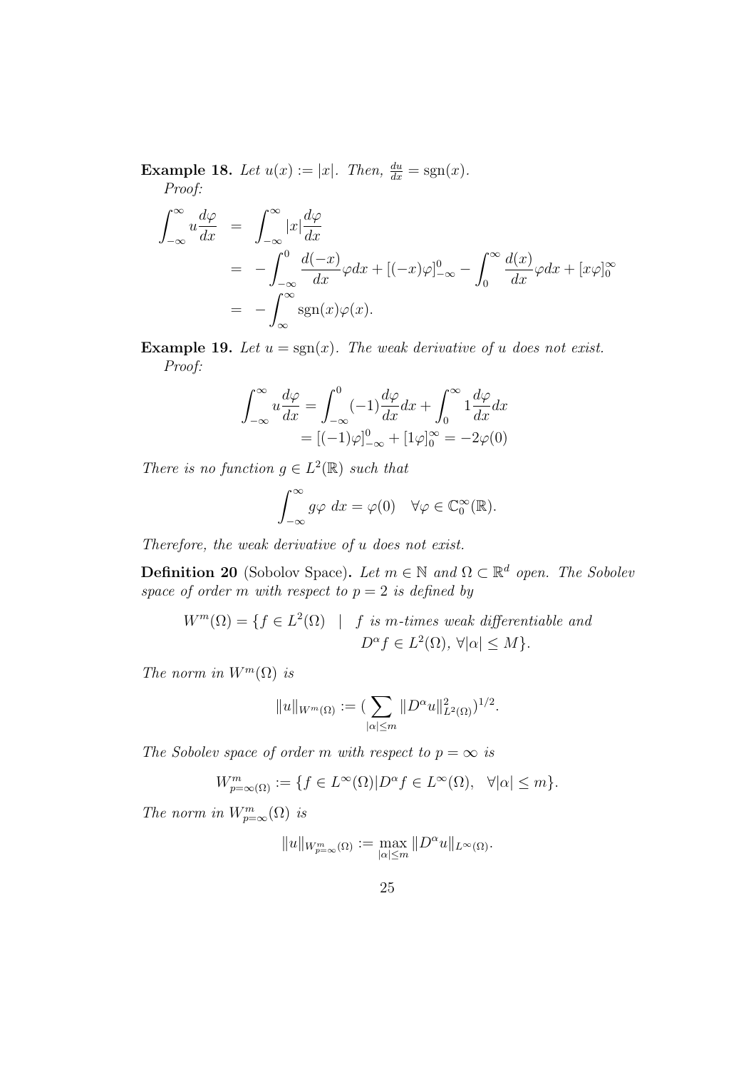**Example 18.** *Let $u(x) := |x|$. Then, $\frac{du}{dx} = \operatorname{sgn}(x)$.*

*Proof:*

$$
\begin{aligned}
\int_{-\infty}^{\infty} u \frac{d\varphi}{dx} &= \int_{-\infty}^{\infty} |x| \frac{d\varphi}{dx} \\
&= -\int_{-\infty}^{0} \frac{d(-x)}{dx} \varphi dx + [(-x)\varphi]_{-\infty}^{0} - \int_{0}^{\infty} \frac{d(x)}{dx} \varphi dx + [x\varphi]_{0}^{\infty} \\
&= -\int_{\infty}^{\infty} \operatorname{sgn}(x) \varphi(x).
\end{aligned}
$$

**Example 19.** *Let $u = \operatorname{sgn}(x)$. The weak derivative of $u$ does not exist.*

*Proof:*

$$
\begin{aligned}
\int_{-\infty}^{\infty} u \frac{d\varphi}{dx} &= \int_{-\infty}^{0} (-1) \frac{d\varphi}{dx} dx + \int_{0}^{\infty} 1 \frac{d\varphi}{dx} dx \\
&= [(-1)\varphi]_{-\infty}^{0} + [1\varphi]_{0}^{\infty} = -2\varphi(0)
\end{aligned}
$$

*There is no function $g \in L^2(\mathbb{R})$ such that*

$$
\int_{-\infty}^{\infty} g\varphi \; dx = \varphi(0) \quad \forall \varphi \in \mathbb{C}_0^{\infty}(\mathbb{R}).
$$

*Therefore, the weak derivative of $u$ does not exist.*

**Definition 20** (Sobolov Space)**.** *Let $m \in \mathbb{N}$ and $\Omega \subset \mathbb{R}^d$ open. The Sobolev space of order $m$ with respect to $p = 2$ is defined by*

$$
\begin{aligned}
W^m(\Omega) = \{ f \in L^2(\Omega) \quad | \quad & f \text{ is } m\text{-times weak differentiable and} \\
& D^\alpha f \in L^2(\Omega), \; \forall |\alpha| \leq M \}.
\end{aligned}
$$

*The norm in $W^m(\Omega)$ is*

$$
\|u\|_{W^m(\Omega)} := \left( \sum_{|\alpha| \leq m} \|D^\alpha u\|_{L^2(\Omega)}^2 \right)^{1/2}.
$$

*The Sobolev space of order $m$ with respect to $p = \infty$ is*

$$
W_{p=\infty(\Omega)}^m := \{ f \in L^\infty(\Omega) | D^\alpha f \in L^\infty(\Omega), \quad \forall |\alpha| \leq m \}.
$$

*The norm in $W_{p=\infty}^m(\Omega)$ is*

$$
\|u\|_{W_{p=\infty}^m(\Omega)} := \max_{|\alpha| \leq m} \|D^\alpha u\|_{L^\infty(\Omega)}.
$$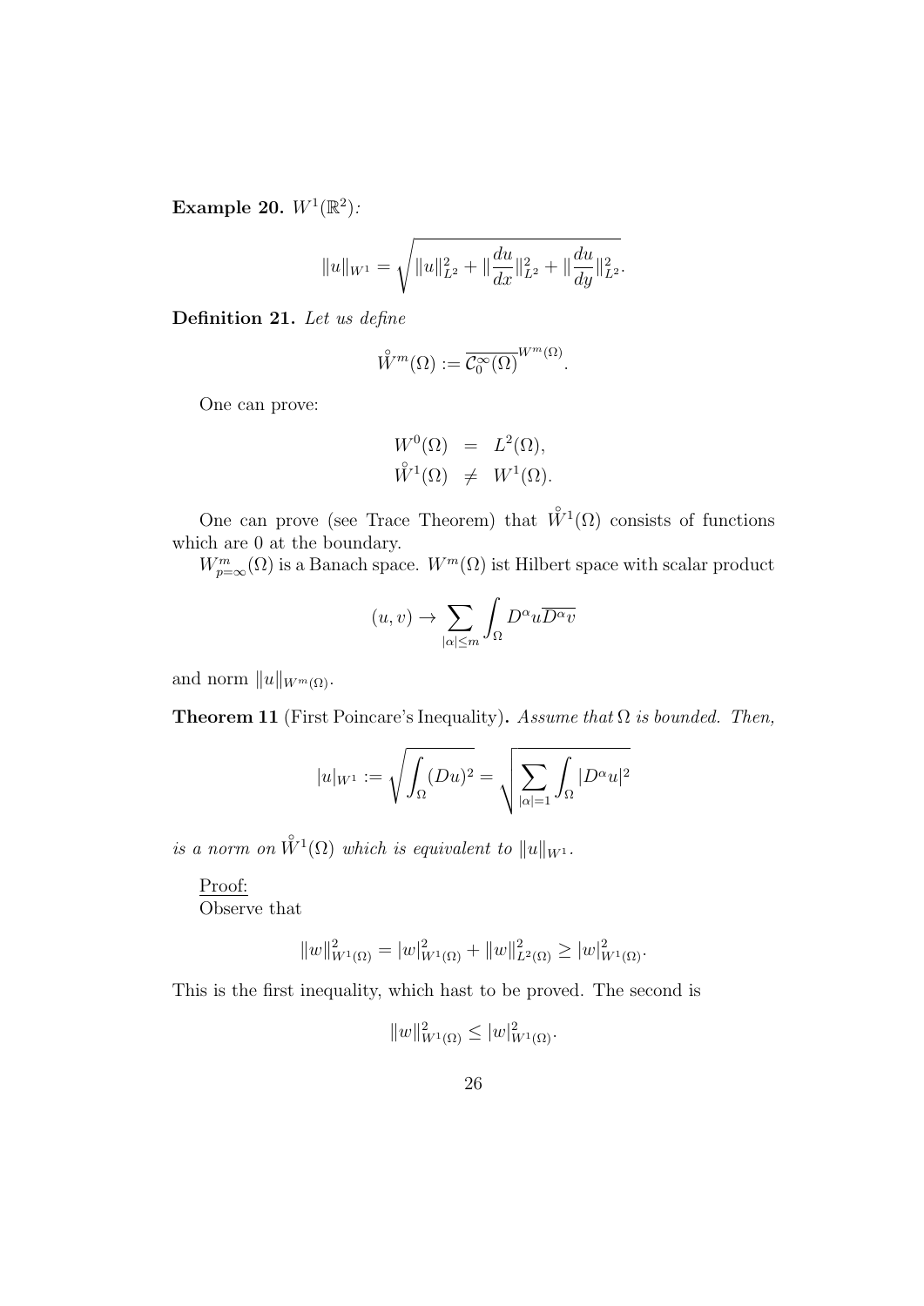**Example 20.** $W^1(\mathbb{R}^2)$*:*

$$\|u\|_{W^1} = \sqrt{\|u\|_{L^2}^2 + \|\frac{du}{dx}\|_{L^2}^2 + \|\frac{du}{dy}\|_{L^2}^2}.$$

**Definition 21.** *Let us define*

$$\mathring{W}^m(\Omega) := \overline{\mathcal{C}_0^\infty(\Omega)}^{W^m(\Omega)}.$$

One can prove:

$$\begin{aligned} W^0(\Omega) &= L^2(\Omega), \\ \mathring{W}^1(\Omega) &\neq W^1(\Omega). \end{aligned}$$

One can prove (see Trace Theorem) that $\mathring{W}^1(\Omega)$ consists of functions which are 0 at the boundary.

$W^m_{p=\infty}(\Omega)$ is a Banach space. $W^m(\Omega)$ ist Hilbert space with scalar product

$$(u, v) \rightarrow \sum_{|\alpha| \leq m} \int_\Omega D^\alpha u \overline{D^\alpha v}$$

and norm $\|u\|_{W^m(\Omega)}$.

**Theorem 11** (First Poincare's Inequality)**.** *Assume that $\Omega$ is bounded. Then,*

$$|u|_{W^1} := \sqrt{\int_\Omega (Du)^2} = \sqrt{\sum_{|\alpha|=1} \int_\Omega |D^\alpha u|^2}$$

*is a norm on $\mathring{W}^1(\Omega)$ which is equivalent to $\|u\|_{W^1}$.*

Proof:
Observe that

$$\|w\|_{W^1(\Omega)}^2 = |w|_{W^1(\Omega)}^2 + \|w\|_{L^2(\Omega)}^2 \geq |w|_{W^1(\Omega)}^2.$$

This is the first inequality, which hast to be proved. The second is

$$\|w\|_{W^1(\Omega)}^2 \leq |w|_{W^1(\Omega)}^2.$$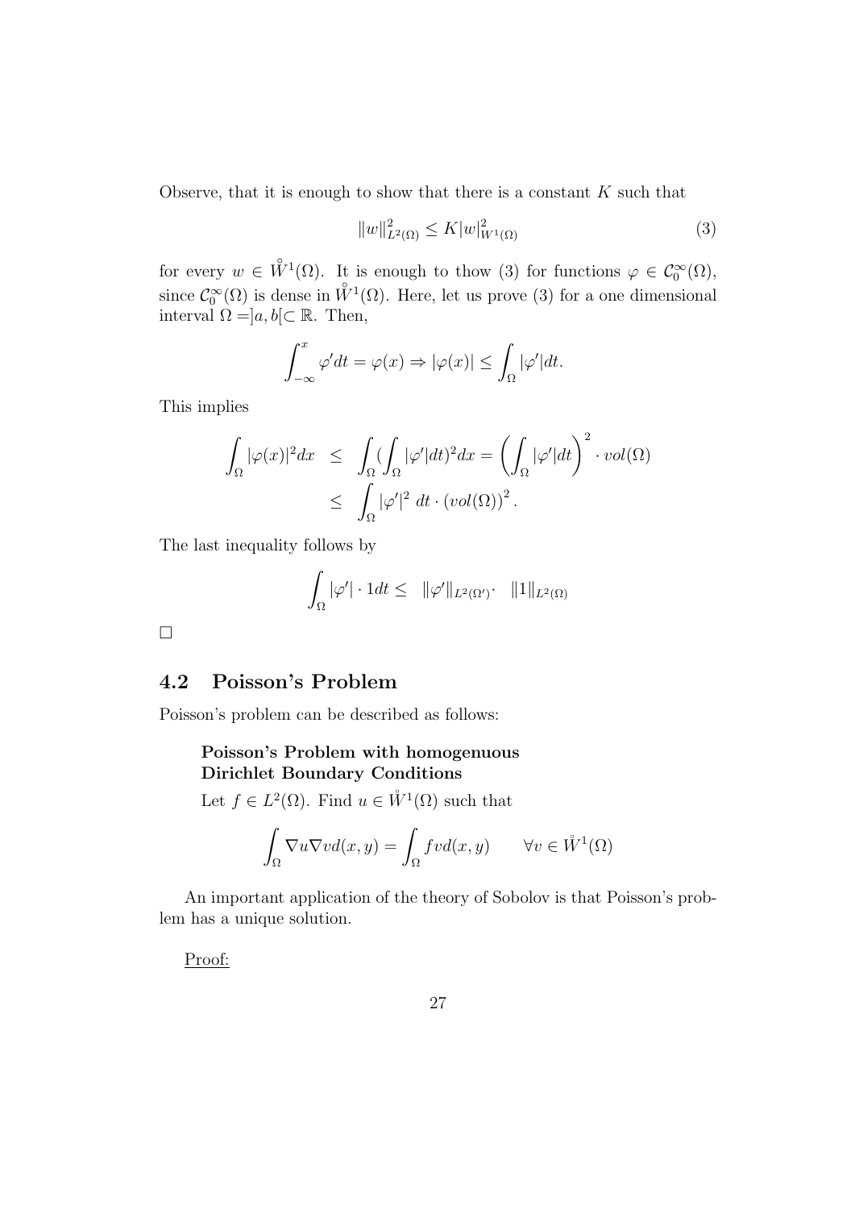Observe, that it is enough to show that there is a constant $K$ such that

$$\|w\|^2_{L^2(\Omega)} \leq K|w|^2_{W^1(\Omega)} \tag{3}$$

for every $w \in \mathring{W}^1(\Omega)$. It is enough to thow (3) for functions $\varphi \in \mathcal{C}_0^\infty(\Omega)$, since $\mathcal{C}_0^\infty(\Omega)$ is dense in $\mathring{W}^1(\Omega)$. Here, let us prove (3) for a one dimensional interval $\Omega = ]a, b[ \subset \mathbb{R}$. Then,

$$\int_{-\infty}^{x} \varphi' dt = \varphi(x) \Rightarrow |\varphi(x)| \leq \int_\Omega |\varphi'| dt.$$

This implies

$$\begin{aligned}
\int_\Omega |\varphi(x)|^2 dx &\leq \int_\Omega (\int_\Omega |\varphi'| dt)^2 dx = \left(\int_\Omega |\varphi'| dt\right)^2 \cdot vol(\Omega) \\
&\leq \int_\Omega |\varphi'|^2 \, dt \cdot (vol(\Omega))^2 .
\end{aligned}$$

The last inequality follows by

$$\int_\Omega |\varphi'| \cdot 1 dt \leq \|\varphi'\|_{L^2(\Omega')} \cdot \|1\|_{L^2(\Omega)}$$

□

## 4.2 Poisson's Problem

Poisson's problem can be described as follows:

> **Poisson's Problem with homogenuous Dirichlet Boundary Conditions**
>
> Let $f \in L^2(\Omega)$. Find $u \in \mathring{W}^1(\Omega)$ such that
>
> $$\int_\Omega \nabla u \nabla v d(x,y) = \int_\Omega f v d(x,y) \qquad \forall v \in \mathring{W}^1(\Omega)$$

An important application of the theory of Sobolov is that Poisson's problem has a unique solution.

Proof: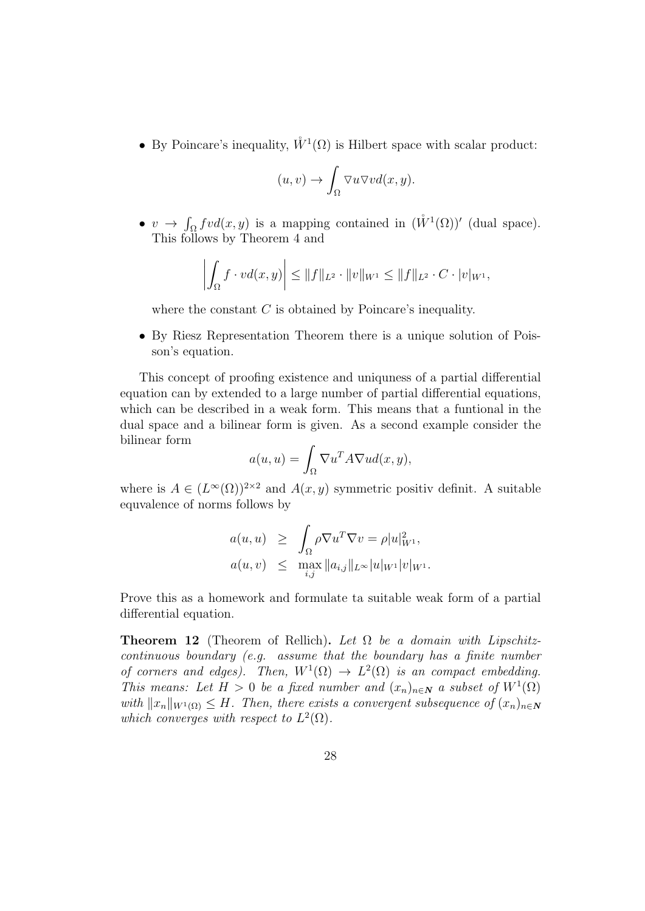- By Poincare's inequality, $\mathring{W}^1(\Omega)$ is Hilbert space with scalar product:

$$(u, v) \to \int_\Omega \nabla u \nabla v d(x, y).$$

- $v \to \int_\Omega f v d(x, y)$ is a mapping contained in $(\mathring{W}^1(\Omega))'$ (dual space). This follows by Theorem 4 and

$$\left| \int_\Omega f \cdot v d(x, y) \right| \leq \|f\|_{L^2} \cdot \|v\|_{W^1} \leq \|f\|_{L^2} \cdot C \cdot |v|_{W^1},$$

where the constant $C$ is obtained by Poincare's inequality.

- By Riesz Representation Theorem there is a unique solution of Poisson's equation.

This concept of proofing existence and uniquness of a partial differential equation can by extended to a large number of partial differential equations, which can be described in a weak form. This means that a funtional in the dual space and a bilinear form is given. As a second example consider the bilinear form

$$a(u, u) = \int_\Omega \nabla u^T A \nabla u d(x, y),$$

where is $A \in (L^\infty(\Omega))^{2 \times 2}$ and $A(x, y)$ symmetric positiv definit. A suitable equvalence of norms follows by

$$\begin{aligned} a(u, u) &\geq \int_\Omega \rho \nabla u^T \nabla v = \rho |u|_{W^1}^2, \\ a(u, v) &\leq \max_{i,j} \|a_{i,j}\|_{L^\infty} |u|_{W^1} |v|_{W^1}. \end{aligned}$$

Prove this as a homework and formulate ta suitable weak form of a partial differential equation.

**Theorem 12** (Theorem of Rellich)**.** *Let $\Omega$ be a domain with Lipschitz-continuous boundary (e.g. assume that the boundary has a finite number of corners and edges). Then, $W^1(\Omega) \to L^2(\Omega)$ is an compact embedding. This means: Let $H > 0$ be a fixed number and $(x_n)_{n \in \mathbf{N}}$ a subset of $W^1(\Omega)$ with $\|x_n\|_{W^1(\Omega)} \leq H$. Then, there exists a convergent subsequence of $(x_n)_{n \in \mathbf{N}}$ which converges with respect to $L^2(\Omega)$.*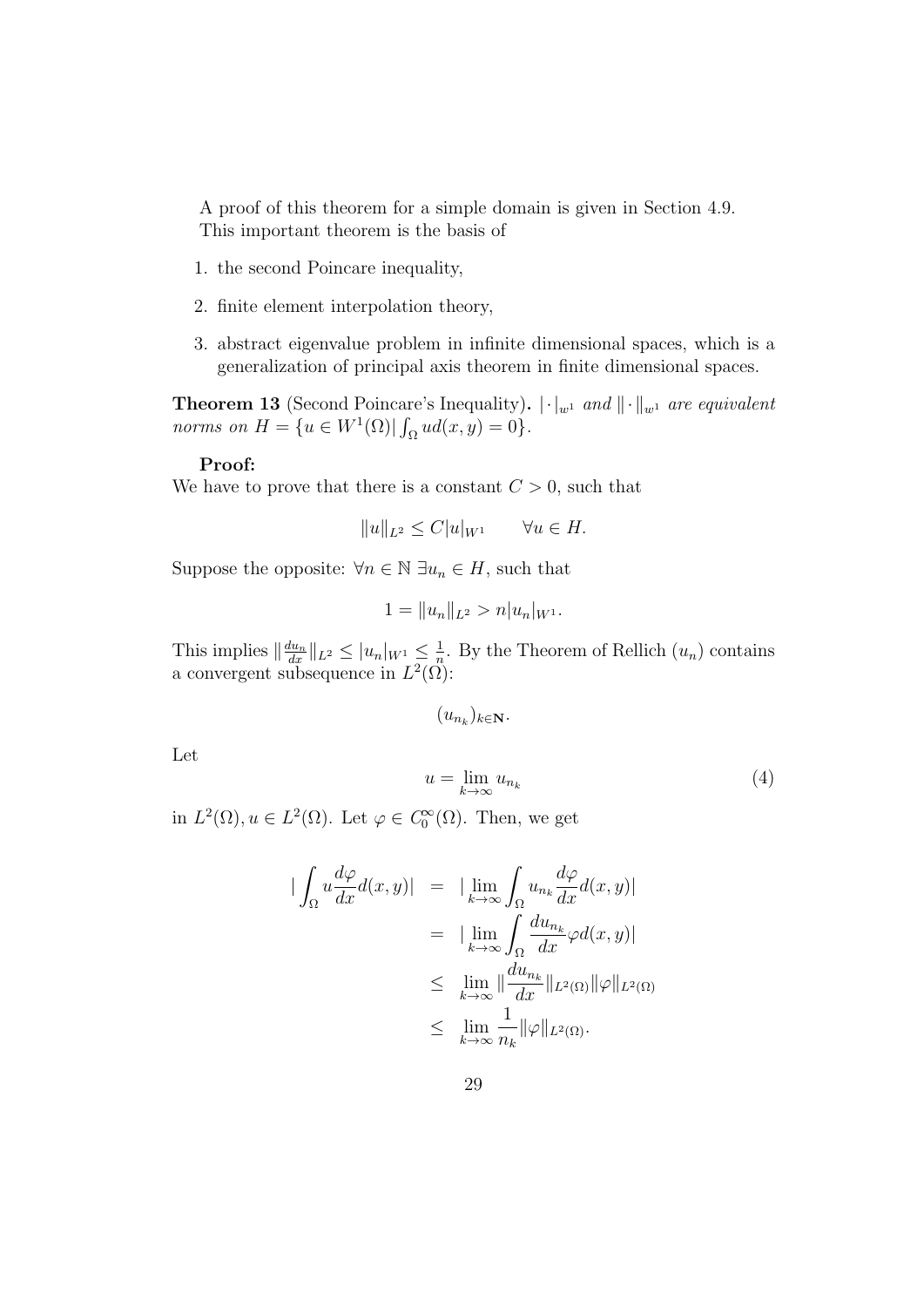A proof of this theorem for a simple domain is given in Section 4.9. This important theorem is the basis of

1. the second Poincare inequality,
2. finite element interpolation theory,
3. abstract eigenvalue problem in infinite dimensional spaces, which is a generalization of principal axis theorem in finite dimensional spaces.

**Theorem 13** (Second Poincare's Inequality). *$|\cdot|_{w^1}$ and $\|\cdot\|_{w^1}$ are equivalent norms on $H = \{u \in W^1(\Omega) | \int_\Omega u d(x,y) = 0\}$.*

**Proof:**

We have to prove that there is a constant $C > 0$, such that

$$\|u\|_{L^2} \leq C|u|_{W^1} \qquad \forall u \in H.$$

Suppose the opposite: $\forall n \in \mathbb{N} \; \exists u_n \in H$, such that

$$1 = \|u_n\|_{L^2} > n|u_n|_{W^1}.$$

This implies $\|\frac{du_n}{dx}\|_{L^2} \leq |u_n|_{W^1} \leq \frac{1}{n}$. By the Theorem of Rellich $(u_n)$ contains a convergent subsequence in $L^2(\Omega)$:

$$(u_{n_k})_{k\in\mathbf{N}}.$$

Let

$$u = \lim_{k\to\infty} u_{n_k} \tag{4}$$

in $L^2(\Omega), u \in L^2(\Omega)$. Let $\varphi \in C_0^\infty(\Omega)$. Then, we get

$$\begin{aligned}
|\int_\Omega u \frac{d\varphi}{dx} d(x,y)| &= |\lim_{k\to\infty} \int_\Omega u_{n_k} \frac{d\varphi}{dx} d(x,y)| \\
&= |\lim_{k\to\infty} \int_\Omega \frac{du_{n_k}}{dx} \varphi d(x,y)| \\
&\leq \lim_{k\to\infty} \|\frac{du_{n_k}}{dx}\|_{L^2(\Omega)} \|\varphi\|_{L^2(\Omega)} \\
&\leq \lim_{k\to\infty} \frac{1}{n_k} \|\varphi\|_{L^2(\Omega)}.
\end{aligned}$$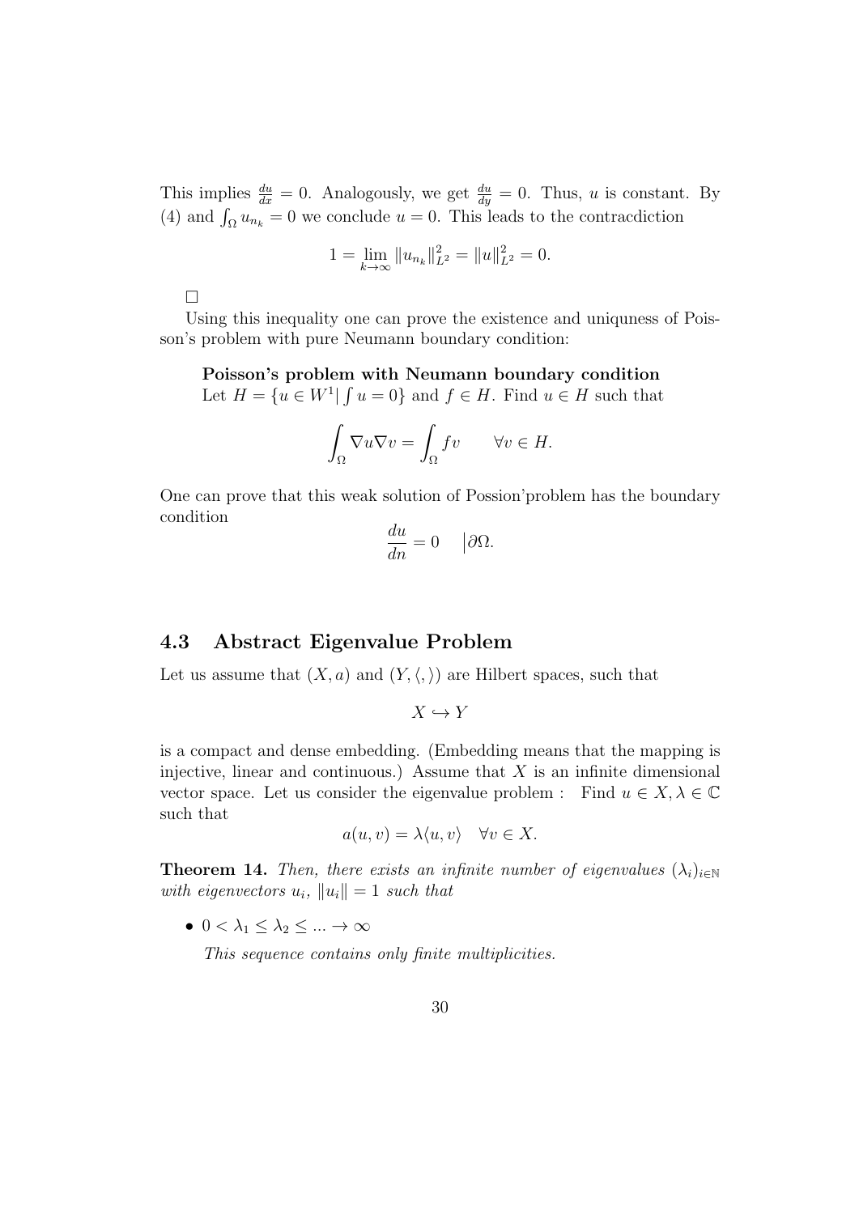This implies $\frac{du}{dx} = 0$. Analogously, we get $\frac{du}{dy} = 0$. Thus, $u$ is constant. By (4) and $\int_\Omega u_{n_k} = 0$ we conclude $u = 0$. This leads to the contracdiction

$$1 = \lim_{k \to \infty} \|u_{n_k}\|_{L^2}^2 = \|u\|_{L^2}^2 = 0.$$

□

Using this inequality one can prove the existence and uniquness of Poisson's problem with pure Neumann boundary condition:

**Poisson's problem with Neumann boundary condition**
Let $H = \{u \in W^1 | \int u = 0\}$ and $f \in H$. Find $u \in H$ such that

$$\int_\Omega \nabla u \nabla v = \int_\Omega f v \qquad \forall v \in H.$$

One can prove that this weak solution of Possion'problem has the boundary condition

$$\frac{du}{dn} = 0 \quad \Big| \partial\Omega.$$

### 4.3 Abstract Eigenvalue Problem

Let us assume that $(X, a)$ and $(Y, \langle , \rangle)$ are Hilbert spaces, such that

$$X \hookrightarrow Y$$

is a compact and dense embedding. (Embedding means that the mapping is injective, linear and continuous.) Assume that $X$ is an infinite dimensional vector space. Let us consider the eigenvalue problem : Find $u \in X, \lambda \in \mathbb{C}$ such that

$$a(u, v) = \lambda \langle u, v \rangle \quad \forall v \in X.$$

**Theorem 14.** *Then, there exists an infinite number of eigenvalues $(\lambda_i)_{i \in \mathbb{N}}$ with eigenvectors $u_i$, $\|u_i\| = 1$ such that*

- $0 < \lambda_1 \leq \lambda_2 \leq ... \to \infty$

  *This sequence contains only finite multiplicities.*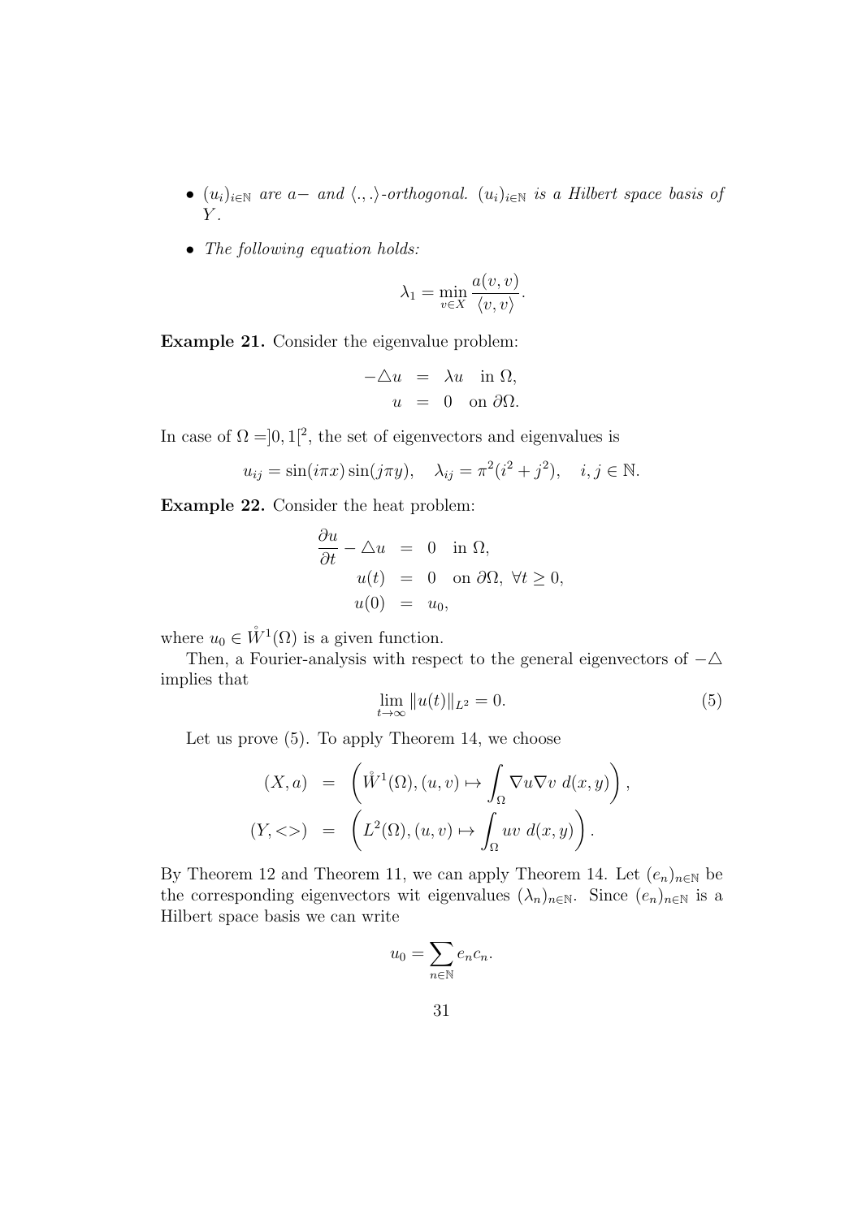- $(u_i)_{i\in\mathbb{N}}$ *are* $a-$ *and* $\langle.,.\rangle$*-orthogonal.* $(u_i)_{i\in\mathbb{N}}$ *is a Hilbert space basis of* $Y$*.*
- *The following equation holds:*

$$\lambda_1 = \min_{v\in X} \frac{a(v,v)}{\langle v,v\rangle}.$$

**Example 21.** Consider the eigenvalue problem:

$$\begin{aligned} -\triangle u &= \lambda u \quad \text{in } \Omega, \\ u &= 0 \quad \text{on } \partial\Omega. \end{aligned}$$

In case of $\Omega = ]0,1[^2$, the set of eigenvectors and eigenvalues is

$$u_{ij} = \sin(i\pi x)\sin(j\pi y), \quad \lambda_{ij} = \pi^2(i^2+j^2), \quad i,j\in\mathbb{N}.$$

**Example 22.** Consider the heat problem:

$$\begin{aligned} \frac{\partial u}{\partial t} - \triangle u &= 0 \quad \text{in } \Omega, \\ u(t) &= 0 \quad \text{on } \partial\Omega,\ \forall t\geq 0, \\ u(0) &= u_0, \end{aligned}$$

where $u_0 \in \mathring{W}^1(\Omega)$ is a given function.

Then, a Fourier-analysis with respect to the general eigenvectors of $-\triangle$ implies that

$$\lim_{t\to\infty} \|u(t)\|_{L^2} = 0. \tag{5}$$

Let us prove (5). To apply Theorem 14, we choose

$$\begin{aligned} (X,a) &= \left(\mathring{W}^1(\Omega), (u,v)\mapsto \int_\Omega \nabla u \nabla v \; d(x,y)\right), \\ (Y,<>) &= \left(L^2(\Omega), (u,v)\mapsto \int_\Omega uv \; d(x,y)\right). \end{aligned}$$

By Theorem 12 and Theorem 11, we can apply Theorem 14. Let $(e_n)_{n\in\mathbb{N}}$ be the corresponding eigenvectors wit eigenvalues $(\lambda_n)_{n\in\mathbb{N}}$. Since $(e_n)_{n\in\mathbb{N}}$ is a Hilbert space basis we can write

$$u_0 = \sum_{n\in\mathbb{N}} e_n c_n.$$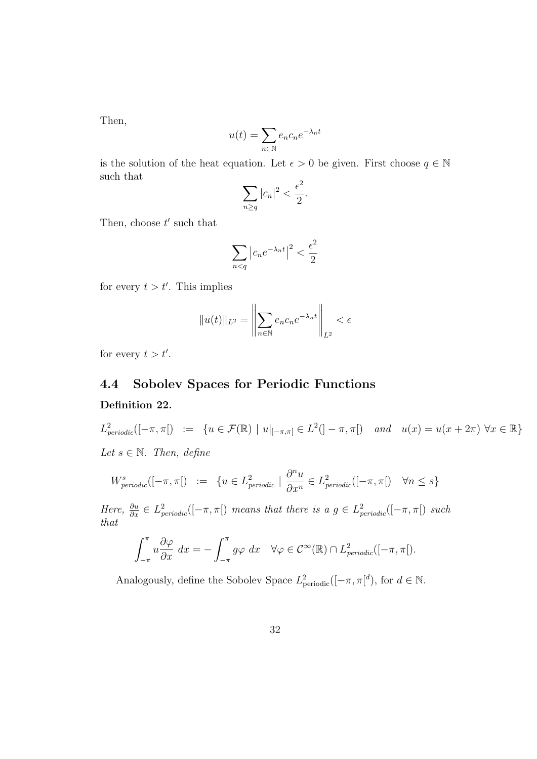Then,

$$u(t) = \sum_{n \in \mathbb{N}} e_n c_n e^{-\lambda_n t}$$

is the solution of the heat equation. Let $\epsilon > 0$ be given. First choose $q \in \mathbb{N}$ such that

$$\sum_{n \geq q} |c_n|^2 < \frac{\epsilon^2}{2}.$$

Then, choose $t'$ such that

$$\sum_{n < q} \left| c_n e^{-\lambda_n t} \right|^2 < \frac{\epsilon^2}{2}$$

for every $t > t'$. This implies

$$\|u(t)\|_{L^2} = \left\| \sum_{n \in \mathbb{N}} e_n c_n e^{-\lambda_n t} \right\|_{L^2} < \epsilon$$

for every $t > t'$.

## 4.4 Sobolev Spaces for Periodic Functions

**Definition 22.**

$$L^2_{periodic}([-\pi, \pi[) \;:=\; \{u \in \mathcal{F}(\mathbb{R}) \mid u|_{]-\pi,\pi[} \in L^2(]-\pi,\pi[) \quad and \quad u(x) = u(x + 2\pi) \; \forall x \in \mathbb{R}\}$$

*Let $s \in \mathbb{N}$. Then, define*

$$W^s_{periodic}([-\pi, \pi[) \;:=\; \{u \in L^2_{periodic} \mid \frac{\partial^n u}{\partial x^n} \in L^2_{periodic}([-\pi, \pi[) \quad \forall n \leq s\}$$

*Here, $\frac{\partial u}{\partial x} \in L^2_{periodic}([-\pi, \pi[)$ means that there is a $g \in L^2_{periodic}([-\pi, \pi[)$ such that*

$$\int_{-\pi}^{\pi} u \frac{\partial \varphi}{\partial x} \; dx = - \int_{-\pi}^{\pi} g \varphi \; dx \quad \forall \varphi \in \mathcal{C}^\infty(\mathbb{R}) \cap L^2_{periodic}([-\pi, \pi[).$$

Analogously, define the Sobolev Space $L^2_{\text{periodic}}([-\pi, \pi[^d)$, for $d \in \mathbb{N}$.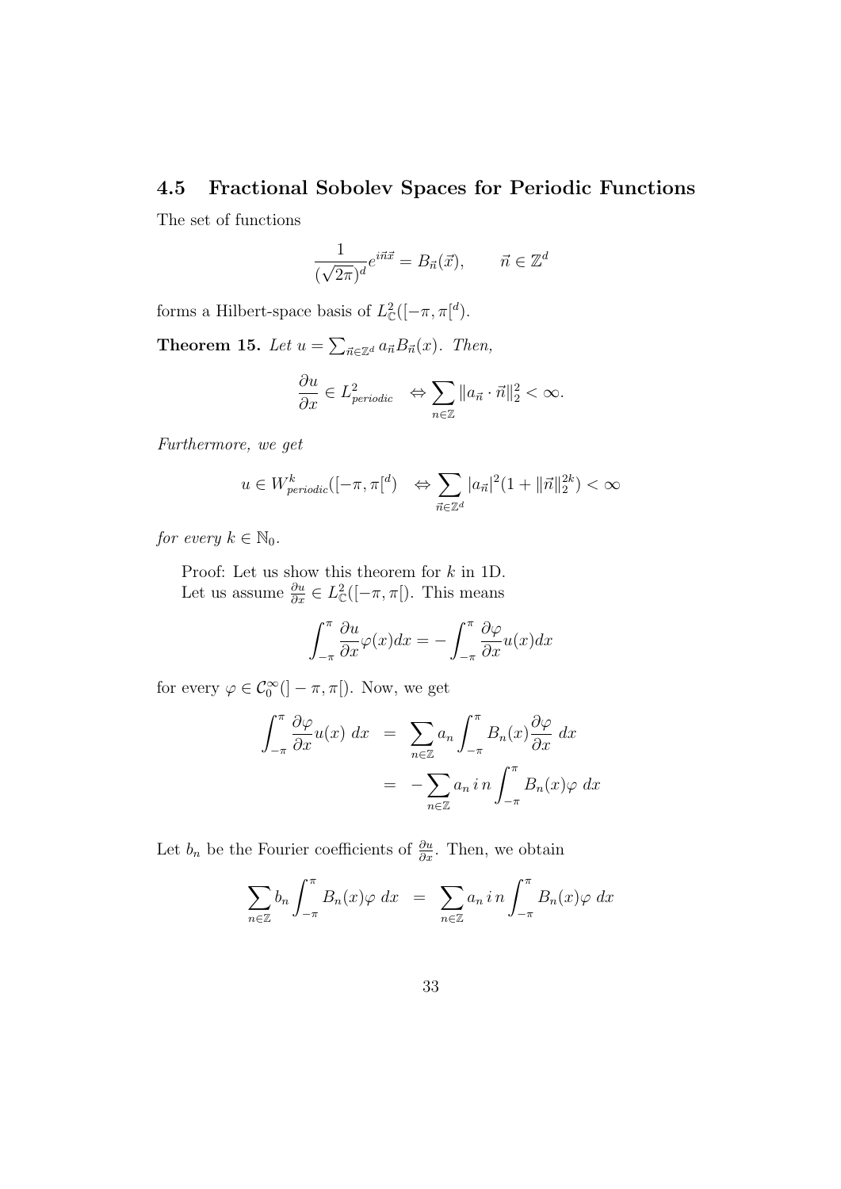### 4.5 Fractional Sobolev Spaces for Periodic Functions

The set of functions

$$\frac{1}{(\sqrt{2\pi})^d} e^{i\vec{n}\vec{x}} = B_{\vec{n}}(\vec{x}), \qquad \vec{n} \in \mathbb{Z}^d$$

forms a Hilbert-space basis of $L^2_{\mathbb{C}}([-\pi, \pi[^d)$.

**Theorem 15.** *Let $u = \sum_{\vec{n} \in \mathbb{Z}^d} a_{\vec{n}} B_{\vec{n}}(x)$. Then,*

$$\frac{\partial u}{\partial x} \in L^2_{periodic} \quad \Leftrightarrow \sum_{n \in \mathbb{Z}} \|a_{\vec{n}} \cdot \vec{n}\|_2^2 < \infty.$$

*Furthermore, we get*

$$u \in W^k_{periodic}([-\pi, \pi[^d) \quad \Leftrightarrow \sum_{\vec{n} \in \mathbb{Z}^d} |a_{\vec{n}}|^2 (1 + \|\vec{n}\|_2^{2k}) < \infty$$

*for every $k \in \mathbb{N}_0$.*

Proof: Let us show this theorem for $k$ in 1D.
Let us assume $\frac{\partial u}{\partial x} \in L^2_{\mathbb{C}}([-\pi, \pi[)$. This means

$$\int_{-\pi}^{\pi} \frac{\partial u}{\partial x} \varphi(x) dx = -\int_{-\pi}^{\pi} \frac{\partial \varphi}{\partial x} u(x) dx$$

for every $\varphi \in \mathcal{C}_0^\infty(]-\pi, \pi[)$. Now, we get

$$\begin{aligned}
\int_{-\pi}^{\pi} \frac{\partial \varphi}{\partial x} u(x) \; dx &= \sum_{n \in \mathbb{Z}} a_n \int_{-\pi}^{\pi} B_n(x) \frac{\partial \varphi}{\partial x} \; dx \\
&= -\sum_{n \in \mathbb{Z}} a_n \, i \, n \int_{-\pi}^{\pi} B_n(x) \varphi \; dx
\end{aligned}$$

Let $b_n$ be the Fourier coefficients of $\frac{\partial u}{\partial x}$. Then, we obtain

$$\sum_{n \in \mathbb{Z}} b_n \int_{-\pi}^{\pi} B_n(x) \varphi \; dx \;\; = \;\; \sum_{n \in \mathbb{Z}} a_n \, i \, n \int_{-\pi}^{\pi} B_n(x) \varphi \; dx$$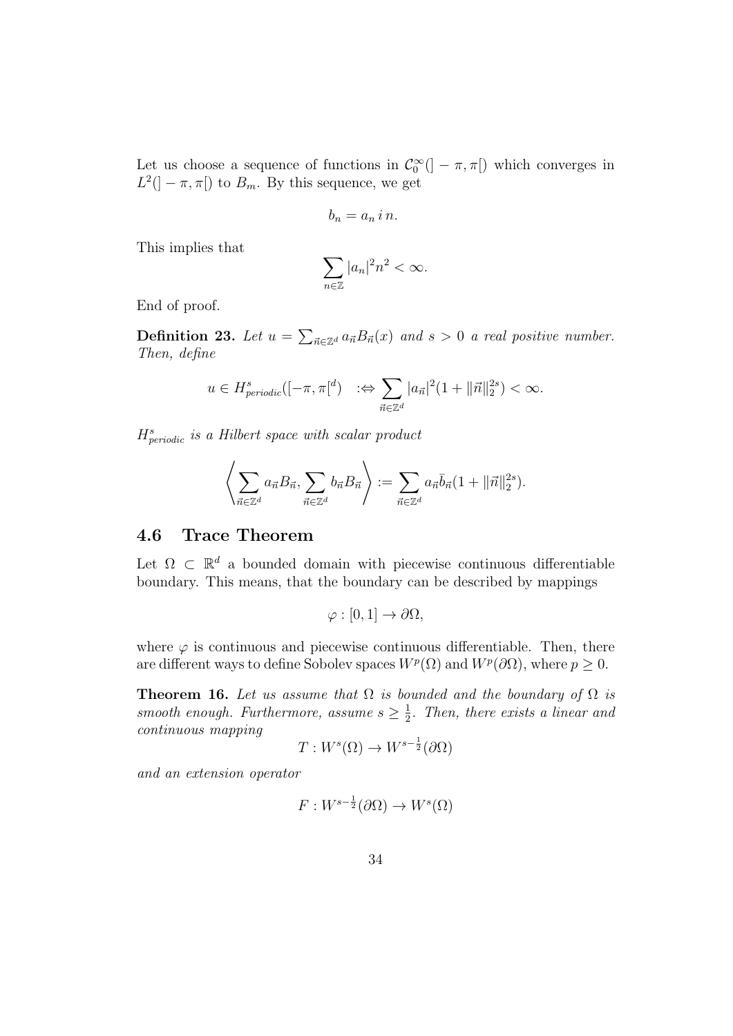Let us choose a sequence of functions in $\mathcal{C}_0^\infty(]-\pi,\pi[)$ which converges in $L^2(]-\pi,\pi[)$ to $B_m$. By this sequence, we get

$$b_n = a_n \, i \, n.$$

This implies that

$$\sum_{n\in\mathbb{Z}} |a_n|^2 n^2 < \infty.$$

End of proof.

**Definition 23.** *Let $u = \sum_{\vec{n}\in\mathbb{Z}^d} a_{\vec{n}} B_{\vec{n}}(x)$ and $s > 0$ a real positive number. Then, define*

$$u \in H^s_{periodic}([-\pi,\pi[^d) \quad :\Leftrightarrow \sum_{\vec{n}\in\mathbb{Z}^d} |a_{\vec{n}}|^2 (1 + \|\vec{n}\|_2^{2s}) < \infty.$$

*$H^s_{periodic}$ is a Hilbert space with scalar product*

$$\left\langle \sum_{\vec{n}\in\mathbb{Z}^d} a_{\vec{n}} B_{\vec{n}}, \sum_{\vec{n}\in\mathbb{Z}^d} b_{\vec{n}} B_{\vec{n}} \right\rangle := \sum_{\vec{n}\in\mathbb{Z}^d} a_{\vec{n}} \bar{b}_{\vec{n}} (1 + \|\vec{n}\|_2^{2s}).$$

## 4.6 Trace Theorem

Let $\Omega \subset \mathbb{R}^d$ a bounded domain with piecewise continuous differentiable boundary. This means, that the boundary can be described by mappings

$$\varphi : [0,1] \to \partial\Omega,$$

where $\varphi$ is continuous and piecewise continuous differentiable. Then, there are different ways to define Sobolev spaces $W^p(\Omega)$ and $W^p(\partial\Omega)$, where $p \geq 0$.

**Theorem 16.** *Let us assume that $\Omega$ is bounded and the boundary of $\Omega$ is smooth enough. Furthermore, assume $s \geq \frac{1}{2}$. Then, there exists a linear and continuous mapping*

$$T : W^s(\Omega) \to W^{s-\frac{1}{2}}(\partial\Omega)$$

*and an extension operator*

$$F : W^{s-\frac{1}{2}}(\partial\Omega) \to W^s(\Omega)$$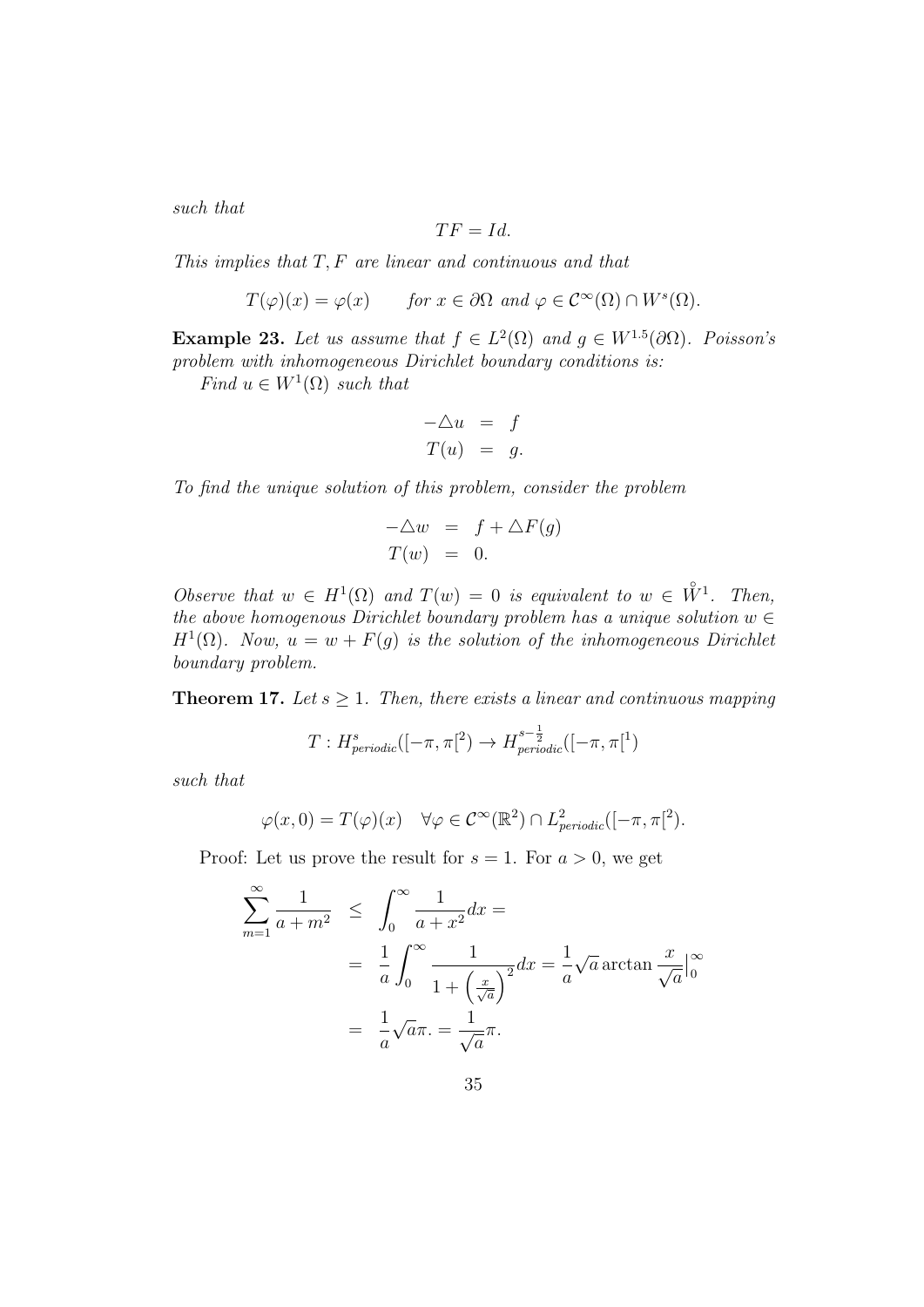*such that*

$$TF = Id.$$

*This implies that $T, F$ are linear and continuous and that*

$$T(\varphi)(x) = \varphi(x) \qquad \text{for } x \in \partial\Omega \text{ and } \varphi \in \mathcal{C}^\infty(\Omega) \cap W^s(\Omega).$$

**Example 23.** *Let us assume that $f \in L^2(\Omega)$ and $g \in W^{1.5}(\partial\Omega)$. Poisson's problem with inhomogeneous Dirichlet boundary conditions is:*

*Find $u \in W^1(\Omega)$ such that*

$$\begin{aligned} -\triangle u &= f \\ T(u) &= g. \end{aligned}$$

*To find the unique solution of this problem, consider the problem*

$$\begin{aligned} -\triangle w &= f + \triangle F(g) \\ T(w) &= 0. \end{aligned}$$

*Observe that $w \in H^1(\Omega)$ and $T(w) = 0$ is equivalent to $w \in \mathring{W}^1$. Then, the above homogenous Dirichlet boundary problem has a unique solution $w \in H^1(\Omega)$. Now, $u = w + F(g)$ is the solution of the inhomogeneous Dirichlet boundary problem.*

**Theorem 17.** *Let $s \geq 1$. Then, there exists a linear and continuous mapping*

$$T : H^s_{periodic}([-\pi, \pi[^2) \to H^{s-\frac{1}{2}}_{periodic}([-\pi, \pi[^1)$$

*such that*

$$\varphi(x, 0) = T(\varphi)(x) \quad \forall \varphi \in \mathcal{C}^\infty(\mathbb{R}^2) \cap L^2_{periodic}([-\pi, \pi[^2).$$

Proof: Let us prove the result for $s = 1$. For $a > 0$, we get

$$\begin{aligned} \sum_{m=1}^{\infty} \frac{1}{a + m^2} &\leq \int_0^\infty \frac{1}{a + x^2} dx = \\ &= \frac{1}{a} \int_0^\infty \frac{1}{1 + \left(\frac{x}{\sqrt{a}}\right)^2} dx = \frac{1}{a} \sqrt{a} \arctan \frac{x}{\sqrt{a}} \Big|_0^\infty \\ &= \frac{1}{a} \sqrt{a} \pi. = \frac{1}{\sqrt{a}} \pi. \end{aligned}$$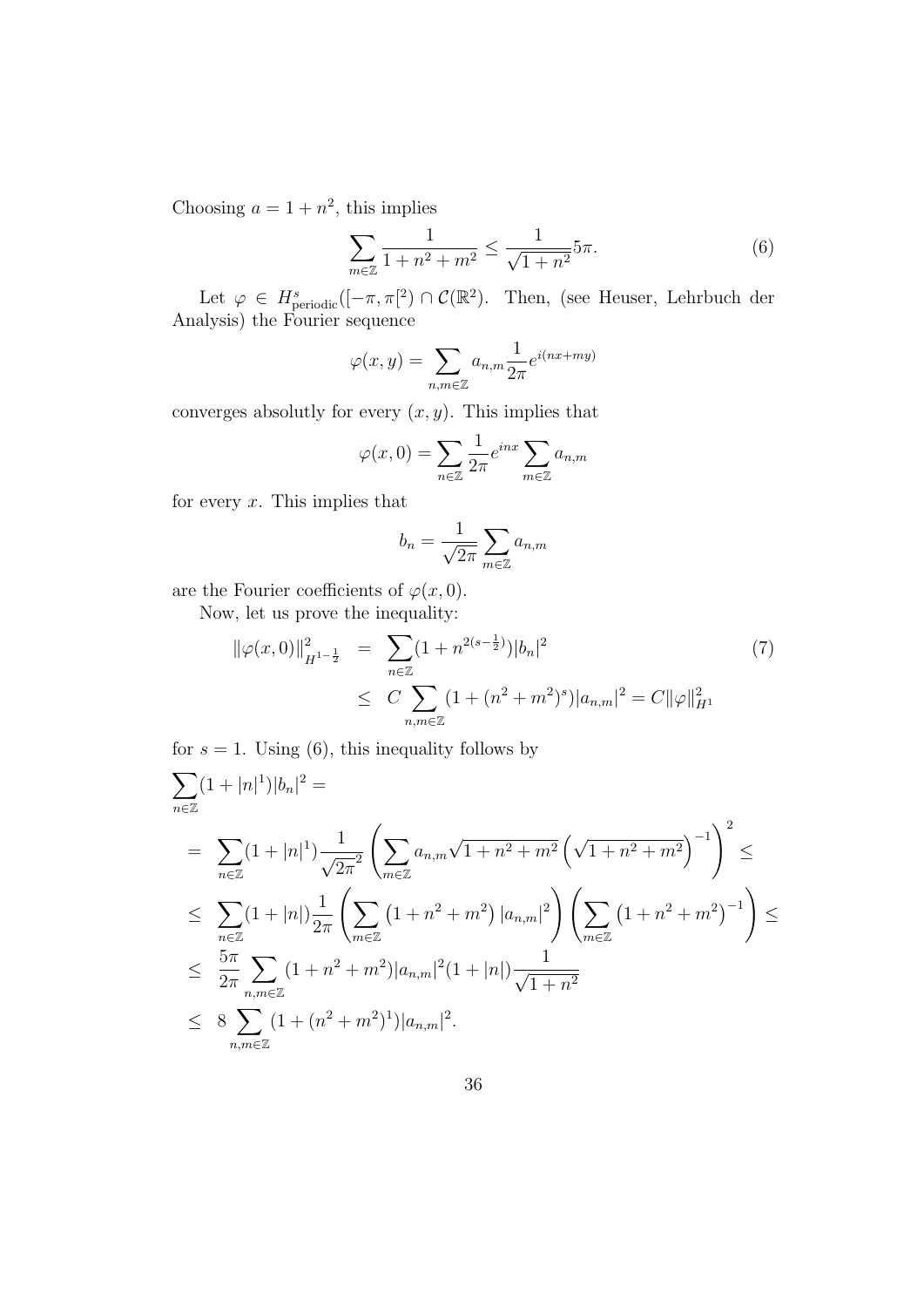Choosing $a = 1 + n^2$, this implies

$$\sum_{m\in\mathbb{Z}} \frac{1}{1+n^2+m^2} \leq \frac{1}{\sqrt{1+n^2}} 5\pi. \tag{6}$$

Let $\varphi \in H^s_{\text{periodic}}([-\pi,\pi[^2) \cap \mathcal{C}(\mathbb{R}^2)$. Then, (see Heuser, Lehrbuch der Analysis) the Fourier sequence

$$\varphi(x,y) = \sum_{n,m\in\mathbb{Z}} a_{n,m} \frac{1}{2\pi} e^{i(nx+my)}$$

converges absolutly for every $(x,y)$. This implies that

$$\varphi(x,0) = \sum_{n\in\mathbb{Z}} \frac{1}{2\pi} e^{inx} \sum_{m\in\mathbb{Z}} a_{n,m}$$

for every $x$. This implies that

$$b_n = \frac{1}{\sqrt{2\pi}} \sum_{m\in\mathbb{Z}} a_{n,m}$$

are the Fourier coefficients of $\varphi(x,0)$.

Now, let us prove the inequality:

$$\begin{aligned} \|\varphi(x,0)\|^2_{H^{1-\frac{1}{2}}} &= \sum_{n\in\mathbb{Z}} (1+n^{2(s-\frac{1}{2})})|b_n|^2 \\ &\leq C \sum_{n,m\in\mathbb{Z}} (1+(n^2+m^2)^s)|a_{n,m}|^2 = C\|\varphi\|^2_{H^1} \end{aligned} \tag{7}$$

for $s = 1$. Using (6), this inequality follows by

$$\begin{aligned} &\sum_{n\in\mathbb{Z}} (1+|n|^1)|b_n|^2 = \\ &= \sum_{n\in\mathbb{Z}} (1+|n|^1) \frac{1}{\sqrt{2\pi}^2} \left( \sum_{m\in\mathbb{Z}} a_{n,m} \sqrt{1+n^2+m^2} \left(\sqrt{1+n^2+m^2}\right)^{-1} \right)^2 \leq \\ &\leq \sum_{n\in\mathbb{Z}} (1+|n|) \frac{1}{2\pi} \left( \sum_{m\in\mathbb{Z}} \left(1+n^2+m^2\right) |a_{n,m}|^2 \right) \left( \sum_{m\in\mathbb{Z}} \left(1+n^2+m^2\right)^{-1} \right) \leq \\ &\leq \frac{5\pi}{2\pi} \sum_{n,m\in\mathbb{Z}} (1+n^2+m^2)|a_{n,m}|^2 (1+|n|) \frac{1}{\sqrt{1+n^2}} \\ &\leq 8 \sum_{n,m\in\mathbb{Z}} (1+(n^2+m^2)^1)|a_{n,m}|^2. \end{aligned}$$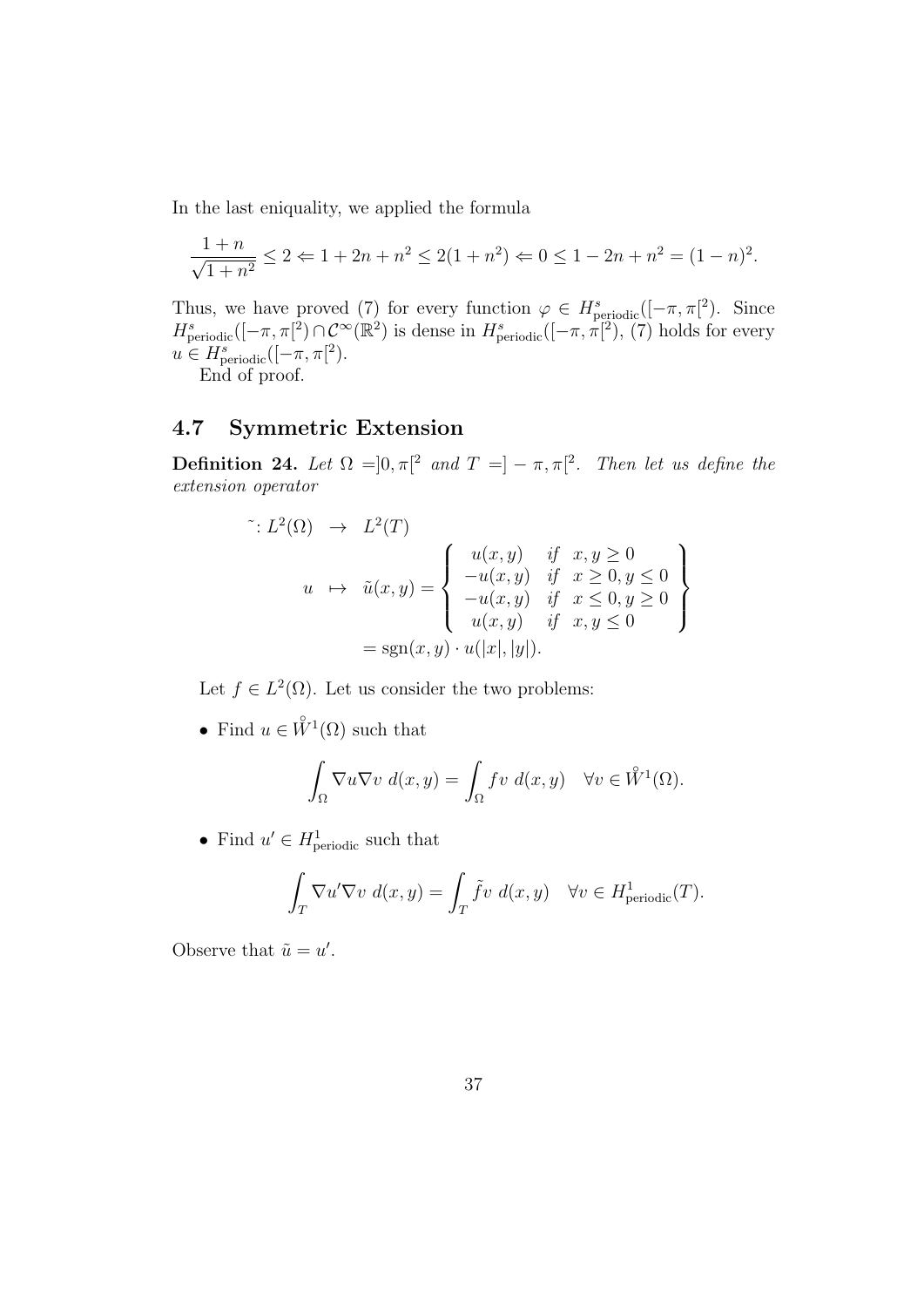In the last eniquality, we applied the formula

$$\frac{1+n}{\sqrt{1+n^2}} \leq 2 \Leftarrow 1+2n+n^2 \leq 2(1+n^2) \Leftarrow 0 \leq 1-2n+n^2 = (1-n)^2.$$

Thus, we have proved (7) for every function $\varphi \in H^s_{\text{periodic}}([-\pi,\pi[^2)$. Since $H^s_{\text{periodic}}([-\pi,\pi[^2) \cap \mathcal{C}^\infty(\mathbb{R}^2)$ is dense in $H^s_{\text{periodic}}([-\pi,\pi[^2)$, (7) holds for every $u \in H^s_{\text{periodic}}([-\pi,\pi[^2)$.

End of proof.

## 4.7 Symmetric Extension

**Definition 24.** *Let $\Omega = ]0,\pi[^2$ and $T = ]-\pi,\pi[^2$. Then let us define the extension operator*

$$\begin{aligned}
\tilde{\ } : L^2(\Omega) &\to L^2(T) \\
u &\mapsto \tilde{u}(x,y) = \left\{ \begin{array}{lll} u(x,y) & \text{if} & x,y \geq 0 \\ -u(x,y) & \text{if} & x \geq 0, y \leq 0 \\ -u(x,y) & \text{if} & x \leq 0, y \geq 0 \\ u(x,y) & \text{if} & x,y \leq 0 \end{array} \right\} \\
&= \operatorname{sgn}(x,y) \cdot u(|x|,|y|).
\end{aligned}$$

Let $f \in L^2(\Omega)$. Let us consider the two problems:

- Find $u \in \mathring{W}^1(\Omega)$ such that

$$\int_\Omega \nabla u \nabla v \; d(x,y) = \int_\Omega f v \; d(x,y) \quad \forall v \in \mathring{W}^1(\Omega).$$

- Find $u' \in H^1_{\text{periodic}}$ such that

$$\int_T \nabla u' \nabla v \; d(x,y) = \int_T \tilde{f} v \; d(x,y) \quad \forall v \in H^1_{\text{periodic}}(T).$$

Observe that $\tilde{u} = u'$.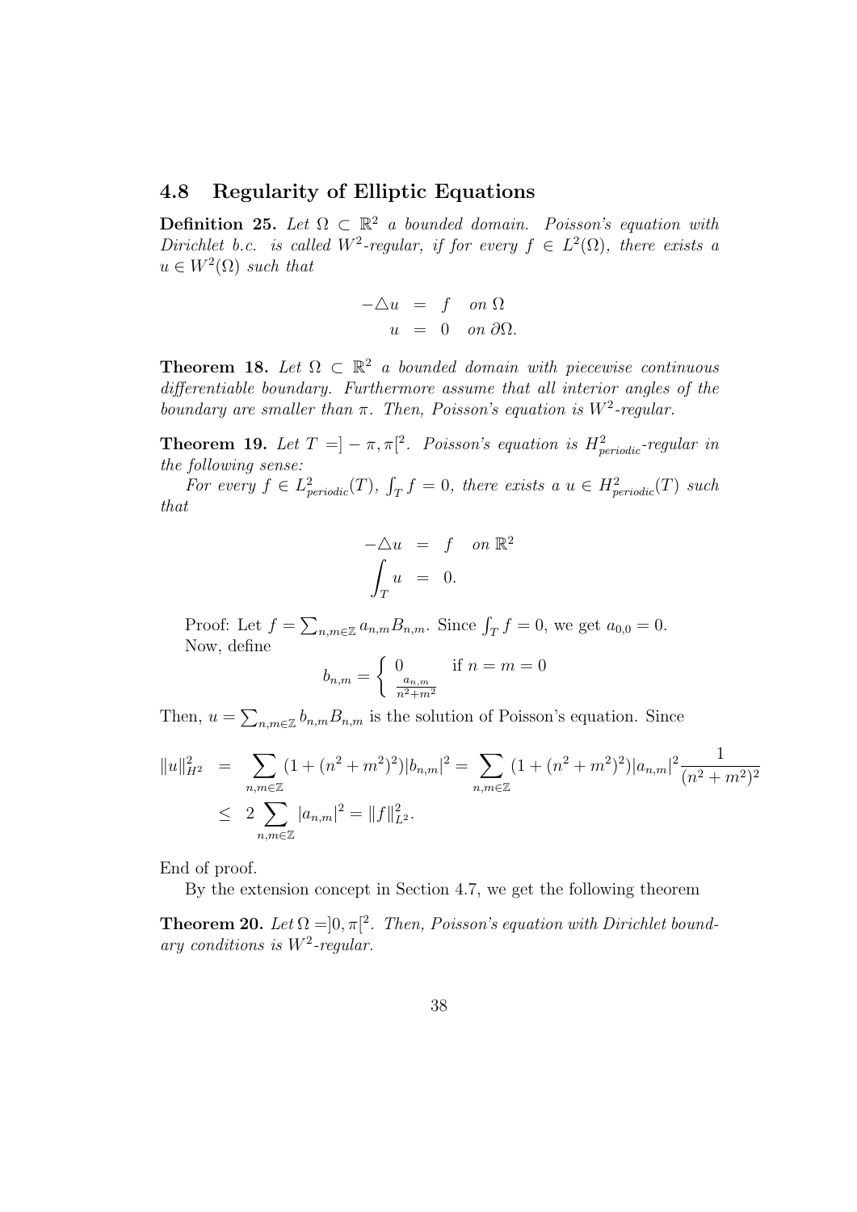### 4.8 Regularity of Elliptic Equations

**Definition 25.** *Let $\Omega \subset \mathbb{R}^2$ a bounded domain. Poisson's equation with Dirichlet b.c. is called $W^2$-regular, if for every $f \in L^2(\Omega)$, there exists a $u \in W^2(\Omega)$ such that*

$$
\begin{aligned}
-\triangle u &= f \quad \text{on } \Omega \\
u &= 0 \quad \text{on } \partial\Omega.
\end{aligned}
$$

**Theorem 18.** *Let $\Omega \subset \mathbb{R}^2$ a bounded domain with piecewise continuous differentiable boundary. Furthermore assume that all interior angles of the boundary are smaller than $\pi$. Then, Poisson's equation is $W^2$-regular.*

**Theorem 19.** *Let $T = ]-\pi,\pi[^2$. Poisson's equation is $H^2_{periodic}$-regular in the following sense:*

*For every $f \in L^2_{periodic}(T)$, $\int_T f = 0$, there exists a $u \in H^2_{periodic}(T)$ such that*

$$
\begin{aligned}
-\triangle u &= f \quad \text{on } \mathbb{R}^2 \\
\int_T u &= 0.
\end{aligned}
$$

Proof: Let $f = \sum_{n,m\in\mathbb{Z}} a_{n,m} B_{n,m}$. Since $\int_T f = 0$, we get $a_{0,0} = 0$. Now, define

$$
b_{n,m} = \begin{cases} 0 & \text{if } n = m = 0 \\ \frac{a_{n,m}}{n^2+m^2} & \end{cases}
$$

Then, $u = \sum_{n,m\in\mathbb{Z}} b_{n,m} B_{n,m}$ is the solution of Poisson's equation. Since

$$
\begin{aligned}
\|u\|^2_{H^2} &= \sum_{n,m\in\mathbb{Z}} (1 + (n^2+m^2)^2)|b_{n,m}|^2 = \sum_{n,m\in\mathbb{Z}} (1 + (n^2+m^2)^2)|a_{n,m}|^2 \frac{1}{(n^2+m^2)^2} \\
&\leq 2 \sum_{n,m\in\mathbb{Z}} |a_{n,m}|^2 = \|f\|^2_{L^2}.
\end{aligned}
$$

End of proof.

By the extension concept in Section 4.7, we get the following theorem

**Theorem 20.** *Let $\Omega = ]0,\pi[^2$. Then, Poisson's equation with Dirichlet boundary conditions is $W^2$-regular.*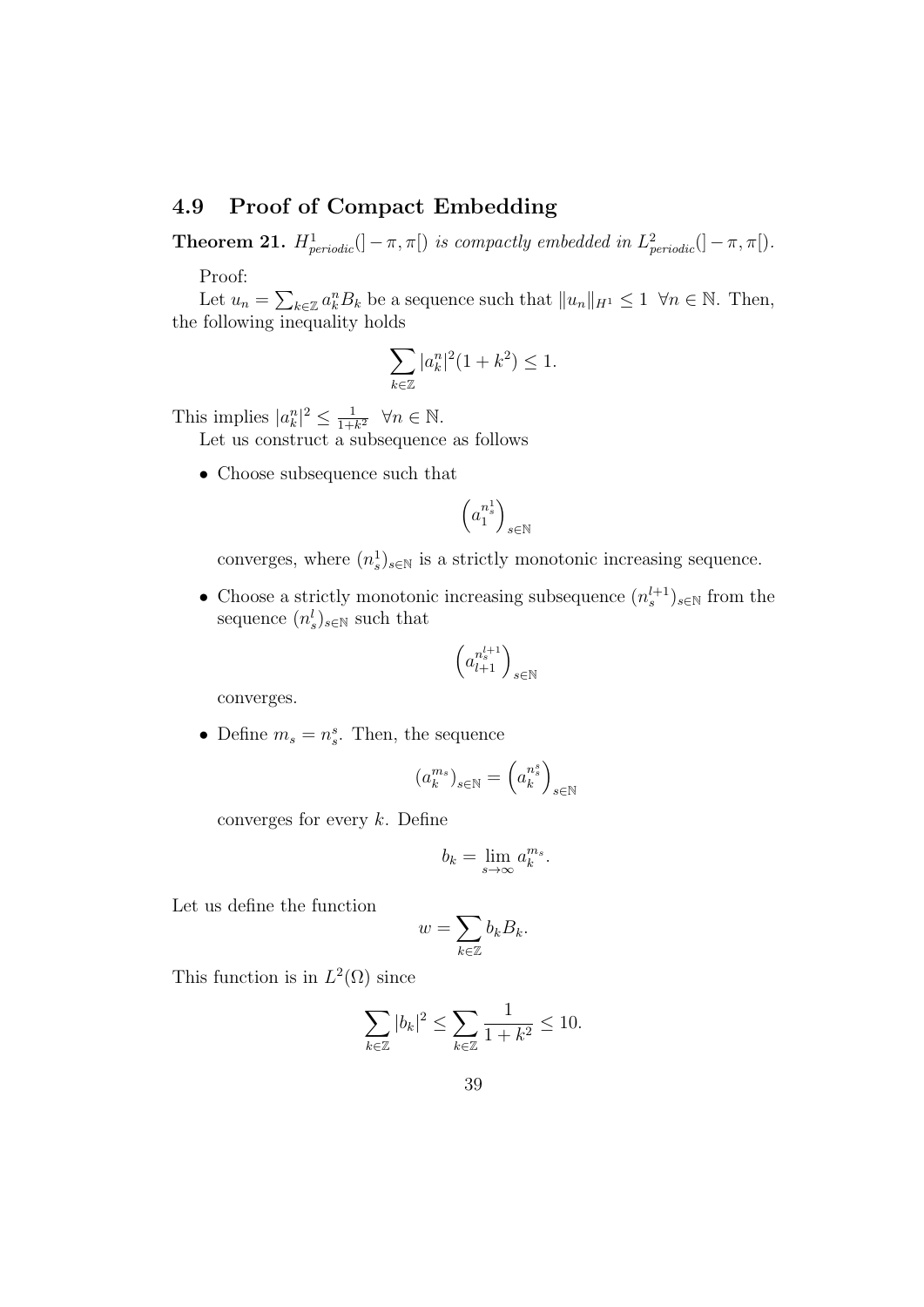## 4.9 Proof of Compact Embedding

**Theorem 21.** *$H^1_{periodic}(]-\pi,\pi[)$ is compactly embedded in $L^2_{periodic}(]-\pi,\pi[)$.*

Proof:

Let $u_n = \sum_{k\in\mathbb{Z}} a_k^n B_k$ be a sequence such that $\|u_n\|_{H^1} \leq 1 \;\; \forall n \in \mathbb{N}$. Then, the following inequality holds

$$\sum_{k\in\mathbb{Z}} |a_k^n|^2(1+k^2) \leq 1.$$

This implies $|a_k^n|^2 \leq \frac{1}{1+k^2} \;\; \forall n \in \mathbb{N}$.

Let us construct a subsequence as follows

- Choose subsequence such that

$$\left(a_1^{n_s^1}\right)_{s\in\mathbb{N}}$$

  converges, where $(n_s^1)_{s\in\mathbb{N}}$ is a strictly monotonic increasing sequence.

- Choose a strictly monotonic increasing subsequence $(n_s^{l+1})_{s\in\mathbb{N}}$ from the sequence $(n_s^l)_{s\in\mathbb{N}}$ such that

$$\left(a_{l+1}^{n_s^{l+1}}\right)_{s\in\mathbb{N}}$$

  converges.

- Define $m_s = n_s^s$. Then, the sequence

$$(a_k^{m_s})_{s\in\mathbb{N}} = \left(a_k^{n_s^s}\right)_{s\in\mathbb{N}}$$

  converges for every $k$. Define

$$b_k = \lim_{s\to\infty} a_k^{m_s}.$$

Let us define the function

$$w = \sum_{k\in\mathbb{Z}} b_k B_k.$$

This function is in $L^2(\Omega)$ since

$$\sum_{k\in\mathbb{Z}} |b_k|^2 \leq \sum_{k\in\mathbb{Z}} \frac{1}{1+k^2} \leq 10.$$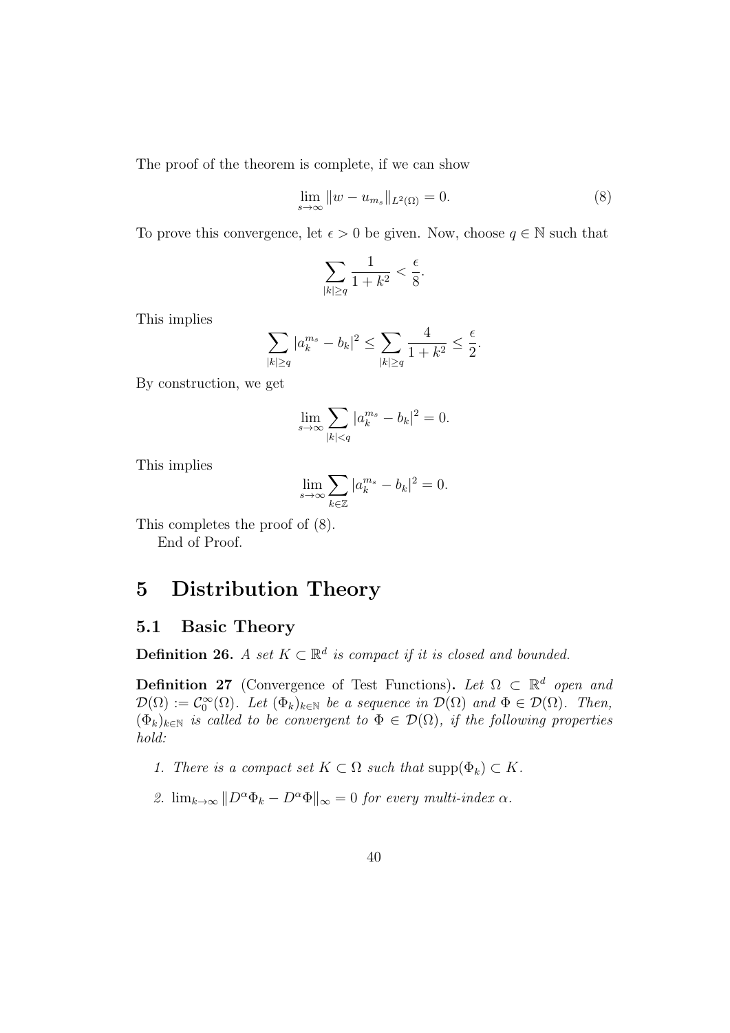The proof of the theorem is complete, if we can show

$$\lim_{s \to \infty} \|w - u_{m_s}\|_{L^2(\Omega)} = 0. \tag{8}$$

To prove this convergence, let $\epsilon > 0$ be given. Now, choose $q \in \mathbb{N}$ such that

$$\sum_{|k| \geq q} \frac{1}{1 + k^2} < \frac{\epsilon}{8}.$$

This implies

$$\sum_{|k| \geq q} |a_k^{m_s} - b_k|^2 \leq \sum_{|k| \geq q} \frac{4}{1 + k^2} \leq \frac{\epsilon}{2}.$$

By construction, we get

$$\lim_{s \to \infty} \sum_{|k| < q} |a_k^{m_s} - b_k|^2 = 0.$$

This implies

$$\lim_{s \to \infty} \sum_{k \in \mathbb{Z}} |a_k^{m_s} - b_k|^2 = 0.$$

This completes the proof of (8).

End of Proof.

# 5 Distribution Theory

## 5.1 Basic Theory

**Definition 26.** *A set $K \subset \mathbb{R}^d$ is compact if it is closed and bounded.*

**Definition 27** (Convergence of Test Functions)**.** *Let $\Omega \subset \mathbb{R}^d$ open and $\mathcal{D}(\Omega) := \mathcal{C}_0^\infty(\Omega)$. Let $(\Phi_k)_{k \in \mathbb{N}}$ be a sequence in $\mathcal{D}(\Omega)$ and $\Phi \in \mathcal{D}(\Omega)$. Then, $(\Phi_k)_{k \in \mathbb{N}}$ is called to be convergent to $\Phi \in \mathcal{D}(\Omega)$, if the following properties hold:*

1. *There is a compact set $K \subset \Omega$ such that $\text{supp}(\Phi_k) \subset K$.*
2. *$\lim_{k \to \infty} \|D^\alpha \Phi_k - D^\alpha \Phi\|_\infty = 0$ for every multi-index $\alpha$.*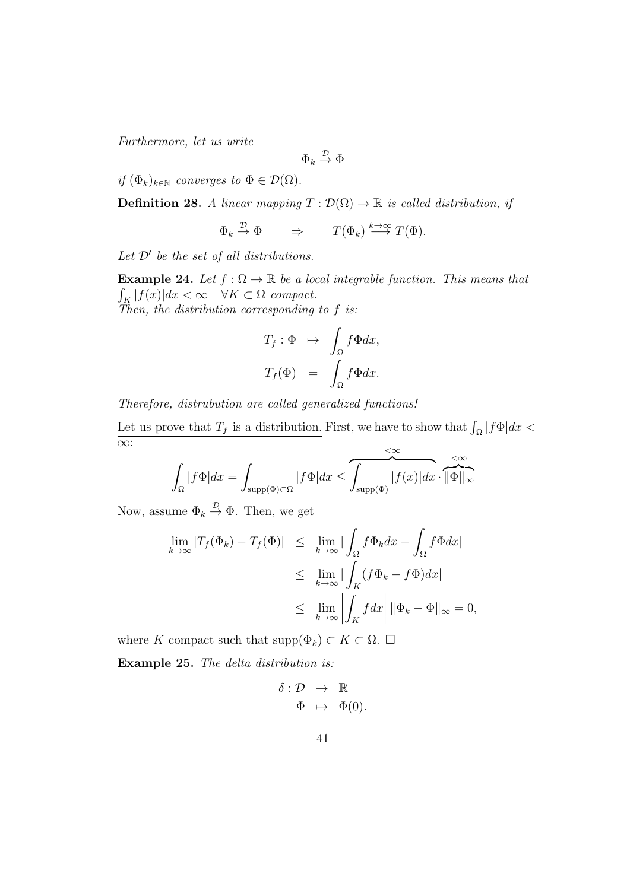*Furthermore, let us write*

$$\Phi_k \overset{\mathcal{D}}{\to} \Phi$$

*if* $(\Phi_k)_{k\in\mathbb{N}}$ *converges to* $\Phi \in \mathcal{D}(\Omega)$.

**Definition 28.** *A linear mapping* $T : \mathcal{D}(\Omega) \to \mathbb{R}$ *is called distribution, if*

$$\Phi_k \overset{\mathcal{D}}{\to} \Phi \qquad \Rightarrow \qquad T(\Phi_k) \overset{k\to\infty}{\longrightarrow} T(\Phi).$$

*Let* $\mathcal{D}'$ *be the set of all distributions.*

**Example 24.** *Let* $f : \Omega \to \mathbb{R}$ *be a local integrable function. This means that* $\int_K |f(x)|dx < \infty \quad \forall K \subset \Omega$ *compact.*
*Then, the distribution corresponding to* $f$ *is:*

$$\begin{aligned} T_f : \Phi &\mapsto \int_\Omega f\Phi dx, \\ T_f(\Phi) &= \int_\Omega f\Phi dx. \end{aligned}$$

*Therefore, distrubution are called generalized functions!*

<u>Let us prove that $T_f$ is a distribution.</u> First, we have to show that $\int_\Omega |f\Phi|dx < \infty$:

$$\int_\Omega |f\Phi|dx = \int_{\text{supp}(\Phi)\subset\Omega} |f\Phi|dx \leq \overbrace{\int_{\text{supp}(\Phi)} |f(x)|dx}^{<\infty} \cdot \overbrace{\|\Phi\|_\infty}^{<\infty}$$

Now, assume $\Phi_k \overset{\mathcal{D}}{\to} \Phi$. Then, we get

$$\begin{aligned} \lim_{k\to\infty} |T_f(\Phi_k) - T_f(\Phi)| &\leq \lim_{k\to\infty} |\int_\Omega f\Phi_k dx - \int_\Omega f\Phi dx| \\ &\leq \lim_{k\to\infty} |\int_K (f\Phi_k - f\Phi)dx| \\ &\leq \lim_{k\to\infty} \left|\int_K f dx\right| \|\Phi_k - \Phi\|_\infty = 0, \end{aligned}$$

where $K$ compact such that $\text{supp}(\Phi_k) \subset K \subset \Omega$. $\square$

**Example 25.** *The delta distribution is:*

$$\begin{aligned} \delta : \mathcal{D} &\to \mathbb{R} \\ \Phi &\mapsto \Phi(0). \end{aligned}$$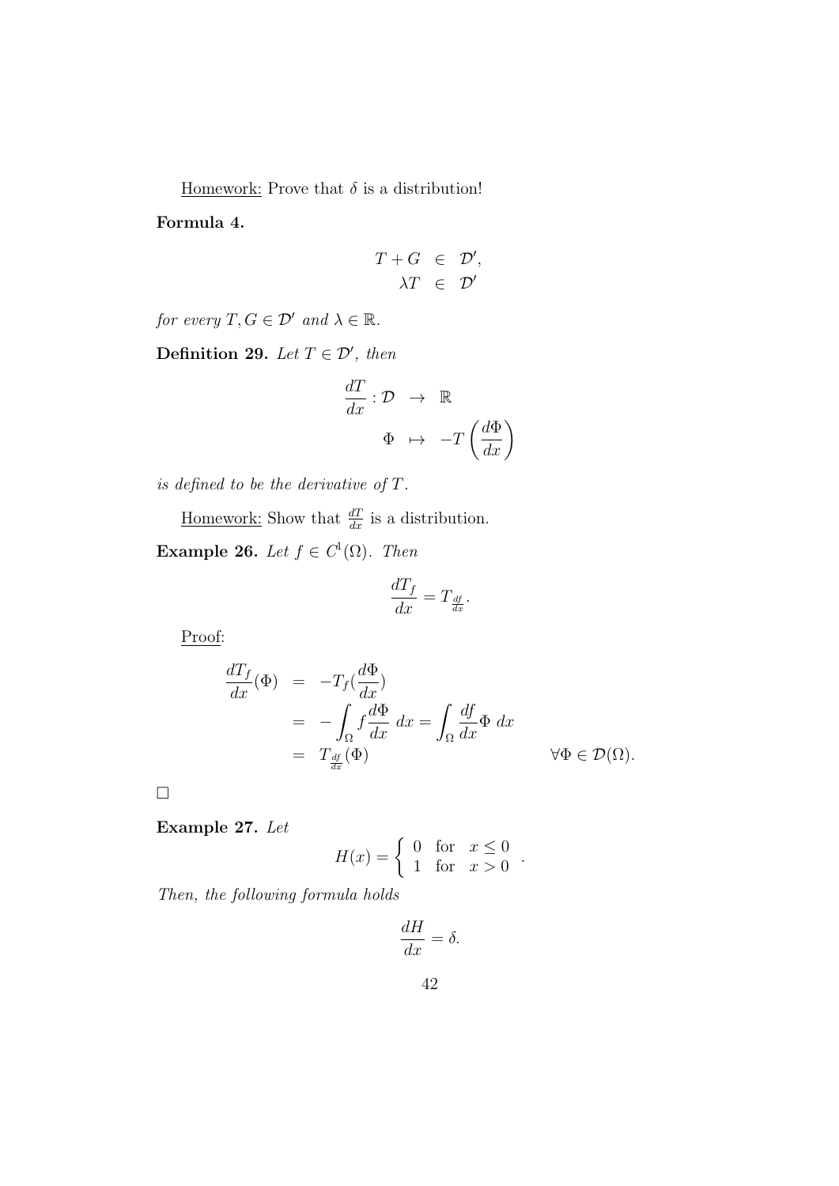Homework: Prove that $\delta$ is a distribution!

**Formula 4.**

$$\begin{array}{rcl} T + G & \in & \mathcal{D}', \\ \lambda T & \in & \mathcal{D}' \end{array}$$

*for every $T, G \in \mathcal{D}'$ and $\lambda \in \mathbb{R}$.*

**Definition 29.** *Let $T \in \mathcal{D}'$, then*

$$\begin{array}{rcl} \dfrac{dT}{dx} : \mathcal{D} & \rightarrow & \mathbb{R} \\ \Phi & \mapsto & -T\left(\dfrac{d\Phi}{dx}\right) \end{array}$$

*is defined to be the derivative of $T$.*

Homework: Show that $\frac{dT}{dx}$ is a distribution.

**Example 26.** *Let $f \in C^1(\Omega)$. Then*

$$\frac{dT_f}{dx} = T_{\frac{df}{dx}}.$$

Proof:

$$\begin{array}{rcl} \dfrac{dT_f}{dx}(\Phi) & = & -T_f(\dfrac{d\Phi}{dx}) \\ & = & -\displaystyle\int_\Omega f \frac{d\Phi}{dx}\ dx = \int_\Omega \frac{df}{dx} \Phi \ dx \\ & = & T_{\frac{df}{dx}}(\Phi) \qquad \forall \Phi \in \mathcal{D}(\Omega). \end{array}$$

$\square$

**Example 27.** *Let*

$$H(x) = \left\{ \begin{array}{ll} 0 & \text{for} \quad x \leq 0 \\ 1 & \text{for} \quad x > 0 \end{array} \right. .$$

*Then, the following formula holds*

$$\frac{dH}{dx} = \delta.$$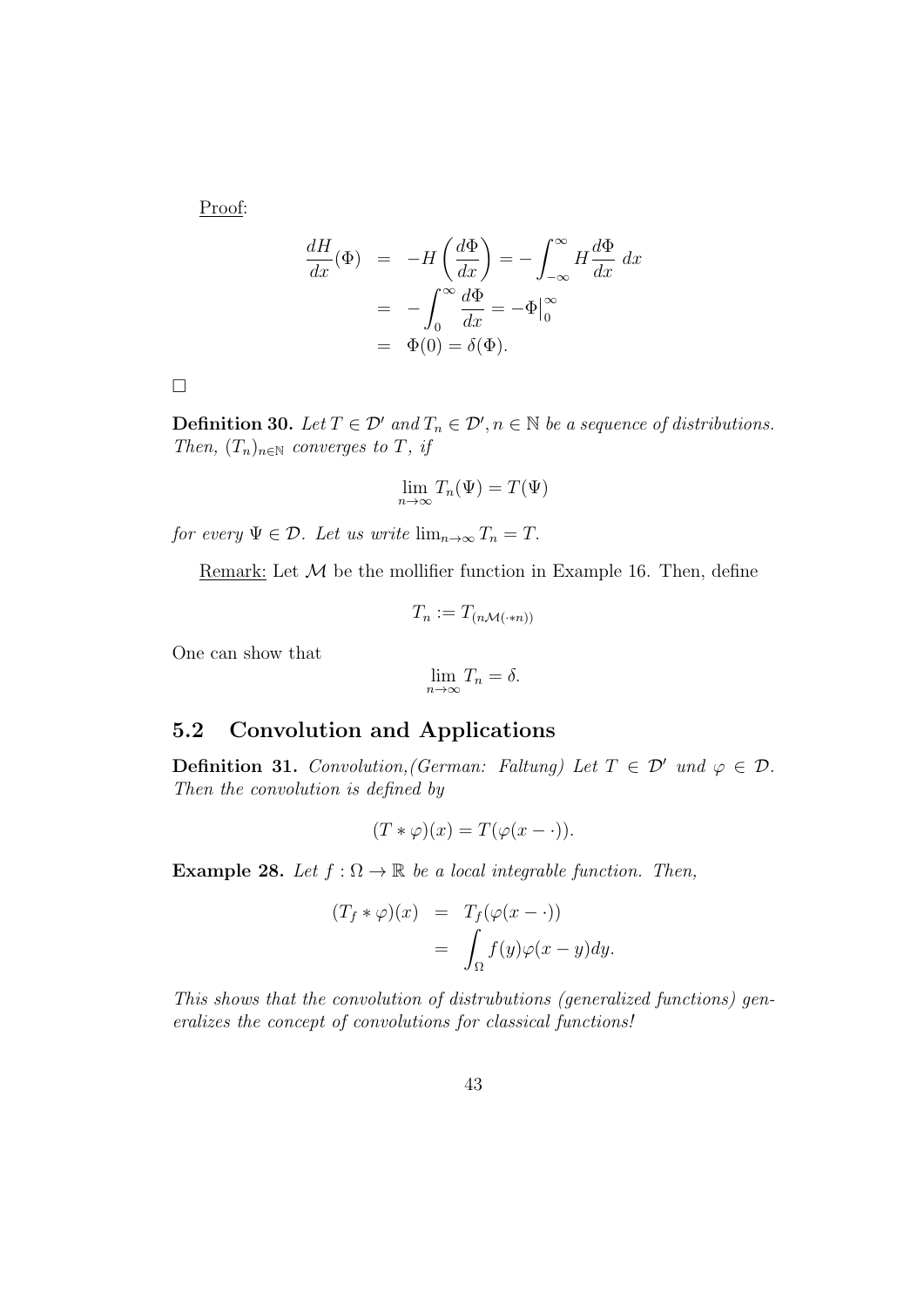Proof:

$$
\begin{aligned}
\frac{dH}{dx}(\Phi) &= -H\left(\frac{d\Phi}{dx}\right) = -\int_{-\infty}^{\infty} H \frac{d\Phi}{dx}\, dx \\
&= -\int_{0}^{\infty} \frac{d\Phi}{dx} = -\Phi\big|_0^\infty \\
&= \Phi(0) = \delta(\Phi).
\end{aligned}
$$

□

**Definition 30.** *Let $T \in \mathcal{D}'$ and $T_n \in \mathcal{D}', n \in \mathbb{N}$ be a sequence of distributions. Then, $(T_n)_{n\in\mathbb{N}}$ converges to $T$, if*

$$
\lim_{n\to\infty} T_n(\Psi) = T(\Psi)
$$

*for every $\Psi \in \mathcal{D}$. Let us write $\lim_{n\to\infty} T_n = T$.*

Remark: Let $\mathcal{M}$ be the mollifier function in Example 16. Then, define

$$
T_n := T_{(n\mathcal{M}(\cdot * n))}
$$

One can show that

$$
\lim_{n\to\infty} T_n = \delta.
$$

## 5.2 Convolution and Applications

**Definition 31.** *Convolution,(German: Faltung) Let $T \in \mathcal{D}'$ und $\varphi \in \mathcal{D}$. Then the convolution is defined by*

$$
(T * \varphi)(x) = T(\varphi(x - \cdot)).
$$

**Example 28.** *Let $f : \Omega \to \mathbb{R}$ be a local integrable function. Then,*

$$
\begin{aligned}
(T_f * \varphi)(x) &= T_f(\varphi(x - \cdot)) \\
&= \int_\Omega f(y)\varphi(x - y)dy.
\end{aligned}
$$

*This shows that the convolution of distrubutions (generalized functions) generalizes the concept of convolutions for classical functions!*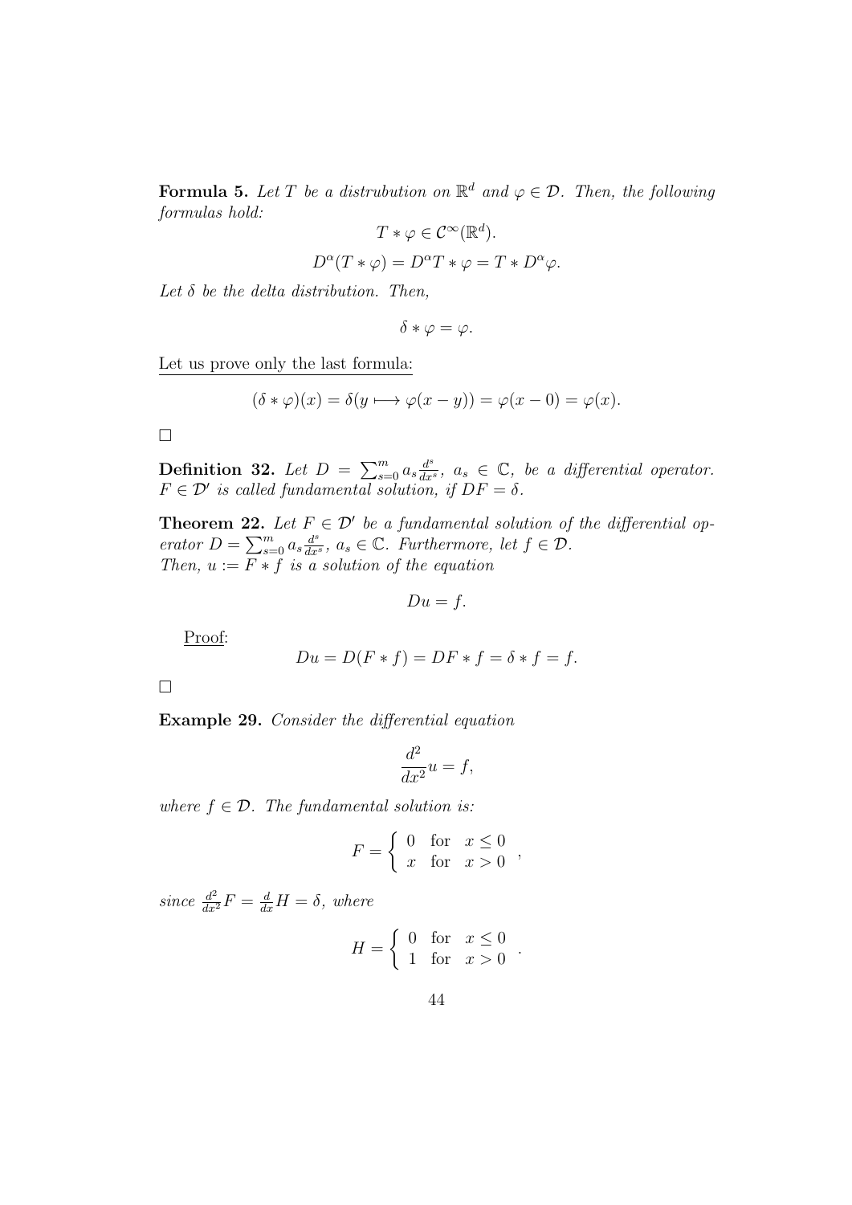**Formula 5.** *Let $T$ be a distrubution on $\mathbb{R}^d$ and $\varphi \in \mathcal{D}$. Then, the following formulas hold:*

$$T * \varphi \in \mathcal{C}^\infty(\mathbb{R}^d).$$

$$D^\alpha(T * \varphi) = D^\alpha T * \varphi = T * D^\alpha \varphi.$$

*Let $\delta$ be the delta distribution. Then,*

$$\delta * \varphi = \varphi.$$

Let us prove only the last formula:

$$(\delta * \varphi)(x) = \delta(y \longmapsto \varphi(x - y)) = \varphi(x - 0) = \varphi(x).$$

□

**Definition 32.** *Let $D = \sum_{s=0}^{m} a_s \frac{d^s}{dx^s}$, $a_s \in \mathbb{C}$, be a differential operator. $F \in \mathcal{D}'$ is called fundamental solution, if $DF = \delta$.*

**Theorem 22.** *Let $F \in \mathcal{D}'$ be a fundamental solution of the differential operator $D = \sum_{s=0}^{m} a_s \frac{d^s}{dx^s}$, $a_s \in \mathbb{C}$. Furthermore, let $f \in \mathcal{D}$. Then, $u := F * f$ is a solution of the equation*

$$Du = f.$$

Proof:

$$Du = D(F * f) = DF * f = \delta * f = f.$$

□

**Example 29.** *Consider the differential equation*

$$\frac{d^2}{dx^2} u = f,$$

*where $f \in \mathcal{D}$. The fundamental solution is:*

$$F = \begin{cases} 0 & \text{for} \quad x \leq 0 \\ x & \text{for} \quad x > 0 \end{cases},$$

*since $\frac{d^2}{dx^2} F = \frac{d}{dx} H = \delta$, where*

$$H = \begin{cases} 0 & \text{for} \quad x \leq 0 \\ 1 & \text{for} \quad x > 0 \end{cases}.$$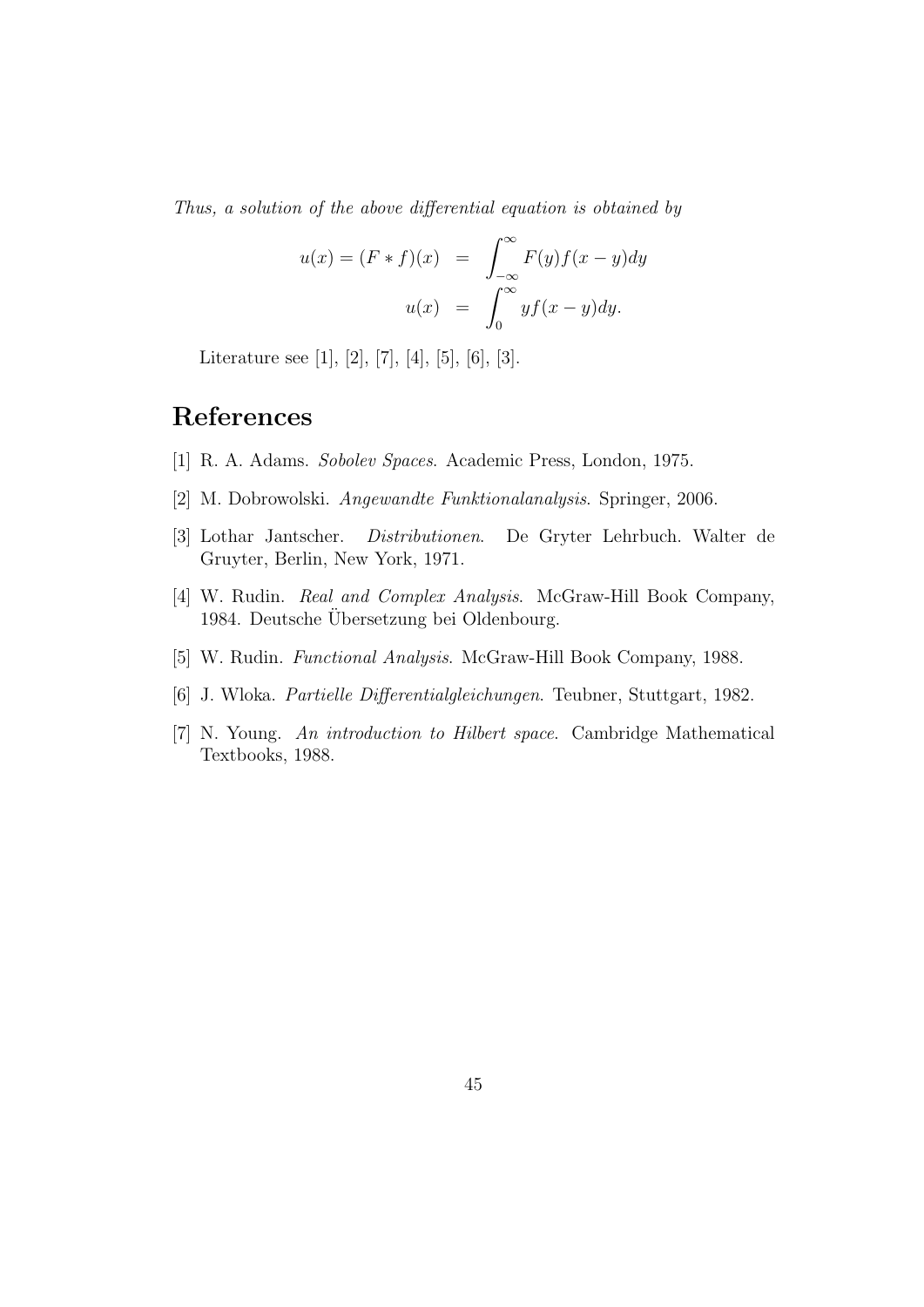*Thus, a solution of the above differential equation is obtained by*

$$
\begin{aligned}
u(x) = (F * f)(x) &= \int_{-\infty}^{\infty} F(y) f(x-y) dy \\
u(x) &= \int_{0}^{\infty} y f(x-y) dy.
\end{aligned}
$$

Literature see [1], [2], [7], [4], [5], [6], [3].

## References

[1] R. A. Adams. *Sobolev Spaces*. Academic Press, London, 1975.

[2] M. Dobrowolski. *Angewandte Funktionalanalysis*. Springer, 2006.

[3] Lothar Jantscher. *Distributionen*. De Gryter Lehrbuch. Walter de Gruyter, Berlin, New York, 1971.

[4] W. Rudin. *Real and Complex Analysis*. McGraw-Hill Book Company, 1984. Deutsche Übersetzung bei Oldenbourg.

[5] W. Rudin. *Functional Analysis*. McGraw-Hill Book Company, 1988.

[6] J. Wloka. *Partielle Differentialgleichungen*. Teubner, Stuttgart, 1982.

[7] N. Young. *An introduction to Hilbert space*. Cambridge Mathematical Textbooks, 1988.